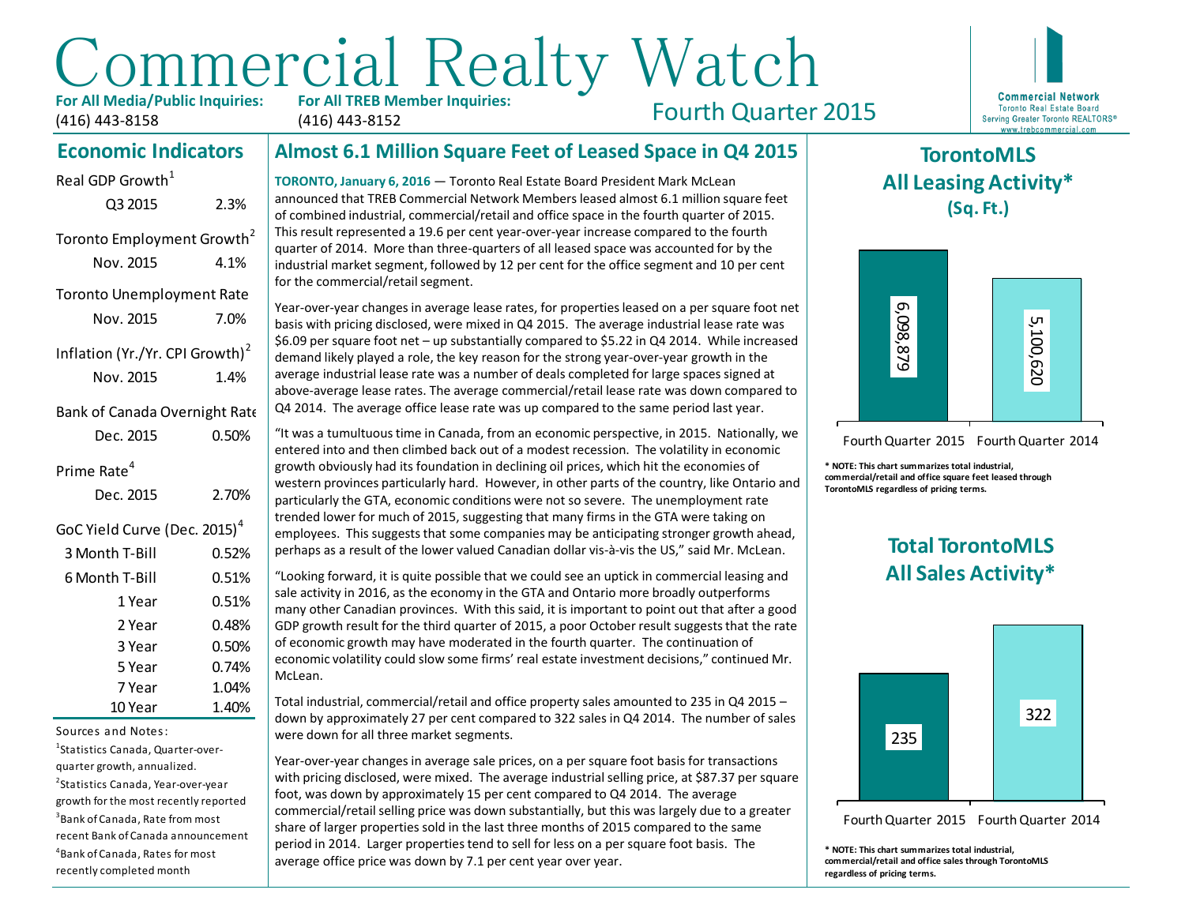# Commercial Realty Watch

**For All Media/Public Inquiries:** (416) 443-8158

**For All TREB Member Inquiries:** (416) 443-8152

Fourth Quarter 2015

Commercial Network
Toronto Real Estate Board
Serving Greater Toronto REALTORS®
www.trebcommercial.com

## Economic Indicators

| Indicator | Period | Value |
|---|---|---|
| Real GDP Growth[1] | Q3 2015 | 2.3% |
| Toronto Employment Growth[2] | Nov. 2015 | 4.1% |
| Toronto Unemployment Rate | Nov. 2015 | 7.0% |
| Inflation (Yr./Yr. CPI Growth)[2] | Nov. 2015 | 1.4% |
| Bank of Canada Overnight Rate | Dec. 2015 | 0.50% |
| Prime Rate[4] | Dec. 2015 | 2.70% |

**GoC Yield Curve (Dec. 2015)[4]**

| Term | Rate |
|---|---|
| 3 Month T-Bill | 0.52% |
| 6 Month T-Bill | 0.51% |
| 1 Year | 0.51% |
| 2 Year | 0.48% |
| 3 Year | 0.50% |
| 5 Year | 0.74% |
| 7 Year | 1.04% |
| 10 Year | 1.40% |

Sources and Notes:

[1]Statistics Canada, Quarter-over-quarter growth, annualized.

[2]Statistics Canada, Year-over-year growth for the most recently reported

[3]Bank of Canada, Rate from most recent Bank of Canada announcement

[4]Bank of Canada, Rates for most recently completed month

## Almost 6.1 Million Square Feet of Leased Space in Q4 2015

**TORONTO, January 6, 2016** — Toronto Real Estate Board President Mark McLean announced that TREB Commercial Network Members leased almost 6.1 million square feet of combined industrial, commercial/retail and office space in the fourth quarter of 2015. This result represented a 19.6 per cent year-over-year increase compared to the fourth quarter of 2014. More than three-quarters of all leased space was accounted for by the industrial market segment, followed by 12 per cent for the office segment and 10 per cent for the commercial/retail segment.

Year-over-year changes in average lease rates, for properties leased on a per square foot net basis with pricing disclosed, were mixed in Q4 2015. The average industrial lease rate was $6.09 per square foot net – up substantially compared to $5.22 in Q4 2014. While increased demand likely played a role, the key reason for the strong year-over-year growth in the average industrial lease rate was a number of deals completed for large spaces signed at above-average lease rates. The average commercial/retail lease rate was down compared to Q4 2014. The average office lease rate was up compared to the same period last year.

"It was a tumultuous time in Canada, from an economic perspective, in 2015. Nationally, we entered into and then climbed back out of a modest recession. The volatility in economic growth obviously had its foundation in declining oil prices, which hit the economies of western provinces particularly hard. However, in other parts of the country, like Ontario and particularly the GTA, economic conditions were not so severe. The unemployment rate trended lower for much of 2015, suggesting that many firms in the GTA were taking on employees. This suggests that some companies may be anticipating stronger growth ahead, perhaps as a result of the lower valued Canadian dollar vis-à-vis the US," said Mr. McLean.

"Looking forward, it is quite possible that we could see an uptick in commercial leasing and sale activity in 2016, as the economy in the GTA and Ontario more broadly outperforms many other Canadian provinces. With this said, it is important to point out that after a good GDP growth result for the third quarter of 2015, a poor October result suggests that the rate of economic growth may have moderated in the fourth quarter. The continuation of economic volatility could slow some firms' real estate investment decisions," continued Mr. McLean.

Total industrial, commercial/retail and office property sales amounted to 235 in Q4 2015 – down by approximately 27 per cent compared to 322 sales in Q4 2014. The number of sales were down for all three market segments.

Year-over-year changes in average sale prices, on a per square foot basis for transactions with pricing disclosed, were mixed. The average industrial selling price, at $87.37 per square foot, was down by approximately 15 per cent compared to Q4 2014. The average commercial/retail selling price was down substantially, but this was largely due to a greater share of larger properties sold in the last three months of 2015 compared to the same period in 2014. Larger properties tend to sell for less on a per square foot basis. The average office price was down by 7.1 per cent year over year.

## TorontoMLS All Leasing Activity* (Sq. Ft.)

| Fourth Quarter 2015 | Fourth Quarter 2014 |
|---|---|
| 6,098,879 | 5,100,620 |

**\* NOTE: This chart summarizes total industrial, commercial/retail and office square feet leased through TorontoMLS regardless of pricing terms.**

## Total TorontoMLS All Sales Activity*

| Fourth Quarter 2015 | Fourth Quarter 2014 |
|---|---|
| 235 | 322 |

**\* NOTE: This chart summarizes total industrial, commercial/retail and office sales through TorontoMLS regardless of pricing terms.**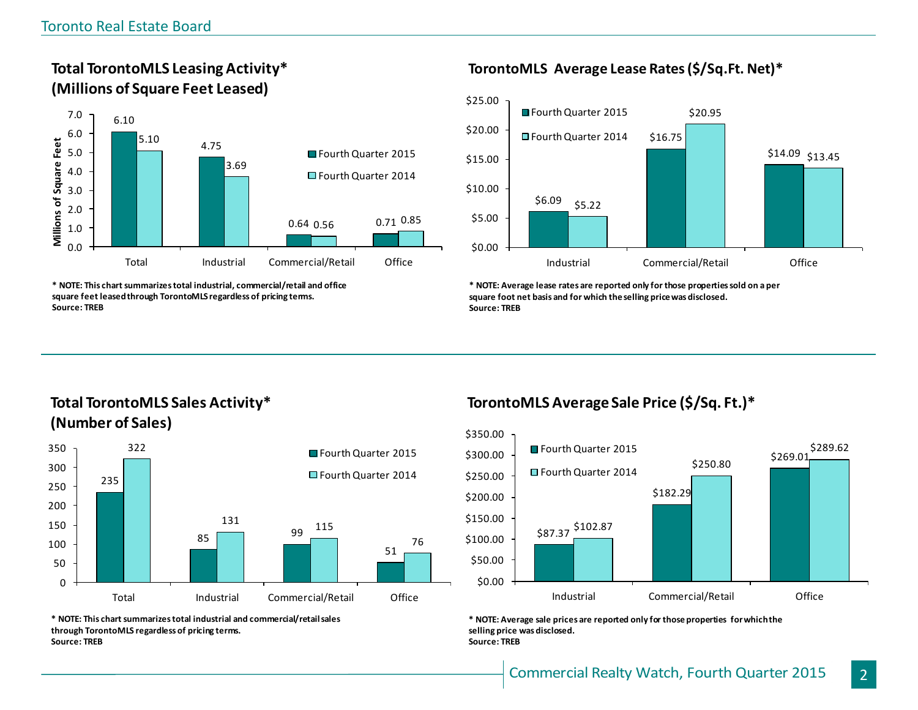## Total TorontoMLS Leasing Activity* (Millions of Square Feet Leased)

| | Fourth Quarter 2015 | Fourth Quarter 2014 |
|---|---|---|
| Total | 6.10 | 5.10 |
| Industrial | 4.75 | 3.69 |
| Commercial/Retail | 0.64 | 0.56 |
| Office | 0.71 | 0.85 |

**\* NOTE: This chart summarizes total industrial, commercial/retail and office square feet leased through TorontoMLS regardless of pricing terms.**
**Source: TREB**

## TorontoMLS Average Lease Rates ($/Sq.Ft. Net)*

| | Fourth Quarter 2015 | Fourth Quarter 2014 |
|---|---|---|
| Industrial | $6.09 | $5.22 |
| Commercial/Retail | $16.75 | $20.95 |
| Office | $14.09 | $13.45 |

**\* NOTE: Average lease rates are reported only for those properties sold on a per square foot net basis and for which the selling price was disclosed.**
**Source: TREB**

## Total TorontoMLS Sales Activity* (Number of Sales)

| | Fourth Quarter 2015 | Fourth Quarter 2014 |
|---|---|---|
| Total | 235 | 322 |
| Industrial | 85 | 131 |
| Commercial/Retail | 99 | 115 |
| Office | 51 | 76 |

**\* NOTE: This chart summarizes total industrial and commercial/retail sales through TorontoMLS regardless of pricing terms.**
**Source: TREB**

## TorontoMLS Average Sale Price ($/Sq. Ft.)*

| | Fourth Quarter 2015 | Fourth Quarter 2014 |
|---|---|---|
| Industrial | $87.37 | $102.87 |
| Commercial/Retail | $182.29 | $250.80 |
| Office | $269.01 | $289.62 |

**\* NOTE: Average sale prices are reported only for those properties for which the selling price was disclosed.**
**Source: TREB**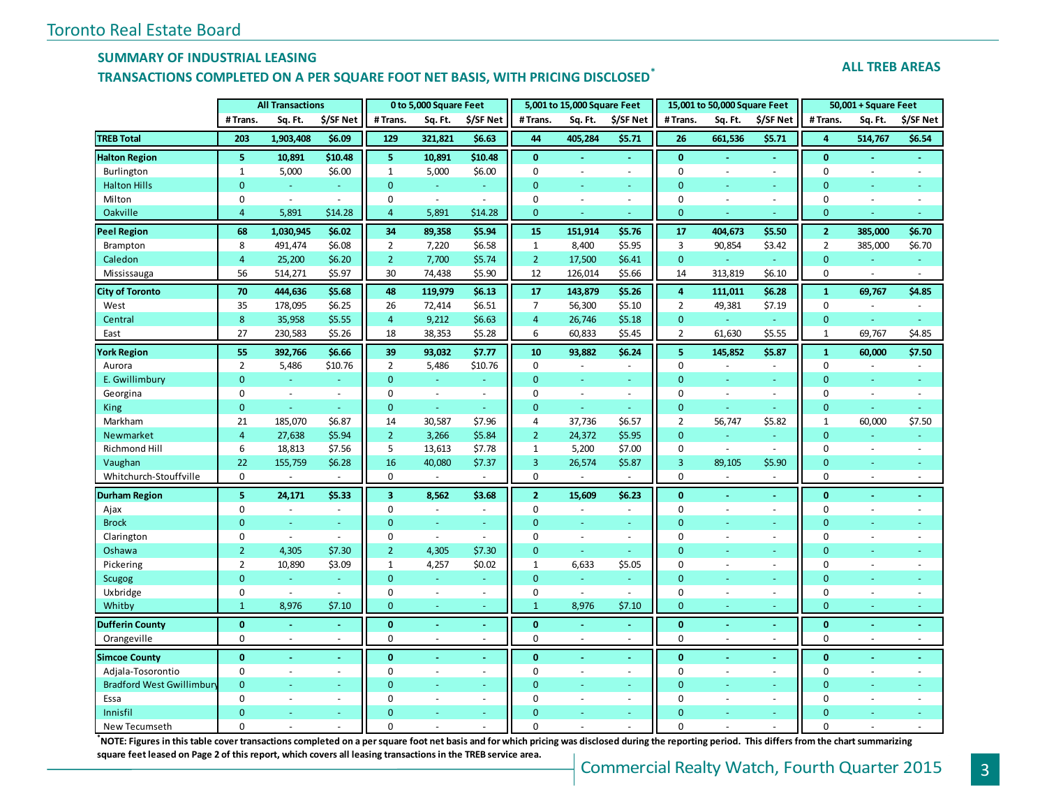Toronto Real Estate Board

## SUMMARY OF INDUSTRIAL LEASING

## TRANSACTIONS COMPLETED ON A PER SQUARE FOOT NET BASIS, WITH PRICING DISCLOSED*

**ALL TREB AREAS**

| | All Transactions | | | 0 to 5,000 Square Feet | | | 5,001 to 15,000 Square Feet | | | 15,001 to 50,000 Square Feet | | | 50,001 + Square Feet | | |
|---|---|---|---|---|---|---|---|---|---|---|---|---|---|---|---|
| | # Trans. | Sq. Ft. | $/SF Net | # Trans. | Sq. Ft. | $/SF Net | # Trans. | Sq. Ft. | $/SF Net | # Trans. | Sq. Ft. | $/SF Net | # Trans. | Sq. Ft. | $/SF Net |
| **TREB Total** | **203** | **1,903,408** | **$6.09** | **129** | **321,821** | **$6.63** | **44** | **405,284** | **$5.71** | **26** | **661,536** | **$5.71** | **4** | **514,767** | **$6.54** |
| **Halton Region** | **5** | **10,891** | **$10.48** | **5** | **10,891** | **$10.48** | **0** | **-** | **-** | **0** | **-** | **-** | **0** | **-** | **-** |
| Burlington | 1 | 5,000 | $6.00 | 1 | 5,000 | $6.00 | 0 | - | - | 0 | - | - | 0 | - | - |
| Halton Hills | 0 | - | - | 0 | - | - | 0 | - | - | 0 | - | - | 0 | - | - |
| Milton | 0 | - | - | 0 | - | - | 0 | - | - | 0 | - | - | 0 | - | - |
| Oakville | 4 | 5,891 | $14.28 | 4 | 5,891 | $14.28 | 0 | - | - | 0 | - | - | 0 | - | - |
| **Peel Region** | **68** | **1,030,945** | **$6.02** | **34** | **89,358** | **$5.94** | **15** | **151,914** | **$5.76** | **17** | **404,673** | **$5.50** | **2** | **385,000** | **$6.70** |
| Brampton | 8 | 491,474 | $6.08 | 2 | 7,220 | $6.58 | 1 | 8,400 | $5.95 | 3 | 90,854 | $3.42 | 2 | 385,000 | $6.70 |
| Caledon | 4 | 25,200 | $6.20 | 2 | 7,700 | $5.74 | 2 | 17,500 | $6.41 | 0 | - | - | 0 | - | - |
| Mississauga | 56 | 514,271 | $5.97 | 30 | 74,438 | $5.90 | 12 | 126,014 | $5.66 | 14 | 313,819 | $6.10 | 0 | - | - |
| **City of Toronto** | **70** | **444,636** | **$5.68** | **48** | **119,979** | **$6.13** | **17** | **143,879** | **$5.26** | **4** | **111,011** | **$6.28** | **1** | **69,767** | **$4.85** |
| West | 35 | 178,095 | $6.25 | 26 | 72,414 | $6.51 | 7 | 56,300 | $5.10 | 2 | 49,381 | $7.19 | 0 | - | - |
| Central | 8 | 35,958 | $5.55 | 4 | 9,212 | $6.63 | 4 | 26,746 | $5.18 | 0 | - | - | 0 | - | - |
| East | 27 | 230,583 | $5.26 | 18 | 38,353 | $5.28 | 6 | 60,833 | $5.45 | 2 | 61,630 | $5.55 | 1 | 69,767 | $4.85 |
| **York Region** | **55** | **392,766** | **$6.66** | **39** | **93,032** | **$7.77** | **10** | **93,882** | **$6.24** | **5** | **145,852** | **$5.87** | **1** | **60,000** | **$7.50** |
| Aurora | 2 | 5,486 | $10.76 | 2 | 5,486 | $10.76 | 0 | - | - | 0 | - | - | 0 | - | - |
| E. Gwillimbury | 0 | - | - | 0 | - | - | 0 | - | - | 0 | - | - | 0 | - | - |
| Georgina | 0 | - | - | 0 | - | - | 0 | - | - | 0 | - | - | 0 | - | - |
| King | 0 | - | - | 0 | - | - | 0 | - | - | 0 | - | - | 0 | - | - |
| Markham | 21 | 185,070 | $6.87 | 14 | 30,587 | $7.96 | 4 | 37,736 | $6.57 | 2 | 56,747 | $5.82 | 1 | 60,000 | $7.50 |
| Newmarket | 4 | 27,638 | $5.94 | 2 | 3,266 | $5.84 | 2 | 24,372 | $5.95 | 0 | - | - | 0 | - | - |
| Richmond Hill | 6 | 18,813 | $7.56 | 5 | 13,613 | $7.78 | 1 | 5,200 | $7.00 | 0 | - | - | 0 | - | - |
| Vaughan | 22 | 155,759 | $6.28 | 16 | 40,080 | $7.37 | 3 | 26,574 | $5.87 | 3 | 89,105 | $5.90 | 0 | - | - |
| Whitchurch-Stouffville | 0 | - | - | 0 | - | - | 0 | - | - | 0 | - | - | 0 | - | - |
| **Durham Region** | **5** | **24,171** | **$5.33** | **3** | **8,562** | **$3.68** | **2** | **15,609** | **$6.23** | **0** | **-** | **-** | **0** | **-** | **-** |
| Ajax | 0 | - | - | 0 | - | - | 0 | - | - | 0 | - | - | 0 | - | - |
| Brock | 0 | - | - | 0 | - | - | 0 | - | - | 0 | - | - | 0 | - | - |
| Clarington | 0 | - | - | 0 | - | - | 0 | - | - | 0 | - | - | 0 | - | - |
| Oshawa | 2 | 4,305 | $7.30 | 2 | 4,305 | $7.30 | 0 | - | - | 0 | - | - | 0 | - | - |
| Pickering | 2 | 10,890 | $3.09 | 1 | 4,257 | $0.02 | 1 | 6,633 | $5.05 | 0 | - | - | 0 | - | - |
| Scugog | 0 | - | - | 0 | - | - | 0 | - | - | 0 | - | - | 0 | - | - |
| Uxbridge | 0 | - | - | 0 | - | - | 0 | - | - | 0 | - | - | 0 | - | - |
| Whitby | 1 | 8,976 | $7.10 | 0 | - | - | 1 | 8,976 | $7.10 | 0 | - | - | 0 | - | - |
| **Dufferin County** | **0** | **-** | **-** | **0** | **-** | **-** | **0** | **-** | **-** | **0** | **-** | **-** | **0** | **-** | **-** |
| Orangeville | 0 | - | - | 0 | - | - | 0 | - | - | 0 | - | - | 0 | - | - |
| **Simcoe County** | **0** | **-** | **-** | **0** | **-** | **-** | **0** | **-** | **-** | **0** | **-** | **-** | **0** | **-** | **-** |
| Adjala-Tosorontio | 0 | - | - | 0 | - | - | 0 | - | - | 0 | - | - | 0 | - | - |
| Bradford West Gwillimbury | 0 | - | - | 0 | - | - | 0 | - | - | 0 | - | - | 0 | - | - |
| Essa | 0 | - | - | 0 | - | - | 0 | - | - | 0 | - | - | 0 | - | - |
| Innisfil | 0 | - | - | 0 | - | - | 0 | - | - | 0 | - | - | 0 | - | - |
| New Tecumseth | 0 | - | - | 0 | - | - | 0 | - | - | 0 | - | - | 0 | - | - |

**\*NOTE: Figures in this table cover transactions completed on a per square foot net basis and for which pricing was disclosed during the reporting period. This differs from the chart summarizing square feet leased on Page 2 of this report, which covers all leasing transactions in the TREB service area.**

Commercial Realty Watch, Fourth Quarter 2015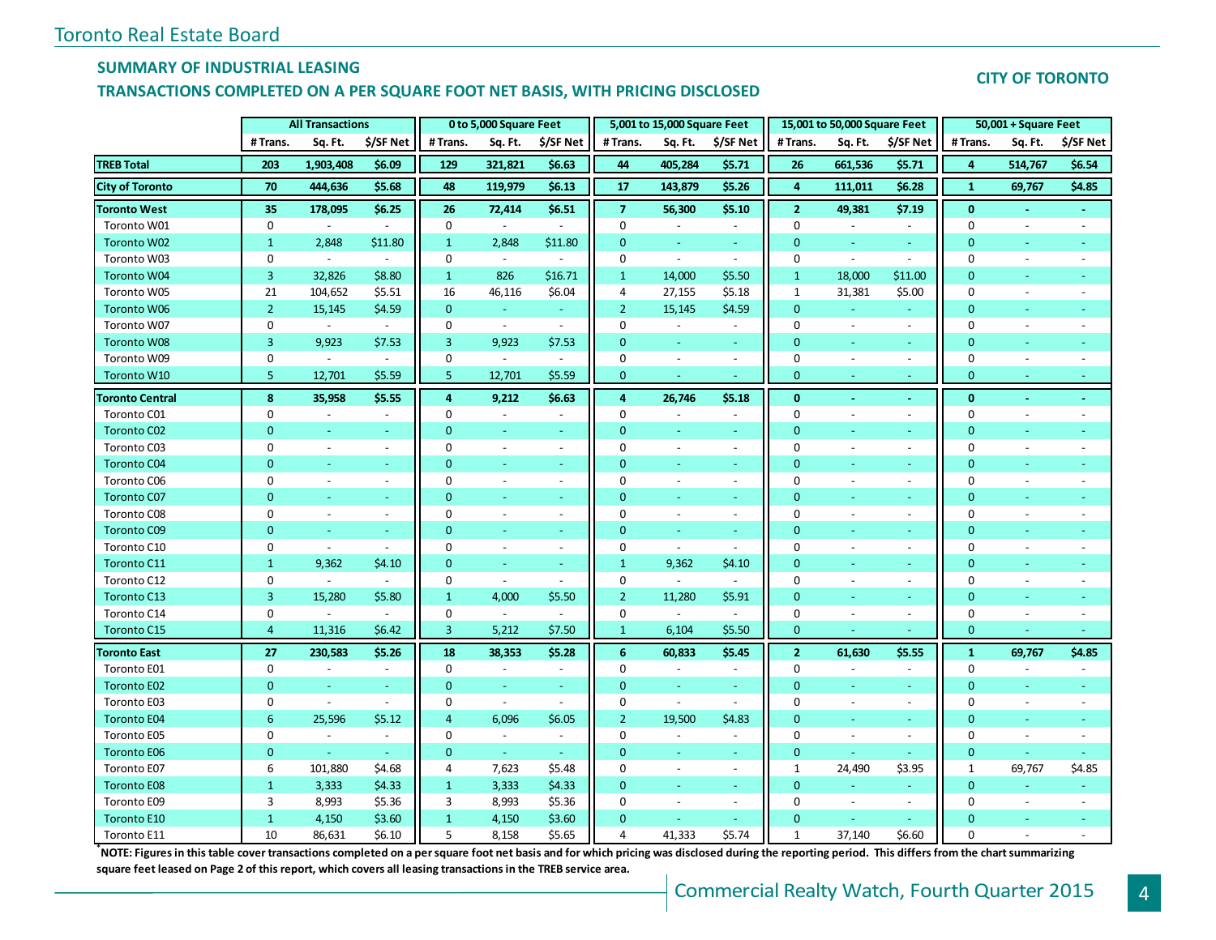## SUMMARY OF INDUSTRIAL LEASING

## TRANSACTIONS COMPLETED ON A PER SQUARE FOOT NET BASIS, WITH PRICING DISCLOSED

**CITY OF TORONTO**

| | All Transactions | | | 0 to 5,000 Square Feet | | | 5,001 to 15,000 Square Feet | | | 15,001 to 50,000 Square Feet | | | 50,001 + Square Feet | | |
|---|---|---|---|---|---|---|---|---|---|---|---|---|---|---|---|
| | # Trans. | Sq. Ft. | $/SF Net | # Trans. | Sq. Ft. | $/SF Net | # Trans. | Sq. Ft. | $/SF Net | # Trans. | Sq. Ft. | $/SF Net | # Trans. | Sq. Ft. | $/SF Net |
| **TREB Total** | **203** | **1,903,408** | **$6.09** | **129** | **321,821** | **$6.63** | **44** | **405,284** | **$5.71** | **26** | **661,536** | **$5.71** | **4** | **514,767** | **$6.54** |
| **City of Toronto** | **70** | **444,636** | **$5.68** | **48** | **119,979** | **$6.13** | **17** | **143,879** | **$5.26** | **4** | **111,011** | **$6.28** | **1** | **69,767** | **$4.85** |
| **Toronto West** | **35** | **178,095** | **$6.25** | **26** | **72,414** | **$6.51** | **7** | **56,300** | **$5.10** | **2** | **49,381** | **$7.19** | **0** | **-** | **-** |
| Toronto W01 | 0 | - | - | 0 | - | - | 0 | - | - | 0 | - | - | 0 | - | - |
| Toronto W02 | 1 | 2,848 | $11.80 | 1 | 2,848 | $11.80 | 0 | - | - | 0 | - | - | 0 | - | - |
| Toronto W03 | 0 | - | - | 0 | - | - | 0 | - | - | 0 | - | - | 0 | - | - |
| Toronto W04 | 3 | 32,826 | $8.80 | 1 | 826 | $16.71 | 1 | 14,000 | $5.50 | 1 | 18,000 | $11.00 | 0 | - | - |
| Toronto W05 | 21 | 104,652 | $5.51 | 16 | 46,116 | $6.04 | 4 | 27,155 | $5.18 | 1 | 31,381 | $5.00 | 0 | - | - |
| Toronto W06 | 2 | 15,145 | $4.59 | 0 | - | - | 2 | 15,145 | $4.59 | 0 | - | - | 0 | - | - |
| Toronto W07 | 0 | - | - | 0 | - | - | 0 | - | - | 0 | - | - | 0 | - | - |
| Toronto W08 | 3 | 9,923 | $7.53 | 3 | 9,923 | $7.53 | 0 | - | - | 0 | - | - | 0 | - | - |
| Toronto W09 | 0 | - | - | 0 | - | - | 0 | - | - | 0 | - | - | 0 | - | - |
| Toronto W10 | 5 | 12,701 | $5.59 | 5 | 12,701 | $5.59 | 0 | - | - | 0 | - | - | 0 | - | - |
| **Toronto Central** | **8** | **35,958** | **$5.55** | **4** | **9,212** | **$6.63** | **4** | **26,746** | **$5.18** | **0** | **-** | **-** | **0** | **-** | **-** |
| Toronto C01 | 0 | - | - | 0 | - | - | 0 | - | - | 0 | - | - | 0 | - | - |
| Toronto C02 | 0 | - | - | 0 | - | - | 0 | - | - | 0 | - | - | 0 | - | - |
| Toronto C03 | 0 | - | - | 0 | - | - | 0 | - | - | 0 | - | - | 0 | - | - |
| Toronto C04 | 0 | - | - | 0 | - | - | 0 | - | - | 0 | - | - | 0 | - | - |
| Toronto C06 | 0 | - | - | 0 | - | - | 0 | - | - | 0 | - | - | 0 | - | - |
| Toronto C07 | 0 | - | - | 0 | - | - | 0 | - | - | 0 | - | - | 0 | - | - |
| Toronto C08 | 0 | - | - | 0 | - | - | 0 | - | - | 0 | - | - | 0 | - | - |
| Toronto C09 | 0 | - | - | 0 | - | - | 0 | - | - | 0 | - | - | 0 | - | - |
| Toronto C10 | 0 | - | - | 0 | - | - | 0 | - | - | 0 | - | - | 0 | - | - |
| Toronto C11 | 1 | 9,362 | $4.10 | 0 | - | - | 1 | 9,362 | $4.10 | 0 | - | - | 0 | - | - |
| Toronto C12 | 0 | - | - | 0 | - | - | 0 | - | - | 0 | - | - | 0 | - | - |
| Toronto C13 | 3 | 15,280 | $5.80 | 1 | 4,000 | $5.50 | 2 | 11,280 | $5.91 | 0 | - | - | 0 | - | - |
| Toronto C14 | 0 | - | - | 0 | - | - | 0 | - | - | 0 | - | - | 0 | - | - |
| Toronto C15 | 4 | 11,316 | $6.42 | 3 | 5,212 | $7.50 | 1 | 6,104 | $5.50 | 0 | - | - | 0 | - | - |
| **Toronto East** | **27** | **230,583** | **$5.26** | **18** | **38,353** | **$5.28** | **6** | **60,833** | **$5.45** | **2** | **61,630** | **$5.55** | **1** | **69,767** | **$4.85** |
| Toronto E01 | 0 | - | - | 0 | - | - | 0 | - | - | 0 | - | - | 0 | - | - |
| Toronto E02 | 0 | - | - | 0 | - | - | 0 | - | - | 0 | - | - | 0 | - | - |
| Toronto E03 | 0 | - | - | 0 | - | - | 0 | - | - | 0 | - | - | 0 | - | - |
| Toronto E04 | 6 | 25,596 | $5.12 | 4 | 6,096 | $6.05 | 2 | 19,500 | $4.83 | 0 | - | - | 0 | - | - |
| Toronto E05 | 0 | - | - | 0 | - | - | 0 | - | - | 0 | - | - | 0 | - | - |
| Toronto E06 | 0 | - | - | 0 | - | - | 0 | - | - | 0 | - | - | 0 | - | - |
| Toronto E07 | 6 | 101,880 | $4.68 | 4 | 7,623 | $5.48 | 0 | - | - | 1 | 24,490 | $3.95 | 1 | 69,767 | $4.85 |
| Toronto E08 | 1 | 3,333 | $4.33 | 1 | 3,333 | $4.33 | 0 | - | - | 0 | - | - | 0 | - | - |
| Toronto E09 | 3 | 8,993 | $5.36 | 3 | 8,993 | $5.36 | 0 | - | - | 0 | - | - | 0 | - | - |
| Toronto E10 | 1 | 4,150 | $3.60 | 1 | 4,150 | $3.60 | 0 | - | - | 0 | - | - | 0 | - | - |
| Toronto E11 | 10 | 86,631 | $6.10 | 5 | 8,158 | $5.65 | 4 | 41,333 | $5.74 | 1 | 37,140 | $6.60 | 0 | - | - |

**\*NOTE: Figures in this table cover transactions completed on a per square foot net basis and for which pricing was disclosed during the reporting period. This differs from the chart summarizing square feet leased on Page 2 of this report, which covers all leasing transactions in the TREB service area.**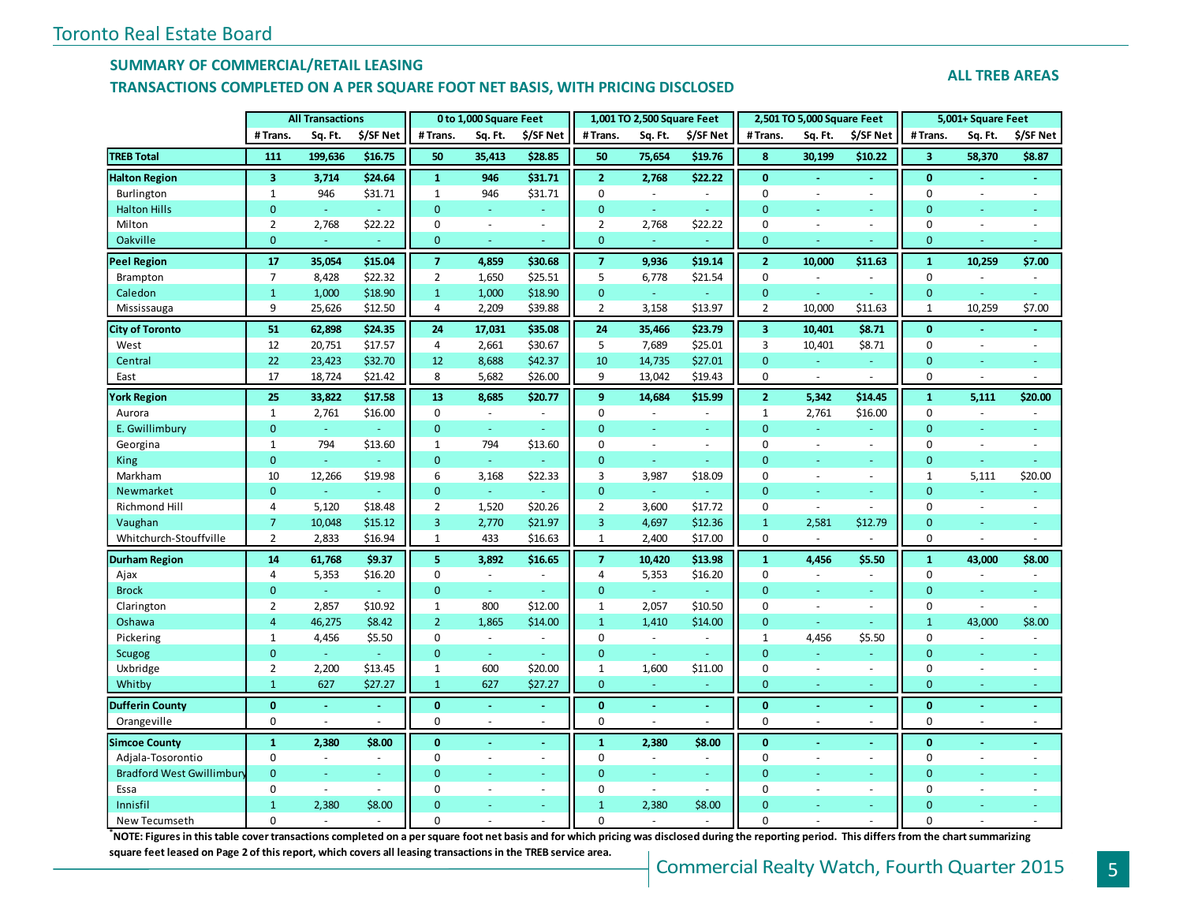Toronto Real Estate Board

## SUMMARY OF COMMERCIAL/RETAIL LEASING
## TRANSACTIONS COMPLETED ON A PER SQUARE FOOT NET BASIS, WITH PRICING DISCLOSED

**ALL TREB AREAS**

| | All Transactions | | | 0 to 1,000 Square Feet | | | 1,001 TO 2,500 Square Feet | | | 2,501 TO 5,000 Square Feet | | | 5,001+ Square Feet | | |
|---|---|---|---|---|---|---|---|---|---|---|---|---|---|---|---|
| | # Trans. | Sq. Ft. | $/SF Net | # Trans. | Sq. Ft. | $/SF Net | # Trans. | Sq. Ft. | $/SF Net | # Trans. | Sq. Ft. | $/SF Net | # Trans. | Sq. Ft. | $/SF Net |
| **TREB Total** | **111** | **199,636** | **$16.75** | **50** | **35,413** | **$28.85** | **50** | **75,654** | **$19.76** | **8** | **30,199** | **$10.22** | **3** | **58,370** | **$8.87** |
| **Halton Region** | **3** | **3,714** | **$24.64** | **1** | **946** | **$31.71** | **2** | **2,768** | **$22.22** | **0** | **-** | **-** | **0** | **-** | **-** |
| Burlington | 1 | 946 | $31.71 | 1 | 946 | $31.71 | 0 | - | - | 0 | - | - | 0 | - | - |
| Halton Hills | 0 | - | - | 0 | - | - | 0 | - | - | 0 | - | - | 0 | - | - |
| Milton | 2 | 2,768 | $22.22 | 0 | - | - | 2 | 2,768 | $22.22 | 0 | - | - | 0 | - | - |
| Oakville | 0 | - | - | 0 | - | - | 0 | - | - | 0 | - | - | 0 | - | - |
| **Peel Region** | **17** | **35,054** | **$15.04** | **7** | **4,859** | **$30.68** | **7** | **9,936** | **$19.14** | **2** | **10,000** | **$11.63** | **1** | **10,259** | **$7.00** |
| Brampton | 7 | 8,428 | $22.32 | 2 | 1,650 | $25.51 | 5 | 6,778 | $21.54 | 0 | - | - | 0 | - | - |
| Caledon | 1 | 1,000 | $18.90 | 1 | 1,000 | $18.90 | 0 | - | - | 0 | - | - | 0 | - | - |
| Mississauga | 9 | 25,626 | $12.50 | 4 | 2,209 | $39.88 | 2 | 3,158 | $13.97 | 2 | 10,000 | $11.63 | 1 | 10,259 | $7.00 |
| **City of Toronto** | **51** | **62,898** | **$24.35** | **24** | **17,031** | **$35.08** | **24** | **35,466** | **$23.79** | **3** | **10,401** | **$8.71** | **0** | **-** | **-** |
| West | 12 | 20,751 | $17.57 | 4 | 2,661 | $30.67 | 5 | 7,689 | $25.01 | 3 | 10,401 | $8.71 | 0 | - | - |
| Central | 22 | 23,423 | $32.70 | 12 | 8,688 | $42.37 | 10 | 14,735 | $27.01 | 0 | - | - | 0 | - | - |
| East | 17 | 18,724 | $21.42 | 8 | 5,682 | $26.00 | 9 | 13,042 | $19.43 | 0 | - | - | 0 | - | - |
| **York Region** | **25** | **33,822** | **$17.58** | **13** | **8,685** | **$20.77** | **9** | **14,684** | **$15.99** | **2** | **5,342** | **$14.45** | **1** | **5,111** | **$20.00** |
| Aurora | 1 | 2,761 | $16.00 | 0 | - | - | 0 | - | - | 1 | 2,761 | $16.00 | 0 | - | - |
| E. Gwillimbury | 0 | - | - | 0 | - | - | 0 | - | - | 0 | - | - | 0 | - | - |
| Georgina | 1 | 794 | $13.60 | 1 | 794 | $13.60 | 0 | - | - | 0 | - | - | 0 | - | - |
| King | 0 | - | - | 0 | - | - | 0 | - | - | 0 | - | - | 0 | - | - |
| Markham | 10 | 12,266 | $19.98 | 6 | 3,168 | $22.33 | 3 | 3,987 | $18.09 | 0 | - | - | 1 | 5,111 | $20.00 |
| Newmarket | 0 | - | - | 0 | - | - | 0 | - | - | 0 | - | - | 0 | - | - |
| Richmond Hill | 4 | 5,120 | $18.48 | 2 | 1,520 | $20.26 | 2 | 3,600 | $17.72 | 0 | - | - | 0 | - | - |
| Vaughan | 7 | 10,048 | $15.12 | 3 | 2,770 | $21.97 | 3 | 4,697 | $12.36 | 1 | 2,581 | $12.79 | 0 | - | - |
| Whitchurch-Stouffville | 2 | 2,833 | $16.94 | 1 | 433 | $16.63 | 1 | 2,400 | $17.00 | 0 | - | - | 0 | - | - |
| **Durham Region** | **14** | **61,768** | **$9.37** | **5** | **3,892** | **$16.65** | **7** | **10,420** | **$13.98** | **1** | **4,456** | **$5.50** | **1** | **43,000** | **$8.00** |
| Ajax | 4 | 5,353 | $16.20 | 0 | - | - | 4 | 5,353 | $16.20 | 0 | - | - | 0 | - | - |
| Brock | 0 | - | - | 0 | - | - | 0 | - | - | 0 | - | - | 0 | - | - |
| Clarington | 2 | 2,857 | $10.92 | 1 | 800 | $12.00 | 1 | 2,057 | $10.50 | 0 | - | - | 0 | - | - |
| Oshawa | 4 | 46,275 | $8.42 | 2 | 1,865 | $14.00 | 1 | 1,410 | $14.00 | 0 | - | - | 1 | 43,000 | $8.00 |
| Pickering | 1 | 4,456 | $5.50 | 0 | - | - | 0 | - | - | 1 | 4,456 | $5.50 | 0 | - | - |
| Scugog | 0 | - | - | 0 | - | - | 0 | - | - | 0 | - | - | 0 | - | - |
| Uxbridge | 2 | 2,200 | $13.45 | 1 | 600 | $20.00 | 1 | 1,600 | $11.00 | 0 | - | - | 0 | - | - |
| Whitby | 1 | 627 | $27.27 | 1 | 627 | $27.27 | 0 | - | - | 0 | - | - | 0 | - | - |
| **Dufferin County** | **0** | **-** | **-** | **0** | **-** | **-** | **0** | **-** | **-** | **0** | **-** | **-** | **0** | **-** | **-** |
| Orangeville | 0 | - | - | 0 | - | - | 0 | - | - | 0 | - | - | 0 | - | - |
| **Simcoe County** | **1** | **2,380** | **$8.00** | **0** | **-** | **-** | **1** | **2,380** | **$8.00** | **0** | **-** | **-** | **0** | **-** | **-** |
| Adjala-Tosorontio | 0 | - | - | 0 | - | - | 0 | - | - | 0 | - | - | 0 | - | - |
| Bradford West Gwillimbury | 0 | - | - | 0 | - | - | 0 | - | - | 0 | - | - | 0 | - | - |
| Essa | 0 | - | - | 0 | - | - | 0 | - | - | 0 | - | - | 0 | - | - |
| Innisfil | 1 | 2,380 | $8.00 | 0 | - | - | 1 | 2,380 | $8.00 | 0 | - | - | 0 | - | - |
| New Tecumseth | 0 | - | - | 0 | - | - | 0 | - | - | 0 | - | - | 0 | - | - |

**\*NOTE: Figures in this table cover transactions completed on a per square foot net basis and for which pricing was disclosed during the reporting period. This differs from the chart summarizing square feet leased on Page 2 of this report, which covers all leasing transactions in the TREB service area.**

Commercial Realty Watch, Fourth Quarter 2015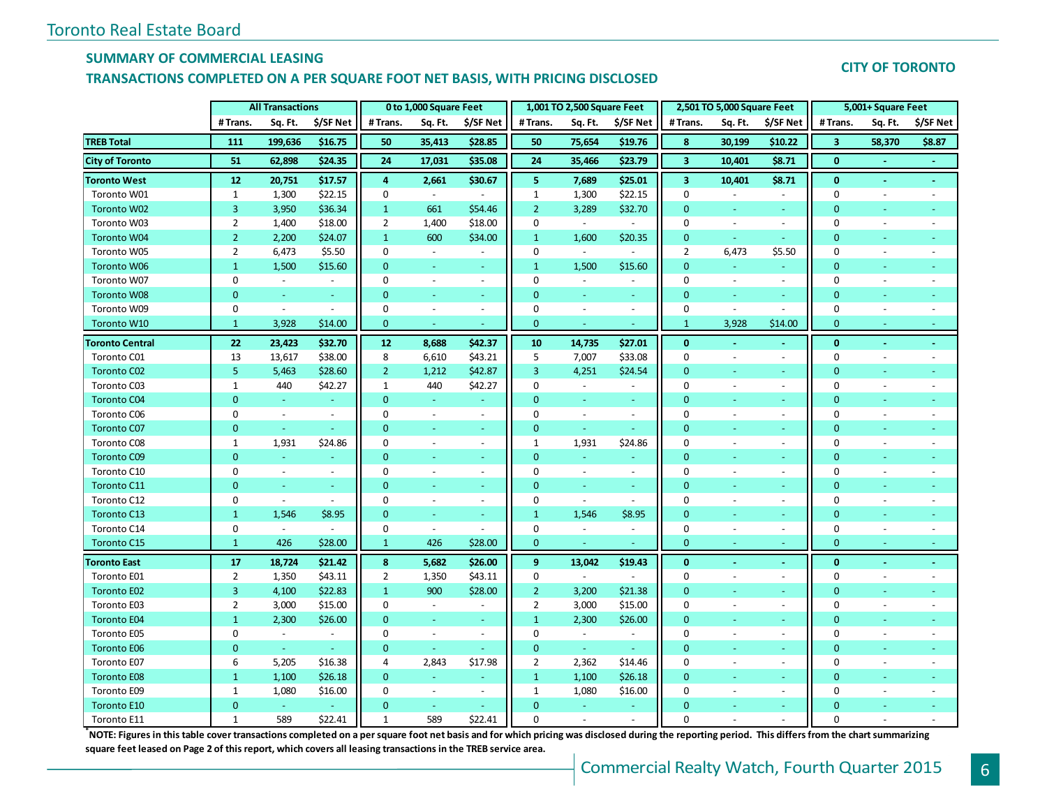## SUMMARY OF COMMERCIAL LEASING

## TRANSACTIONS COMPLETED ON A PER SQUARE FOOT NET BASIS, WITH PRICING DISCLOSED

**CITY OF TORONTO**

| | All Transactions | | | 0 to 1,000 Square Feet | | | 1,001 TO 2,500 Square Feet | | | 2,501 TO 5,000 Square Feet | | | 5,001+ Square Feet | | |
|---|---|---|---|---|---|---|---|---|---|---|---|---|---|---|---|
| | # Trans. | Sq. Ft. | $/SF Net | # Trans. | Sq. Ft. | $/SF Net | # Trans. | Sq. Ft. | $/SF Net | # Trans. | Sq. Ft. | $/SF Net | # Trans. | Sq. Ft. | $/SF Net |
| **TREB Total** | **111** | **199,636** | **$16.75** | **50** | **35,413** | **$28.85** | **50** | **75,654** | **$19.76** | **8** | **30,199** | **$10.22** | **3** | **58,370** | **$8.87** |
| **City of Toronto** | **51** | **62,898** | **$24.35** | **24** | **17,031** | **$35.08** | **24** | **35,466** | **$23.79** | **3** | **10,401** | **$8.71** | **0** | **-** | **-** |
| **Toronto West** | **12** | **20,751** | **$17.57** | **4** | **2,661** | **$30.67** | **5** | **7,689** | **$25.01** | **3** | **10,401** | **$8.71** | **0** | **-** | **-** |
| Toronto W01 | 1 | 1,300 | $22.15 | 0 | - | - | 1 | 1,300 | $22.15 | 0 | - | - | 0 | - | - |
| Toronto W02 | 3 | 3,950 | $36.34 | 1 | 661 | $54.46 | 2 | 3,289 | $32.70 | 0 | - | - | 0 | - | - |
| Toronto W03 | 2 | 1,400 | $18.00 | 2 | 1,400 | $18.00 | 0 | - | - | 0 | - | - | 0 | - | - |
| Toronto W04 | 2 | 2,200 | $24.07 | 1 | 600 | $34.00 | 1 | 1,600 | $20.35 | 0 | - | - | 0 | - | - |
| Toronto W05 | 2 | 6,473 | $5.50 | 0 | - | - | 0 | - | - | 2 | 6,473 | $5.50 | 0 | - | - |
| Toronto W06 | 1 | 1,500 | $15.60 | 0 | - | - | 1 | 1,500 | $15.60 | 0 | - | - | 0 | - | - |
| Toronto W07 | 0 | - | - | 0 | - | - | 0 | - | - | 0 | - | - | 0 | - | - |
| Toronto W08 | 0 | - | - | 0 | - | - | 0 | - | - | 0 | - | - | 0 | - | - |
| Toronto W09 | 0 | - | - | 0 | - | - | 0 | - | - | 0 | - | - | 0 | - | - |
| Toronto W10 | 1 | 3,928 | $14.00 | 0 | - | - | 0 | - | - | 1 | 3,928 | $14.00 | 0 | - | - |
| **Toronto Central** | **22** | **23,423** | **$32.70** | **12** | **8,688** | **$42.37** | **10** | **14,735** | **$27.01** | **0** | **-** | **-** | **0** | **-** | **-** |
| Toronto C01 | 13 | 13,617 | $38.00 | 8 | 6,610 | $43.21 | 5 | 7,007 | $33.08 | 0 | - | - | 0 | - | - |
| Toronto C02 | 5 | 5,463 | $28.60 | 2 | 1,212 | $42.87 | 3 | 4,251 | $24.54 | 0 | - | - | 0 | - | - |
| Toronto C03 | 1 | 440 | $42.27 | 1 | 440 | $42.27 | 0 | - | - | 0 | - | - | 0 | - | - |
| Toronto C04 | 0 | - | - | 0 | - | - | 0 | - | - | 0 | - | - | 0 | - | - |
| Toronto C06 | 0 | - | - | 0 | - | - | 0 | - | - | 0 | - | - | 0 | - | - |
| Toronto C07 | 0 | - | - | 0 | - | - | 0 | - | - | 0 | - | - | 0 | - | - |
| Toronto C08 | 1 | 1,931 | $24.86 | 0 | - | - | 1 | 1,931 | $24.86 | 0 | - | - | 0 | - | - |
| Toronto C09 | 0 | - | - | 0 | - | - | 0 | - | - | 0 | - | - | 0 | - | - |
| Toronto C10 | 0 | - | - | 0 | - | - | 0 | - | - | 0 | - | - | 0 | - | - |
| Toronto C11 | 0 | - | - | 0 | - | - | 0 | - | - | 0 | - | - | 0 | - | - |
| Toronto C12 | 0 | - | - | 0 | - | - | 0 | - | - | 0 | - | - | 0 | - | - |
| Toronto C13 | 1 | 1,546 | $8.95 | 0 | - | - | 1 | 1,546 | $8.95 | 0 | - | - | 0 | - | - |
| Toronto C14 | 0 | - | - | 0 | - | - | 0 | - | - | 0 | - | - | 0 | - | - |
| Toronto C15 | 1 | 426 | $28.00 | 1 | 426 | $28.00 | 0 | - | - | 0 | - | - | 0 | - | - |
| **Toronto East** | **17** | **18,724** | **$21.42** | **8** | **5,682** | **$26.00** | **9** | **13,042** | **$19.43** | **0** | **-** | **-** | **0** | **-** | **-** |
| Toronto E01 | 2 | 1,350 | $43.11 | 2 | 1,350 | $43.11 | 0 | - | - | 0 | - | - | 0 | - | - |
| Toronto E02 | 3 | 4,100 | $22.83 | 1 | 900 | $28.00 | 2 | 3,200 | $21.38 | 0 | - | - | 0 | - | - |
| Toronto E03 | 2 | 3,000 | $15.00 | 0 | - | - | 2 | 3,000 | $15.00 | 0 | - | - | 0 | - | - |
| Toronto E04 | 1 | 2,300 | $26.00 | 0 | - | - | 1 | 2,300 | $26.00 | 0 | - | - | 0 | - | - |
| Toronto E05 | 0 | - | - | 0 | - | - | 0 | - | - | 0 | - | - | 0 | - | - |
| Toronto E06 | 0 | - | - | 0 | - | - | 0 | - | - | 0 | - | - | 0 | - | - |
| Toronto E07 | 6 | 5,205 | $16.38 | 4 | 2,843 | $17.98 | 2 | 2,362 | $14.46 | 0 | - | - | 0 | - | - |
| Toronto E08 | 1 | 1,100 | $26.18 | 0 | - | - | 1 | 1,100 | $26.18 | 0 | - | - | 0 | - | - |
| Toronto E09 | 1 | 1,080 | $16.00 | 0 | - | - | 1 | 1,080 | $16.00 | 0 | - | - | 0 | - | - |
| Toronto E10 | 0 | - | - | 0 | - | - | 0 | - | - | 0 | - | - | 0 | - | - |
| Toronto E11 | 1 | 589 | $22.41 | 1 | 589 | $22.41 | 0 | - | - | 0 | - | - | 0 | - | - |

**\*NOTE: Figures in this table cover transactions completed on a per square foot net basis and for which pricing was disclosed during the reporting period. This differs from the chart summarizing square feet leased on Page 2 of this report, which covers all leasing transactions in the TREB service area.**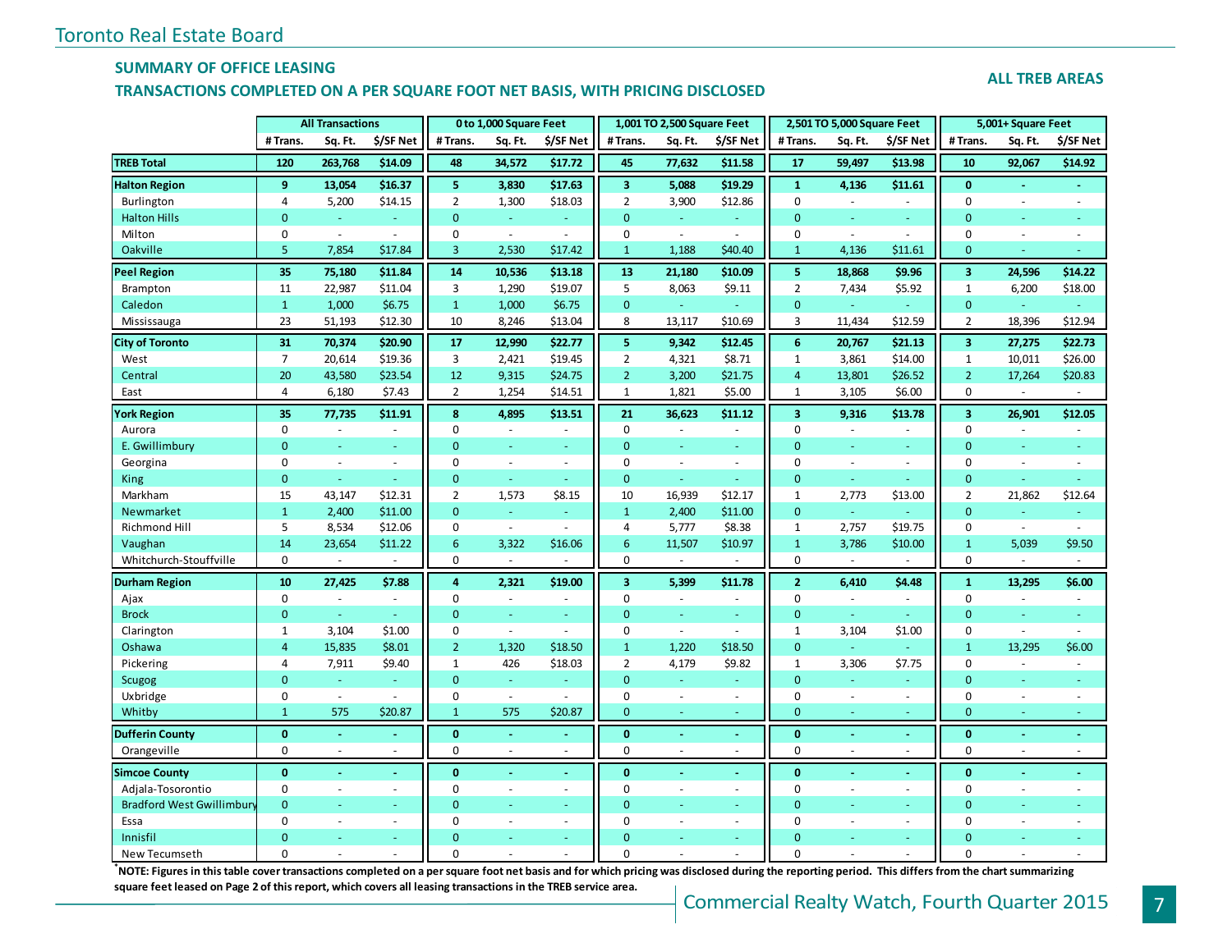Toronto Real Estate Board

## SUMMARY OF OFFICE LEASING

## TRANSACTIONS COMPLETED ON A PER SQUARE FOOT NET BASIS, WITH PRICING DISCLOSED

**ALL TREB AREAS**

| | All Transactions | | | 0 to 1,000 Square Feet | | | 1,001 TO 2,500 Square Feet | | | 2,501 TO 5,000 Square Feet | | | 5,001+ Square Feet | | |
|---|---|---|---|---|---|---|---|---|---|---|---|---|---|---|---|
| | # Trans. | Sq. Ft. | $/SF Net | # Trans. | Sq. Ft. | $/SF Net | # Trans. | Sq. Ft. | $/SF Net | # Trans. | Sq. Ft. | $/SF Net | # Trans. | Sq. Ft. | $/SF Net |
| **TREB Total** | **120** | **263,768** | **$14.09** | **48** | **34,572** | **$17.72** | **45** | **77,632** | **$11.58** | **17** | **59,497** | **$13.98** | **10** | **92,067** | **$14.92** |
| **Halton Region** | **9** | **13,054** | **$16.37** | **5** | **3,830** | **$17.63** | **3** | **5,088** | **$19.29** | **1** | **4,136** | **$11.61** | **0** | **-** | **-** |
| Burlington | 4 | 5,200 | $14.15 | 2 | 1,300 | $18.03 | 2 | 3,900 | $12.86 | 0 | - | - | 0 | - | - |
| Halton Hills | 0 | - | - | 0 | - | - | 0 | - | - | 0 | - | - | 0 | - | - |
| Milton | 0 | - | - | 0 | - | - | 0 | - | - | 0 | - | - | 0 | - | - |
| Oakville | 5 | 7,854 | $17.84 | 3 | 2,530 | $17.42 | 1 | 1,188 | $40.40 | 1 | 4,136 | $11.61 | 0 | - | - |
| **Peel Region** | **35** | **75,180** | **$11.84** | **14** | **10,536** | **$13.18** | **13** | **21,180** | **$10.09** | **5** | **18,868** | **$9.96** | **3** | **24,596** | **$14.22** |
| Brampton | 11 | 22,987 | $11.04 | 3 | 1,290 | $19.07 | 5 | 8,063 | $9.11 | 2 | 7,434 | $5.92 | 1 | 6,200 | $18.00 |
| Caledon | 1 | 1,000 | $6.75 | 1 | 1,000 | $6.75 | 0 | - | - | 0 | - | - | 0 | - | - |
| Mississauga | 23 | 51,193 | $12.30 | 10 | 8,246 | $13.04 | 8 | 13,117 | $10.69 | 3 | 11,434 | $12.59 | 2 | 18,396 | $12.94 |
| **City of Toronto** | **31** | **70,374** | **$20.90** | **17** | **12,990** | **$22.77** | **5** | **9,342** | **$12.45** | **6** | **20,767** | **$21.13** | **3** | **27,275** | **$22.73** |
| West | 7 | 20,614 | $19.36 | 3 | 2,421 | $19.45 | 2 | 4,321 | $8.71 | 1 | 3,861 | $14.00 | 1 | 10,011 | $26.00 |
| Central | 20 | 43,580 | $23.54 | 12 | 9,315 | $24.75 | 2 | 3,200 | $21.75 | 4 | 13,801 | $26.52 | 2 | 17,264 | $20.83 |
| East | 4 | 6,180 | $7.43 | 2 | 1,254 | $14.51 | 1 | 1,821 | $5.00 | 1 | 3,105 | $6.00 | 0 | - | - |
| **York Region** | **35** | **77,735** | **$11.91** | **8** | **4,895** | **$13.51** | **21** | **36,623** | **$11.12** | **3** | **9,316** | **$13.78** | **3** | **26,901** | **$12.05** |
| Aurora | 0 | - | - | 0 | - | - | 0 | - | - | 0 | - | - | 0 | - | - |
| E. Gwillimbury | 0 | - | - | 0 | - | - | 0 | - | - | 0 | - | - | 0 | - | - |
| Georgina | 0 | - | - | 0 | - | - | 0 | - | - | 0 | - | - | 0 | - | - |
| King | 0 | - | - | 0 | - | - | 0 | - | - | 0 | - | - | 0 | - | - |
| Markham | 15 | 43,147 | $12.31 | 2 | 1,573 | $8.15 | 10 | 16,939 | $12.17 | 1 | 2,773 | $13.00 | 2 | 21,862 | $12.64 |
| Newmarket | 1 | 2,400 | $11.00 | 0 | - | - | 1 | 2,400 | $11.00 | 0 | - | - | 0 | - | - |
| Richmond Hill | 5 | 8,534 | $12.06 | 0 | - | - | 4 | 5,777 | $8.38 | 1 | 2,757 | $19.75 | 0 | - | - |
| Vaughan | 14 | 23,654 | $11.22 | 6 | 3,322 | $16.06 | 6 | 11,507 | $10.97 | 1 | 3,786 | $10.00 | 1 | 5,039 | $9.50 |
| Whitchurch-Stouffville | 0 | - | - | 0 | - | - | 0 | - | - | 0 | - | - | 0 | - | - |
| **Durham Region** | **10** | **27,425** | **$7.88** | **4** | **2,321** | **$19.00** | **3** | **5,399** | **$11.78** | **2** | **6,410** | **$4.48** | **1** | **13,295** | **$6.00** |
| Ajax | 0 | - | - | 0 | - | - | 0 | - | - | 0 | - | - | 0 | - | - |
| Brock | 0 | - | - | 0 | - | - | 0 | - | - | 0 | - | - | 0 | - | - |
| Clarington | 1 | 3,104 | $1.00 | 0 | - | - | 0 | - | - | 1 | 3,104 | $1.00 | 0 | - | - |
| Oshawa | 4 | 15,835 | $8.01 | 2 | 1,320 | $18.50 | 1 | 1,220 | $18.50 | 0 | - | - | 1 | 13,295 | $6.00 |
| Pickering | 4 | 7,911 | $9.40 | 1 | 426 | $18.03 | 2 | 4,179 | $9.82 | 1 | 3,306 | $7.75 | 0 | - | - |
| Scugog | 0 | - | - | 0 | - | - | 0 | - | - | 0 | - | - | 0 | - | - |
| Uxbridge | 0 | - | - | 0 | - | - | 0 | - | - | 0 | - | - | 0 | - | - |
| Whitby | 1 | 575 | $20.87 | 1 | 575 | $20.87 | 0 | - | - | 0 | - | - | 0 | - | - |
| **Dufferin County** | **0** | **-** | **-** | **0** | **-** | **-** | **0** | **-** | **-** | **0** | **-** | **-** | **0** | **-** | **-** |
| Orangeville | 0 | - | - | 0 | - | - | 0 | - | - | 0 | - | - | 0 | - | - |
| **Simcoe County** | **0** | **-** | **-** | **0** | **-** | **-** | **0** | **-** | **-** | **0** | **-** | **-** | **0** | **-** | **-** |
| Adjala-Tosorontio | 0 | - | - | 0 | - | - | 0 | - | - | 0 | - | - | 0 | - | - |
| Bradford West Gwillimbury | 0 | - | - | 0 | - | - | 0 | - | - | 0 | - | - | 0 | - | - |
| Essa | 0 | - | - | 0 | - | - | 0 | - | - | 0 | - | - | 0 | - | - |
| Innisfil | 0 | - | - | 0 | - | - | 0 | - | - | 0 | - | - | 0 | - | - |
| New Tecumseth | 0 | - | - | 0 | - | - | 0 | - | - | 0 | - | - | 0 | - | - |

**\*NOTE: Figures in this table cover transactions completed on a per square foot net basis and for which pricing was disclosed during the reporting period. This differs from the chart summarizing square feet leased on Page 2 of this report, which covers all leasing transactions in the TREB service area.**

Commercial Realty Watch, Fourth Quarter 2015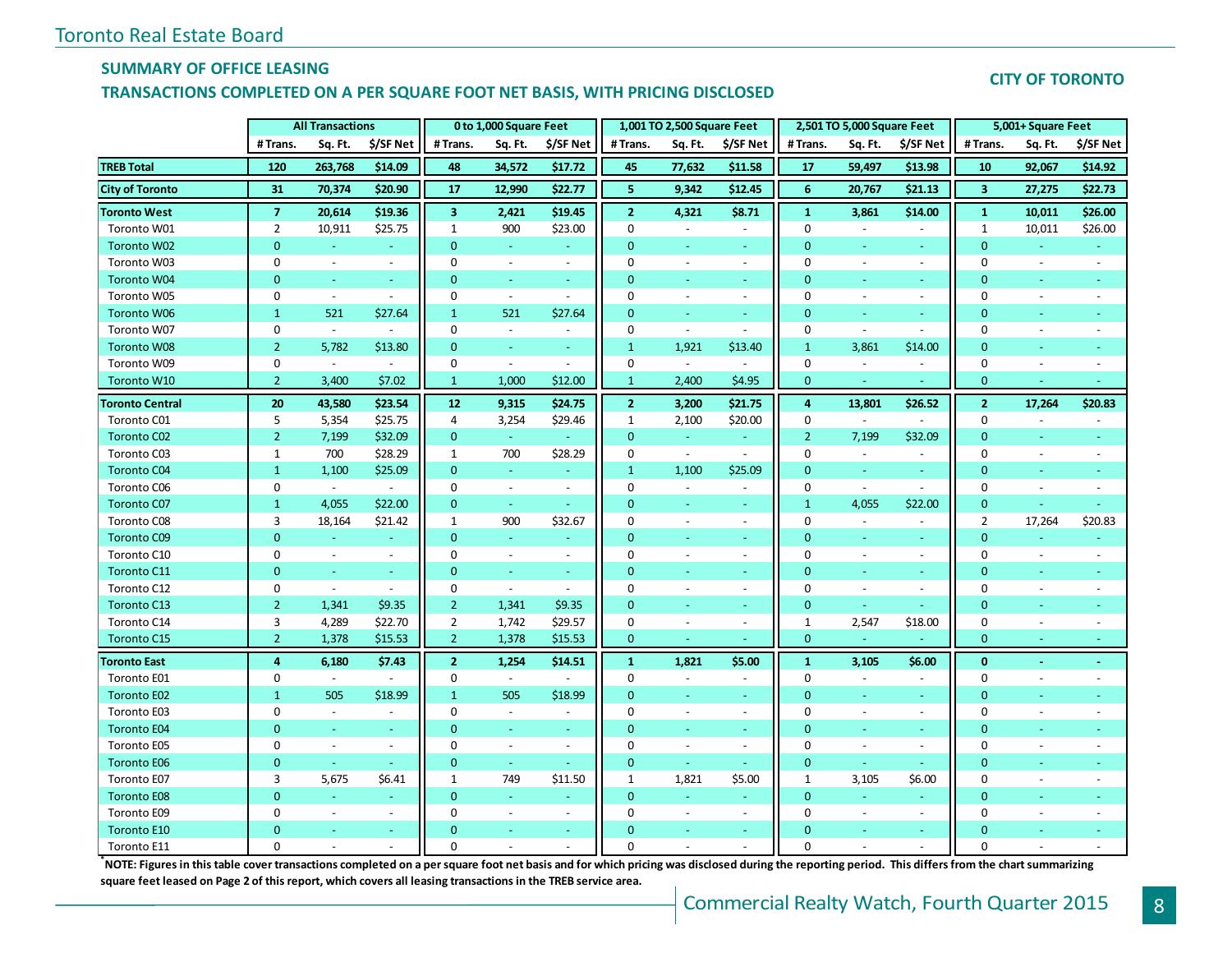Toronto Real Estate Board

## SUMMARY OF OFFICE LEASING

## TRANSACTIONS COMPLETED ON A PER SQUARE FOOT NET BASIS, WITH PRICING DISCLOSED

**CITY OF TORONTO**

| | All Transactions | | | 0 to 1,000 Square Feet | | | 1,001 TO 2,500 Square Feet | | | 2,501 TO 5,000 Square Feet | | | 5,001+ Square Feet | | |
|---|---|---|---|---|---|---|---|---|---|---|---|---|---|---|---|
| | # Trans. | Sq. Ft. | $/SF Net | # Trans. | Sq. Ft. | $/SF Net | # Trans. | Sq. Ft. | $/SF Net | # Trans. | Sq. Ft. | $/SF Net | # Trans. | Sq. Ft. | $/SF Net |
| **TREB Total** | **120** | **263,768** | **$14.09** | **48** | **34,572** | **$17.72** | **45** | **77,632** | **$11.58** | **17** | **59,497** | **$13.98** | **10** | **92,067** | **$14.92** |
| **City of Toronto** | **31** | **70,374** | **$20.90** | **17** | **12,990** | **$22.77** | **5** | **9,342** | **$12.45** | **6** | **20,767** | **$21.13** | **3** | **27,275** | **$22.73** |
| **Toronto West** | **7** | **20,614** | **$19.36** | **3** | **2,421** | **$19.45** | **2** | **4,321** | **$8.71** | **1** | **3,861** | **$14.00** | **1** | **10,011** | **$26.00** |
| Toronto W01 | 2 | 10,911 | $25.75 | 1 | 900 | $23.00 | 0 | - | - | 0 | - | - | 1 | 10,011 | $26.00 |
| Toronto W02 | 0 | - | - | 0 | - | - | 0 | - | - | 0 | - | - | 0 | - | - |
| Toronto W03 | 0 | - | - | 0 | - | - | 0 | - | - | 0 | - | - | 0 | - | - |
| Toronto W04 | 0 | - | - | 0 | - | - | 0 | - | - | 0 | - | - | 0 | - | - |
| Toronto W05 | 0 | - | - | 0 | - | - | 0 | - | - | 0 | - | - | 0 | - | - |
| Toronto W06 | 1 | 521 | $27.64 | 1 | 521 | $27.64 | 0 | - | - | 0 | - | - | 0 | - | - |
| Toronto W07 | 0 | - | - | 0 | - | - | 0 | - | - | 0 | - | - | 0 | - | - |
| Toronto W08 | 2 | 5,782 | $13.80 | 0 | - | - | 1 | 1,921 | $13.40 | 1 | 3,861 | $14.00 | 0 | - | - |
| Toronto W09 | 0 | - | - | 0 | - | - | 0 | - | - | 0 | - | - | 0 | - | - |
| Toronto W10 | 2 | 3,400 | $7.02 | 1 | 1,000 | $12.00 | 1 | 2,400 | $4.95 | 0 | - | - | 0 | - | - |
| **Toronto Central** | **20** | **43,580** | **$23.54** | **12** | **9,315** | **$24.75** | **2** | **3,200** | **$21.75** | **4** | **13,801** | **$26.52** | **2** | **17,264** | **$20.83** |
| Toronto C01 | 5 | 5,354 | $25.75 | 4 | 3,254 | $29.46 | 1 | 2,100 | $20.00 | 0 | - | - | 0 | - | - |
| Toronto C02 | 2 | 7,199 | $32.09 | 0 | - | - | 0 | - | - | 2 | 7,199 | $32.09 | 0 | - | - |
| Toronto C03 | 1 | 700 | $28.29 | 1 | 700 | $28.29 | 0 | - | - | 0 | - | - | 0 | - | - |
| Toronto C04 | 1 | 1,100 | $25.09 | 0 | - | - | 1 | 1,100 | $25.09 | 0 | - | - | 0 | - | - |
| Toronto C06 | 0 | - | - | 0 | - | - | 0 | - | - | 0 | - | - | 0 | - | - |
| Toronto C07 | 1 | 4,055 | $22.00 | 0 | - | - | 0 | - | - | 1 | 4,055 | $22.00 | 0 | - | - |
| Toronto C08 | 3 | 18,164 | $21.42 | 1 | 900 | $32.67 | 0 | - | - | 0 | - | - | 2 | 17,264 | $20.83 |
| Toronto C09 | 0 | - | - | 0 | - | - | 0 | - | - | 0 | - | - | 0 | - | - |
| Toronto C10 | 0 | - | - | 0 | - | - | 0 | - | - | 0 | - | - | 0 | - | - |
| Toronto C11 | 0 | - | - | 0 | - | - | 0 | - | - | 0 | - | - | 0 | - | - |
| Toronto C12 | 0 | - | - | 0 | - | - | 0 | - | - | 0 | - | - | 0 | - | - |
| Toronto C13 | 2 | 1,341 | $9.35 | 2 | 1,341 | $9.35 | 0 | - | - | 0 | - | - | 0 | - | - |
| Toronto C14 | 3 | 4,289 | $22.70 | 2 | 1,742 | $29.57 | 0 | - | - | 1 | 2,547 | $18.00 | 0 | - | - |
| Toronto C15 | 2 | 1,378 | $15.53 | 2 | 1,378 | $15.53 | 0 | - | - | 0 | - | - | 0 | - | - |
| **Toronto East** | **4** | **6,180** | **$7.43** | **2** | **1,254** | **$14.51** | **1** | **1,821** | **$5.00** | **1** | **3,105** | **$6.00** | **0** | **-** | **-** |
| Toronto E01 | 0 | - | - | 0 | - | - | 0 | - | - | 0 | - | - | 0 | - | - |
| Toronto E02 | 1 | 505 | $18.99 | 1 | 505 | $18.99 | 0 | - | - | 0 | - | - | 0 | - | - |
| Toronto E03 | 0 | - | - | 0 | - | - | 0 | - | - | 0 | - | - | 0 | - | - |
| Toronto E04 | 0 | - | - | 0 | - | - | 0 | - | - | 0 | - | - | 0 | - | - |
| Toronto E05 | 0 | - | - | 0 | - | - | 0 | - | - | 0 | - | - | 0 | - | - |
| Toronto E06 | 0 | - | - | 0 | - | - | 0 | - | - | 0 | - | - | 0 | - | - |
| Toronto E07 | 3 | 5,675 | $6.41 | 1 | 749 | $11.50 | 1 | 1,821 | $5.00 | 1 | 3,105 | $6.00 | 0 | - | - |
| Toronto E08 | 0 | - | - | 0 | - | - | 0 | - | - | 0 | - | - | 0 | - | - |
| Toronto E09 | 0 | - | - | 0 | - | - | 0 | - | - | 0 | - | - | 0 | - | - |
| Toronto E10 | 0 | - | - | 0 | - | - | 0 | - | - | 0 | - | - | 0 | - | - |
| Toronto E11 | 0 | - | - | 0 | - | - | 0 | - | - | 0 | - | - | 0 | - | - |

**[*]NOTE: Figures in this table cover transactions completed on a per square foot net basis and for which pricing was disclosed during the reporting period. This differs from the chart summarizing square feet leased on Page 2 of this report, which covers all leasing transactions in the TREB service area.**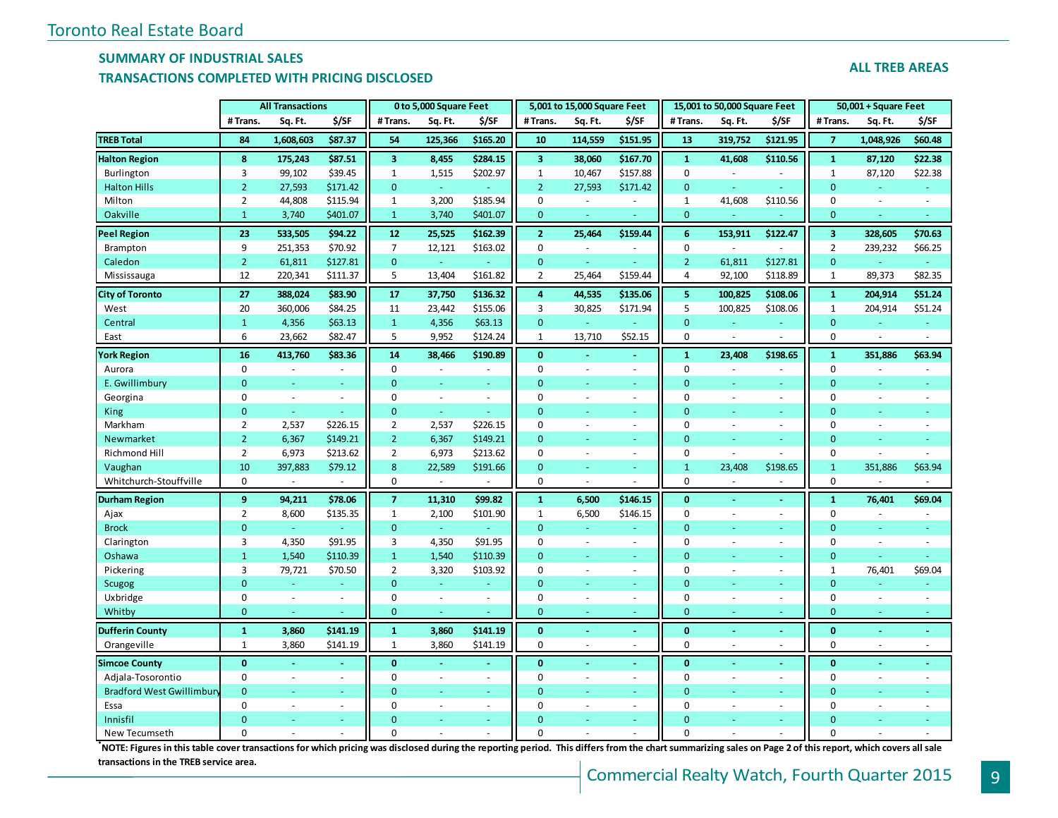## SUMMARY OF INDUSTRIAL SALES
## TRANSACTIONS COMPLETED WITH PRICING DISCLOSED

**ALL TREB AREAS**

| | All Transactions | | | 0 to 5,000 Square Feet | | | 5,001 to 15,000 Square Feet | | | 15,001 to 50,000 Square Feet | | | 50,001 + Square Feet | | |
|---|---|---|---|---|---|---|---|---|---|---|---|---|---|---|---|
| | # Trans. | Sq. Ft. | $/SF | # Trans. | Sq. Ft. | $/SF | # Trans. | Sq. Ft. | $/SF | # Trans. | Sq. Ft. | $/SF | # Trans. | Sq. Ft. | $/SF |
| **TREB Total** | **84** | **1,608,603** | **$87.37** | **54** | **125,366** | **$165.20** | **10** | **114,559** | **$151.95** | **13** | **319,752** | **$121.95** | **7** | **1,048,926** | **$60.48** |
| **Halton Region** | **8** | **175,243** | **$87.51** | **3** | **8,455** | **$284.15** | **3** | **38,060** | **$167.70** | **1** | **41,608** | **$110.56** | **1** | **87,120** | **$22.38** |
| Burlington | 3 | 99,102 | $39.45 | 1 | 1,515 | $202.97 | 1 | 10,467 | $157.88 | 0 | - | - | 1 | 87,120 | $22.38 |
| Halton Hills | 2 | 27,593 | $171.42 | 0 | - | - | 2 | 27,593 | $171.42 | 0 | - | - | 0 | - | - |
| Milton | 2 | 44,808 | $115.94 | 1 | 3,200 | $185.94 | 0 | - | - | 1 | 41,608 | $110.56 | 0 | - | - |
| Oakville | 1 | 3,740 | $401.07 | 1 | 3,740 | $401.07 | 0 | - | - | 0 | - | - | 0 | - | - |
| **Peel Region** | **23** | **533,505** | **$94.22** | **12** | **25,525** | **$162.39** | **2** | **25,464** | **$159.44** | **6** | **153,911** | **$122.47** | **3** | **328,605** | **$70.63** |
| Brampton | 9 | 251,353 | $70.92 | 7 | 12,121 | $163.02 | 0 | - | - | 0 | - | - | 2 | 239,232 | $66.25 |
| Caledon | 2 | 61,811 | $127.81 | 0 | - | - | 0 | - | - | 2 | 61,811 | $127.81 | 0 | - | - |
| Mississauga | 12 | 220,341 | $111.37 | 5 | 13,404 | $161.82 | 2 | 25,464 | $159.44 | 4 | 92,100 | $118.89 | 1 | 89,373 | $82.35 |
| **City of Toronto** | **27** | **388,024** | **$83.90** | **17** | **37,750** | **$136.32** | **4** | **44,535** | **$135.06** | **5** | **100,825** | **$108.06** | **1** | **204,914** | **$51.24** |
| West | 20 | 360,006 | $84.25 | 11 | 23,442 | $155.06 | 3 | 30,825 | $171.94 | 5 | 100,825 | $108.06 | 1 | 204,914 | $51.24 |
| Central | 1 | 4,356 | $63.13 | 1 | 4,356 | $63.13 | 0 | - | - | 0 | - | - | 0 | - | - |
| East | 6 | 23,662 | $82.47 | 5 | 9,952 | $124.24 | 1 | 13,710 | $52.15 | 0 | - | - | 0 | - | - |
| **York Region** | **16** | **413,760** | **$83.36** | **14** | **38,466** | **$190.89** | **0** | **-** | **-** | **1** | **23,408** | **$198.65** | **1** | **351,886** | **$63.94** |
| Aurora | 0 | - | - | 0 | - | - | 0 | - | - | 0 | - | - | 0 | - | - |
| E. Gwillimbury | 0 | - | - | 0 | - | - | 0 | - | - | 0 | - | - | 0 | - | - |
| Georgina | 0 | - | - | 0 | - | - | 0 | - | - | 0 | - | - | 0 | - | - |
| King | 0 | - | - | 0 | - | - | 0 | - | - | 0 | - | - | 0 | - | - |
| Markham | 2 | 2,537 | $226.15 | 2 | 2,537 | $226.15 | 0 | - | - | 0 | - | - | 0 | - | - |
| Newmarket | 2 | 6,367 | $149.21 | 2 | 6,367 | $149.21 | 0 | - | - | 0 | - | - | 0 | - | - |
| Richmond Hill | 2 | 6,973 | $213.62 | 2 | 6,973 | $213.62 | 0 | - | - | 0 | - | - | 0 | - | - |
| Vaughan | 10 | 397,883 | $79.12 | 8 | 22,589 | $191.66 | 0 | - | - | 1 | 23,408 | $198.65 | 1 | 351,886 | $63.94 |
| Whitchurch-Stouffville | 0 | - | - | 0 | - | - | 0 | - | - | 0 | - | - | 0 | - | - |
| **Durham Region** | **9** | **94,211** | **$78.06** | **7** | **11,310** | **$99.82** | **1** | **6,500** | **$146.15** | **0** | **-** | **-** | **1** | **76,401** | **$69.04** |
| Ajax | 2 | 8,600 | $135.35 | 1 | 2,100 | $101.90 | 1 | 6,500 | $146.15 | 0 | - | - | 0 | - | - |
| Brock | 0 | - | - | 0 | - | - | 0 | - | - | 0 | - | - | 0 | - | - |
| Clarington | 3 | 4,350 | $91.95 | 3 | 4,350 | $91.95 | 0 | - | - | 0 | - | - | 0 | - | - |
| Oshawa | 1 | 1,540 | $110.39 | 1 | 1,540 | $110.39 | 0 | - | - | 0 | - | - | 0 | - | - |
| Pickering | 3 | 79,721 | $70.50 | 2 | 3,320 | $103.92 | 0 | - | - | 0 | - | - | 1 | 76,401 | $69.04 |
| Scugog | 0 | - | - | 0 | - | - | 0 | - | - | 0 | - | - | 0 | - | - |
| Uxbridge | 0 | - | - | 0 | - | - | 0 | - | - | 0 | - | - | 0 | - | - |
| Whitby | 0 | - | - | 0 | - | - | 0 | - | - | 0 | - | - | 0 | - | - |
| **Dufferin County** | **1** | **3,860** | **$141.19** | **1** | **3,860** | **$141.19** | **0** | **-** | **-** | **0** | **-** | **-** | **0** | **-** | **-** |
| Orangeville | 1 | 3,860 | $141.19 | 1 | 3,860 | $141.19 | 0 | - | - | 0 | - | - | 0 | - | - |
| **Simcoe County** | **0** | **-** | **-** | **0** | **-** | **-** | **0** | **-** | **-** | **0** | **-** | **-** | **0** | **-** | **-** |
| Adjala-Tosorontio | 0 | - | - | 0 | - | - | 0 | - | - | 0 | - | - | 0 | - | - |
| Bradford West Gwillimbury | 0 | - | - | 0 | - | - | 0 | - | - | 0 | - | - | 0 | - | - |
| Essa | 0 | - | - | 0 | - | - | 0 | - | - | 0 | - | - | 0 | - | - |
| Innisfil | 0 | - | - | 0 | - | - | 0 | - | - | 0 | - | - | 0 | - | - |
| New Tecumseth | 0 | - | - | 0 | - | - | 0 | - | - | 0 | - | - | 0 | - | - |

**\*NOTE: Figures in this table cover transactions for which pricing was disclosed during the reporting period. This differs from the chart summarizing sales on Page 2 of this report, which covers all sale transactions in the TREB service area.**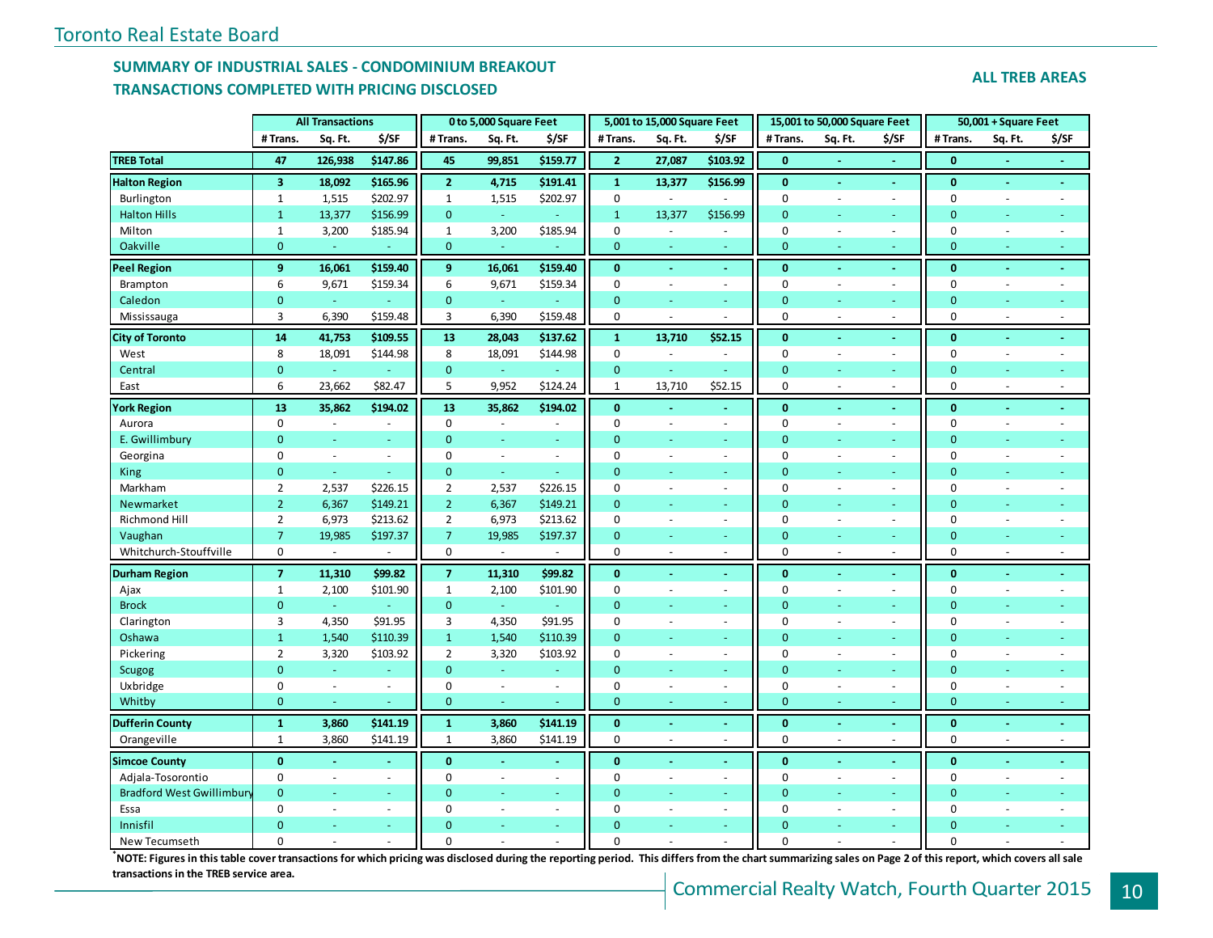## SUMMARY OF INDUSTRIAL SALES - CONDOMINIUM BREAKOUT
## TRANSACTIONS COMPLETED WITH PRICING DISCLOSED

**ALL TREB AREAS**

| | All Transactions | | | 0 to 5,000 Square Feet | | | 5,001 to 15,000 Square Feet | | | 15,001 to 50,000 Square Feet | | | 50,001 + Square Feet | | |
|---|---|---|---|---|---|---|---|---|---|---|---|---|---|---|---|
| | # Trans. | Sq. Ft. | $/SF | # Trans. | Sq. Ft. | $/SF | # Trans. | Sq. Ft. | $/SF | # Trans. | Sq. Ft. | $/SF | # Trans. | Sq. Ft. | $/SF |
| **TREB Total** | **47** | **126,938** | **$147.86** | **45** | **99,851** | **$159.77** | **2** | **27,087** | **$103.92** | **0** | **-** | **-** | **0** | **-** | **-** |
| **Halton Region** | **3** | **18,092** | **$165.96** | **2** | **4,715** | **$191.41** | **1** | **13,377** | **$156.99** | **0** | **-** | **-** | **0** | **-** | **-** |
| Burlington | 1 | 1,515 | $202.97 | 1 | 1,515 | $202.97 | 0 | - | - | 0 | - | - | 0 | - | - |
| Halton Hills | 1 | 13,377 | $156.99 | 0 | - | - | 1 | 13,377 | $156.99 | 0 | - | - | 0 | - | - |
| Milton | 1 | 3,200 | $185.94 | 1 | 3,200 | $185.94 | 0 | - | - | 0 | - | - | 0 | - | - |
| Oakville | 0 | - | - | 0 | - | - | 0 | - | - | 0 | - | - | 0 | - | - |
| **Peel Region** | **9** | **16,061** | **$159.40** | **9** | **16,061** | **$159.40** | **0** | **-** | **-** | **0** | **-** | **-** | **0** | **-** | **-** |
| Brampton | 6 | 9,671 | $159.34 | 6 | 9,671 | $159.34 | 0 | - | - | 0 | - | - | 0 | - | - |
| Caledon | 0 | - | - | 0 | - | - | 0 | - | - | 0 | - | - | 0 | - | - |
| Mississauga | 3 | 6,390 | $159.48 | 3 | 6,390 | $159.48 | 0 | - | - | 0 | - | - | 0 | - | - |
| **City of Toronto** | **14** | **41,753** | **$109.55** | **13** | **28,043** | **$137.62** | **1** | **13,710** | **$52.15** | **0** | **-** | **-** | **0** | **-** | **-** |
| West | 8 | 18,091 | $144.98 | 8 | 18,091 | $144.98 | 0 | - | - | 0 | - | - | 0 | - | - |
| Central | 0 | - | - | 0 | - | - | 0 | - | - | 0 | - | - | 0 | - | - |
| East | 6 | 23,662 | $82.47 | 5 | 9,952 | $124.24 | 1 | 13,710 | $52.15 | 0 | - | - | 0 | - | - |
| **York Region** | **13** | **35,862** | **$194.02** | **13** | **35,862** | **$194.02** | **0** | **-** | **-** | **0** | **-** | **-** | **0** | **-** | **-** |
| Aurora | 0 | - | - | 0 | - | - | 0 | - | - | 0 | - | - | 0 | - | - |
| E. Gwillimbury | 0 | - | - | 0 | - | - | 0 | - | - | 0 | - | - | 0 | - | - |
| Georgina | 0 | - | - | 0 | - | - | 0 | - | - | 0 | - | - | 0 | - | - |
| King | 0 | - | - | 0 | - | - | 0 | - | - | 0 | - | - | 0 | - | - |
| Markham | 2 | 2,537 | $226.15 | 2 | 2,537 | $226.15 | 0 | - | - | 0 | - | - | 0 | - | - |
| Newmarket | 2 | 6,367 | $149.21 | 2 | 6,367 | $149.21 | 0 | - | - | 0 | - | - | 0 | - | - |
| Richmond Hill | 2 | 6,973 | $213.62 | 2 | 6,973 | $213.62 | 0 | - | - | 0 | - | - | 0 | - | - |
| Vaughan | 7 | 19,985 | $197.37 | 7 | 19,985 | $197.37 | 0 | - | - | 0 | - | - | 0 | - | - |
| Whitchurch-Stouffville | 0 | - | - | 0 | - | - | 0 | - | - | 0 | - | - | 0 | - | - |
| **Durham Region** | **7** | **11,310** | **$99.82** | **7** | **11,310** | **$99.82** | **0** | **-** | **-** | **0** | **-** | **-** | **0** | **-** | **-** |
| Ajax | 1 | 2,100 | $101.90 | 1 | 2,100 | $101.90 | 0 | - | - | 0 | - | - | 0 | - | - |
| Brock | 0 | - | - | 0 | - | - | 0 | - | - | 0 | - | - | 0 | - | - |
| Clarington | 3 | 4,350 | $91.95 | 3 | 4,350 | $91.95 | 0 | - | - | 0 | - | - | 0 | - | - |
| Oshawa | 1 | 1,540 | $110.39 | 1 | 1,540 | $110.39 | 0 | - | - | 0 | - | - | 0 | - | - |
| Pickering | 2 | 3,320 | $103.92 | 2 | 3,320 | $103.92 | 0 | - | - | 0 | - | - | 0 | - | - |
| Scugog | 0 | - | - | 0 | - | - | 0 | - | - | 0 | - | - | 0 | - | - |
| Uxbridge | 0 | - | - | 0 | - | - | 0 | - | - | 0 | - | - | 0 | - | - |
| Whitby | 0 | - | - | 0 | - | - | 0 | - | - | 0 | - | - | 0 | - | - |
| **Dufferin County** | **1** | **3,860** | **$141.19** | **1** | **3,860** | **$141.19** | **0** | **-** | **-** | **0** | **-** | **-** | **0** | **-** | **-** |
| Orangeville | 1 | 3,860 | $141.19 | 1 | 3,860 | $141.19 | 0 | - | - | 0 | - | - | 0 | - | - |
| **Simcoe County** | **0** | **-** | **-** | **0** | **-** | **-** | **0** | **-** | **-** | **0** | **-** | **-** | **0** | **-** | **-** |
| Adjala-Tosorontio | 0 | - | - | 0 | - | - | 0 | - | - | 0 | - | - | 0 | - | - |
| Bradford West Gwillimbury | 0 | - | - | 0 | - | - | 0 | - | - | 0 | - | - | 0 | - | - |
| Essa | 0 | - | - | 0 | - | - | 0 | - | - | 0 | - | - | 0 | - | - |
| Innisfil | 0 | - | - | 0 | - | - | 0 | - | - | 0 | - | - | 0 | - | - |
| New Tecumseth | 0 | - | - | 0 | - | - | 0 | - | - | 0 | - | - | 0 | - | - |

***NOTE: Figures in this table cover transactions for which pricing was disclosed during the reporting period. This differs from the chart summarizing sales on Page 2 of this report, which covers all sale transactions in the TREB service area.**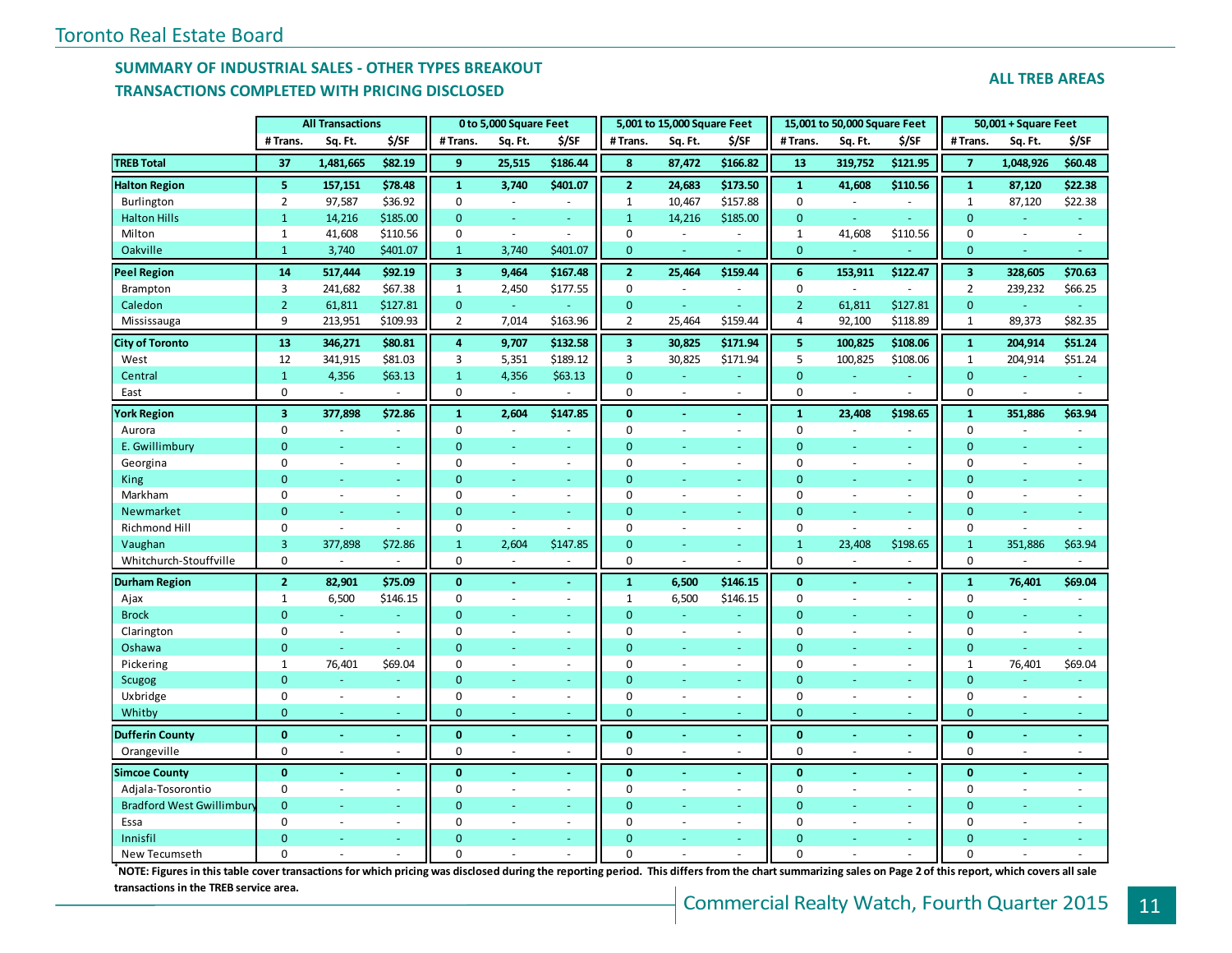Toronto Real Estate Board

## SUMMARY OF INDUSTRIAL SALES - OTHER TYPES BREAKOUT
## TRANSACTIONS COMPLETED WITH PRICING DISCLOSED

**ALL TREB AREAS**

| | All Transactions | | | 0 to 5,000 Square Feet | | | 5,001 to 15,000 Square Feet | | | 15,001 to 50,000 Square Feet | | | 50,001 + Square Feet | | |
|---|---|---|---|---|---|---|---|---|---|---|---|---|---|---|---|
| | # Trans. | Sq. Ft. | $/SF | # Trans. | Sq. Ft. | $/SF | # Trans. | Sq. Ft. | $/SF | # Trans. | Sq. Ft. | $/SF | # Trans. | Sq. Ft. | $/SF |
| **TREB Total** | **37** | **1,481,665** | **$82.19** | **9** | **25,515** | **$186.44** | **8** | **87,472** | **$166.82** | **13** | **319,752** | **$121.95** | **7** | **1,048,926** | **$60.48** |
| **Halton Region** | **5** | **157,151** | **$78.48** | **1** | **3,740** | **$401.07** | **2** | **24,683** | **$173.50** | **1** | **41,608** | **$110.56** | **1** | **87,120** | **$22.38** |
| Burlington | 2 | 97,587 | $36.92 | 0 | - | - | 1 | 10,467 | $157.88 | 0 | - | - | 1 | 87,120 | $22.38 |
| Halton Hills | 1 | 14,216 | $185.00 | 0 | - | - | 1 | 14,216 | $185.00 | 0 | - | - | 0 | - | - |
| Milton | 1 | 41,608 | $110.56 | 0 | - | - | 0 | - | - | 1 | 41,608 | $110.56 | 0 | - | - |
| Oakville | 1 | 3,740 | $401.07 | 1 | 3,740 | $401.07 | 0 | - | - | 0 | - | - | 0 | - | - |
| **Peel Region** | **14** | **517,444** | **$92.19** | **3** | **9,464** | **$167.48** | **2** | **25,464** | **$159.44** | **6** | **153,911** | **$122.47** | **3** | **328,605** | **$70.63** |
| Brampton | 3 | 241,682 | $67.38 | 1 | 2,450 | $177.55 | 0 | - | - | 0 | - | - | 2 | 239,232 | $66.25 |
| Caledon | 2 | 61,811 | $127.81 | 0 | - | - | 0 | - | - | 2 | 61,811 | $127.81 | 0 | - | - |
| Mississauga | 9 | 213,951 | $109.93 | 2 | 7,014 | $163.96 | 2 | 25,464 | $159.44 | 4 | 92,100 | $118.89 | 1 | 89,373 | $82.35 |
| **City of Toronto** | **13** | **346,271** | **$80.81** | **4** | **9,707** | **$132.58** | **3** | **30,825** | **$171.94** | **5** | **100,825** | **$108.06** | **1** | **204,914** | **$51.24** |
| West | 12 | 341,915 | $81.03 | 3 | 5,351 | $189.12 | 3 | 30,825 | $171.94 | 5 | 100,825 | $108.06 | 1 | 204,914 | $51.24 |
| Central | 1 | 4,356 | $63.13 | 1 | 4,356 | $63.13 | 0 | - | - | 0 | - | - | 0 | - | - |
| East | 0 | - | - | 0 | - | - | 0 | - | - | 0 | - | - | 0 | - | - |
| **York Region** | **3** | **377,898** | **$72.86** | **1** | **2,604** | **$147.85** | **0** | **-** | **-** | **1** | **23,408** | **$198.65** | **1** | **351,886** | **$63.94** |
| Aurora | 0 | - | - | 0 | - | - | 0 | - | - | 0 | - | - | 0 | - | - |
| E. Gwillimbury | 0 | - | - | 0 | - | - | 0 | - | - | 0 | - | - | 0 | - | - |
| Georgina | 0 | - | - | 0 | - | - | 0 | - | - | 0 | - | - | 0 | - | - |
| King | 0 | - | - | 0 | - | - | 0 | - | - | 0 | - | - | 0 | - | - |
| Markham | 0 | - | - | 0 | - | - | 0 | - | - | 0 | - | - | 0 | - | - |
| Newmarket | 0 | - | - | 0 | - | - | 0 | - | - | 0 | - | - | 0 | - | - |
| Richmond Hill | 0 | - | - | 0 | - | - | 0 | - | - | 0 | - | - | 0 | - | - |
| Vaughan | 3 | 377,898 | $72.86 | 1 | 2,604 | $147.85 | 0 | - | - | 1 | 23,408 | $198.65 | 1 | 351,886 | $63.94 |
| Whitchurch-Stouffville | 0 | - | - | 0 | - | - | 0 | - | - | 0 | - | - | 0 | - | - |
| **Durham Region** | **2** | **82,901** | **$75.09** | **0** | **-** | **-** | **1** | **6,500** | **$146.15** | **0** | **-** | **-** | **1** | **76,401** | **$69.04** |
| Ajax | 1 | 6,500 | $146.15 | 0 | - | - | 1 | 6,500 | $146.15 | 0 | - | - | 0 | - | - |
| Brock | 0 | - | - | 0 | - | - | 0 | - | - | 0 | - | - | 0 | - | - |
| Clarington | 0 | - | - | 0 | - | - | 0 | - | - | 0 | - | - | 0 | - | - |
| Oshawa | 0 | - | - | 0 | - | - | 0 | - | - | 0 | - | - | 0 | - | - |
| Pickering | 1 | 76,401 | $69.04 | 0 | - | - | 0 | - | - | 0 | - | - | 1 | 76,401 | $69.04 |
| Scugog | 0 | - | - | 0 | - | - | 0 | - | - | 0 | - | - | 0 | - | - |
| Uxbridge | 0 | - | - | 0 | - | - | 0 | - | - | 0 | - | - | 0 | - | - |
| Whitby | 0 | - | - | 0 | - | - | 0 | - | - | 0 | - | - | 0 | - | - |
| **Dufferin County** | **0** | **-** | **-** | **0** | **-** | **-** | **0** | **-** | **-** | **0** | **-** | **-** | **0** | **-** | **-** |
| Orangeville | 0 | - | - | 0 | - | - | 0 | - | - | 0 | - | - | 0 | - | - |
| **Simcoe County** | **0** | **-** | **-** | **0** | **-** | **-** | **0** | **-** | **-** | **0** | **-** | **-** | **0** | **-** | **-** |
| Adjala-Tosorontio | 0 | - | - | 0 | - | - | 0 | - | - | 0 | - | - | 0 | - | - |
| Bradford West Gwillimbury | 0 | - | - | 0 | - | - | 0 | - | - | 0 | - | - | 0 | - | - |
| Essa | 0 | - | - | 0 | - | - | 0 | - | - | 0 | - | - | 0 | - | - |
| Innisfil | 0 | - | - | 0 | - | - | 0 | - | - | 0 | - | - | 0 | - | - |
| New Tecumseth | 0 | - | - | 0 | - | - | 0 | - | - | 0 | - | - | 0 | - | - |

***NOTE: Figures in this table cover transactions for which pricing was disclosed during the reporting period. This differs from the chart summarizing sales on Page 2 of this report, which covers all sale transactions in the TREB service area.**

Commercial Realty Watch, Fourth Quarter 2015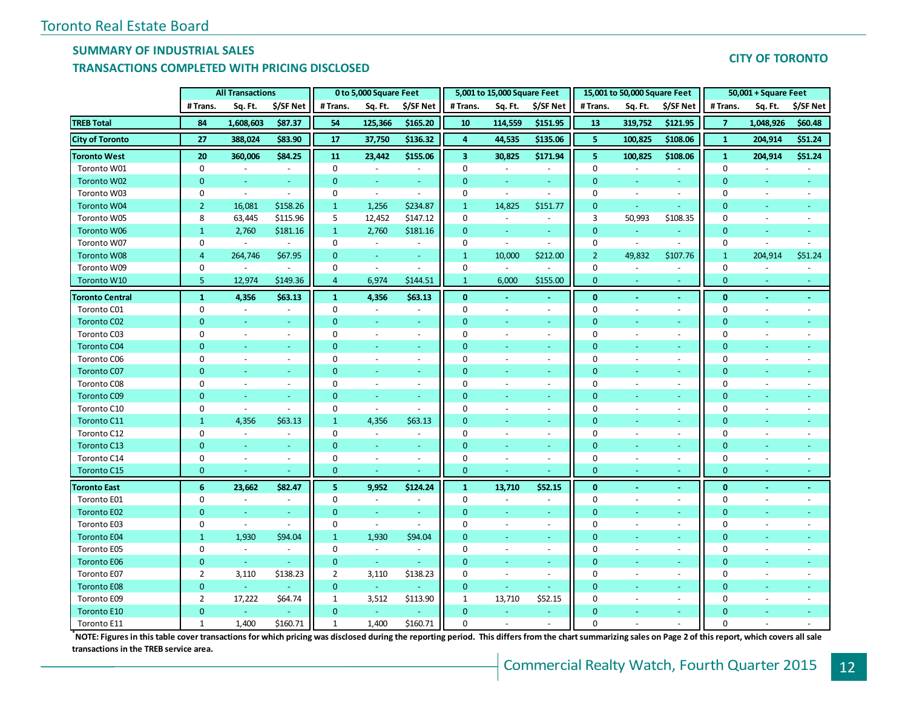## SUMMARY OF INDUSTRIAL SALES

## TRANSACTIONS COMPLETED WITH PRICING DISCLOSED

**CITY OF TORONTO**

| | All Transactions | | | 0 to 5,000 Square Feet | | | 5,001 to 15,000 Square Feet | | | 15,001 to 50,000 Square Feet | | | 50,001 + Square Feet | | |
|---|---|---|---|---|---|---|---|---|---|---|---|---|---|---|---|
| | # Trans. | Sq. Ft. | $/SF Net | # Trans. | Sq. Ft. | $/SF Net | # Trans. | Sq. Ft. | $/SF Net | # Trans. | Sq. Ft. | $/SF Net | # Trans. | Sq. Ft. | $/SF Net |
| **TREB Total** | **84** | **1,608,603** | **$87.37** | **54** | **125,366** | **$165.20** | **10** | **114,559** | **$151.95** | **13** | **319,752** | **$121.95** | **7** | **1,048,926** | **$60.48** |
| **City of Toronto** | **27** | **388,024** | **$83.90** | **17** | **37,750** | **$136.32** | **4** | **44,535** | **$135.06** | **5** | **100,825** | **$108.06** | **1** | **204,914** | **$51.24** |
| **Toronto West** | **20** | **360,006** | **$84.25** | **11** | **23,442** | **$155.06** | **3** | **30,825** | **$171.94** | **5** | **100,825** | **$108.06** | **1** | **204,914** | **$51.24** |
| Toronto W01 | 0 | - | - | 0 | - | - | 0 | - | - | 0 | - | - | 0 | - | - |
| Toronto W02 | 0 | - | - | 0 | - | - | 0 | - | - | 0 | - | - | 0 | - | - |
| Toronto W03 | 0 | - | - | 0 | - | - | 0 | - | - | 0 | - | - | 0 | - | - |
| Toronto W04 | 2 | 16,081 | $158.26 | 1 | 1,256 | $234.87 | 1 | 14,825 | $151.77 | 0 | - | - | 0 | - | - |
| Toronto W05 | 8 | 63,445 | $115.96 | 5 | 12,452 | $147.12 | 0 | - | - | 3 | 50,993 | $108.35 | 0 | - | - |
| Toronto W06 | 1 | 2,760 | $181.16 | 1 | 2,760 | $181.16 | 0 | - | - | 0 | - | - | 0 | - | - |
| Toronto W07 | 0 | - | - | 0 | - | - | 0 | - | - | 0 | - | - | 0 | - | - |
| Toronto W08 | 4 | 264,746 | $67.95 | 0 | - | - | 1 | 10,000 | $212.00 | 2 | 49,832 | $107.76 | 1 | 204,914 | $51.24 |
| Toronto W09 | 0 | - | - | 0 | - | - | 0 | - | - | 0 | - | - | 0 | - | - |
| Toronto W10 | 5 | 12,974 | $149.36 | 4 | 6,974 | $144.51 | 1 | 6,000 | $155.00 | 0 | - | - | 0 | - | - |
| **Toronto Central** | **1** | **4,356** | **$63.13** | **1** | **4,356** | **$63.13** | **0** | **-** | **-** | **0** | **-** | **-** | **0** | **-** | **-** |
| Toronto C01 | 0 | - | - | 0 | - | - | 0 | - | - | 0 | - | - | 0 | - | - |
| Toronto C02 | 0 | - | - | 0 | - | - | 0 | - | - | 0 | - | - | 0 | - | - |
| Toronto C03 | 0 | - | - | 0 | - | - | 0 | - | - | 0 | - | - | 0 | - | - |
| Toronto C04 | 0 | - | - | 0 | - | - | 0 | - | - | 0 | - | - | 0 | - | - |
| Toronto C06 | 0 | - | - | 0 | - | - | 0 | - | - | 0 | - | - | 0 | - | - |
| Toronto C07 | 0 | - | - | 0 | - | - | 0 | - | - | 0 | - | - | 0 | - | - |
| Toronto C08 | 0 | - | - | 0 | - | - | 0 | - | - | 0 | - | - | 0 | - | - |
| Toronto C09 | 0 | - | - | 0 | - | - | 0 | - | - | 0 | - | - | 0 | - | - |
| Toronto C10 | 0 | - | - | 0 | - | - | 0 | - | - | 0 | - | - | 0 | - | - |
| Toronto C11 | 1 | 4,356 | $63.13 | 1 | 4,356 | $63.13 | 0 | - | - | 0 | - | - | 0 | - | - |
| Toronto C12 | 0 | - | - | 0 | - | - | 0 | - | - | 0 | - | - | 0 | - | - |
| Toronto C13 | 0 | - | - | 0 | - | - | 0 | - | - | 0 | - | - | 0 | - | - |
| Toronto C14 | 0 | - | - | 0 | - | - | 0 | - | - | 0 | - | - | 0 | - | - |
| Toronto C15 | 0 | - | - | 0 | - | - | 0 | - | - | 0 | - | - | 0 | - | - |
| **Toronto East** | **6** | **23,662** | **$82.47** | **5** | **9,952** | **$124.24** | **1** | **13,710** | **$52.15** | **0** | **-** | **-** | **0** | **-** | **-** |
| Toronto E01 | 0 | - | - | 0 | - | - | 0 | - | - | 0 | - | - | 0 | - | - |
| Toronto E02 | 0 | - | - | 0 | - | - | 0 | - | - | 0 | - | - | 0 | - | - |
| Toronto E03 | 0 | - | - | 0 | - | - | 0 | - | - | 0 | - | - | 0 | - | - |
| Toronto E04 | 1 | 1,930 | $94.04 | 1 | 1,930 | $94.04 | 0 | - | - | 0 | - | - | 0 | - | - |
| Toronto E05 | 0 | - | - | 0 | - | - | 0 | - | - | 0 | - | - | 0 | - | - |
| Toronto E06 | 0 | - | - | 0 | - | - | 0 | - | - | 0 | - | - | 0 | - | - |
| Toronto E07 | 2 | 3,110 | $138.23 | 2 | 3,110 | $138.23 | 0 | - | - | 0 | - | - | 0 | - | - |
| Toronto E08 | 0 | - | - | 0 | - | - | 0 | - | - | 0 | - | - | 0 | - | - |
| Toronto E09 | 2 | 17,222 | $64.74 | 1 | 3,512 | $113.90 | 1 | 13,710 | $52.15 | 0 | - | - | 0 | - | - |
| Toronto E10 | 0 | - | - | 0 | - | - | 0 | - | - | 0 | - | - | 0 | - | - |
| Toronto E11 | 1 | 1,400 | $160.71 | 1 | 1,400 | $160.71 | 0 | - | - | 0 | - | - | 0 | - | - |

**\*NOTE: Figures in this table cover transactions for which pricing was disclosed during the reporting period. This differs from the chart summarizing sales on Page 2 of this report, which covers all sale transactions in the TREB service area.**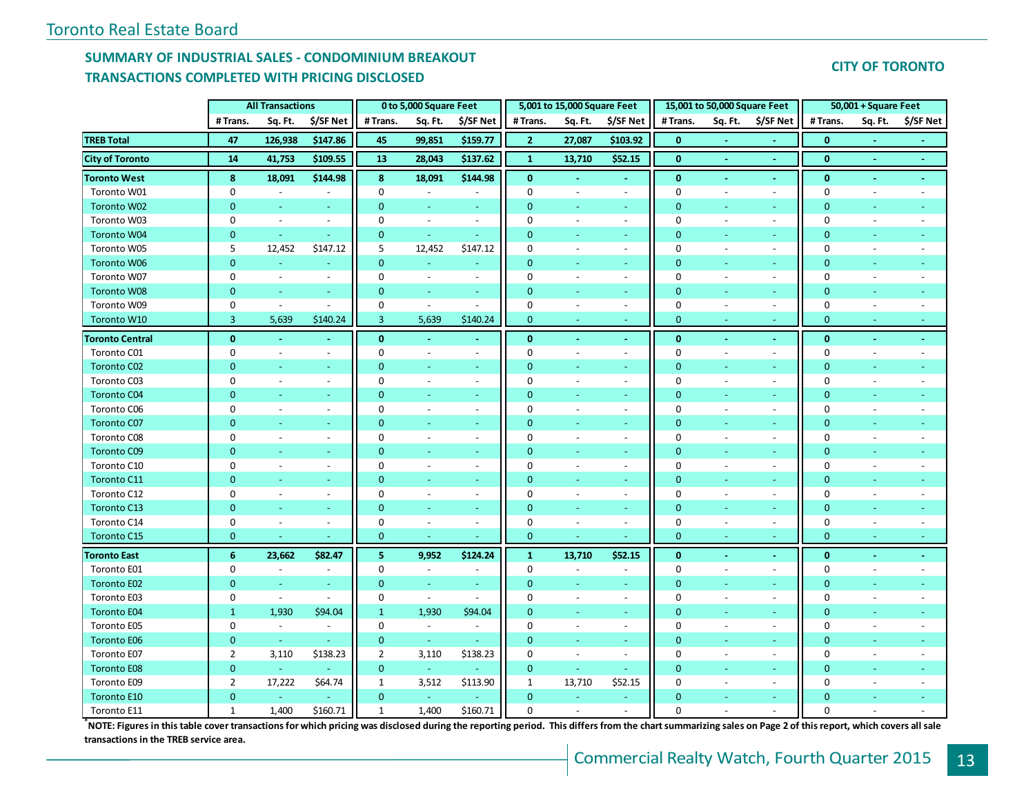Toronto Real Estate Board

## SUMMARY OF INDUSTRIAL SALES - CONDOMINIUM BREAKOUT
## TRANSACTIONS COMPLETED WITH PRICING DISCLOSED

**CITY OF TORONTO**

| | All Transactions | | | 0 to 5,000 Square Feet | | | 5,001 to 15,000 Square Feet | | | 15,001 to 50,000 Square Feet | | | 50,001 + Square Feet | | |
|---|---|---|---|---|---|---|---|---|---|---|---|---|---|---|---|
| | # Trans. | Sq. Ft. | $/SF Net | # Trans. | Sq. Ft. | $/SF Net | # Trans. | Sq. Ft. | $/SF Net | # Trans. | Sq. Ft. | $/SF Net | # Trans. | Sq. Ft. | $/SF Net |
| **TREB Total** | **47** | **126,938** | **$147.86** | **45** | **99,851** | **$159.77** | **2** | **27,087** | **$103.92** | **0** | **-** | **-** | **0** | **-** | **-** |
| **City of Toronto** | **14** | **41,753** | **$109.55** | **13** | **28,043** | **$137.62** | **1** | **13,710** | **$52.15** | **0** | **-** | **-** | **0** | **-** | **-** |
| **Toronto West** | **8** | **18,091** | **$144.98** | **8** | **18,091** | **$144.98** | **0** | **-** | **-** | **0** | **-** | **-** | **0** | **-** | **-** |
| Toronto W01 | 0 | - | - | 0 | - | - | 0 | - | - | 0 | - | - | 0 | - | - |
| Toronto W02 | 0 | - | - | 0 | - | - | 0 | - | - | 0 | - | - | 0 | - | - |
| Toronto W03 | 0 | - | - | 0 | - | - | 0 | - | - | 0 | - | - | 0 | - | - |
| Toronto W04 | 0 | - | - | 0 | - | - | 0 | - | - | 0 | - | - | 0 | - | - |
| Toronto W05 | 5 | 12,452 | $147.12 | 5 | 12,452 | $147.12 | 0 | - | - | 0 | - | - | 0 | - | - |
| Toronto W06 | 0 | - | - | 0 | - | - | 0 | - | - | 0 | - | - | 0 | - | - |
| Toronto W07 | 0 | - | - | 0 | - | - | 0 | - | - | 0 | - | - | 0 | - | - |
| Toronto W08 | 0 | - | - | 0 | - | - | 0 | - | - | 0 | - | - | 0 | - | - |
| Toronto W09 | 0 | - | - | 0 | - | - | 0 | - | - | 0 | - | - | 0 | - | - |
| Toronto W10 | 3 | 5,639 | $140.24 | 3 | 5,639 | $140.24 | 0 | - | - | 0 | - | - | 0 | - | - |
| **Toronto Central** | **0** | **-** | **-** | **0** | **-** | **-** | **0** | **-** | **-** | **0** | **-** | **-** | **0** | **-** | **-** |
| Toronto C01 | 0 | - | - | 0 | - | - | 0 | - | - | 0 | - | - | 0 | - | - |
| Toronto C02 | 0 | - | - | 0 | - | - | 0 | - | - | 0 | - | - | 0 | - | - |
| Toronto C03 | 0 | - | - | 0 | - | - | 0 | - | - | 0 | - | - | 0 | - | - |
| Toronto C04 | 0 | - | - | 0 | - | - | 0 | - | - | 0 | - | - | 0 | - | - |
| Toronto C06 | 0 | - | - | 0 | - | - | 0 | - | - | 0 | - | - | 0 | - | - |
| Toronto C07 | 0 | - | - | 0 | - | - | 0 | - | - | 0 | - | - | 0 | - | - |
| Toronto C08 | 0 | - | - | 0 | - | - | 0 | - | - | 0 | - | - | 0 | - | - |
| Toronto C09 | 0 | - | - | 0 | - | - | 0 | - | - | 0 | - | - | 0 | - | - |
| Toronto C10 | 0 | - | - | 0 | - | - | 0 | - | - | 0 | - | - | 0 | - | - |
| Toronto C11 | 0 | - | - | 0 | - | - | 0 | - | - | 0 | - | - | 0 | - | - |
| Toronto C12 | 0 | - | - | 0 | - | - | 0 | - | - | 0 | - | - | 0 | - | - |
| Toronto C13 | 0 | - | - | 0 | - | - | 0 | - | - | 0 | - | - | 0 | - | - |
| Toronto C14 | 0 | - | - | 0 | - | - | 0 | - | - | 0 | - | - | 0 | - | - |
| Toronto C15 | 0 | - | - | 0 | - | - | 0 | - | - | 0 | - | - | 0 | - | - |
| **Toronto East** | **6** | **23,662** | **$82.47** | **5** | **9,952** | **$124.24** | **1** | **13,710** | **$52.15** | **0** | **-** | **-** | **0** | **-** | **-** |
| Toronto E01 | 0 | - | - | 0 | - | - | 0 | - | - | 0 | - | - | 0 | - | - |
| Toronto E02 | 0 | - | - | 0 | - | - | 0 | - | - | 0 | - | - | 0 | - | - |
| Toronto E03 | 0 | - | - | 0 | - | - | 0 | - | - | 0 | - | - | 0 | - | - |
| Toronto E04 | 1 | 1,930 | $94.04 | 1 | 1,930 | $94.04 | 0 | - | - | 0 | - | - | 0 | - | - |
| Toronto E05 | 0 | - | - | 0 | - | - | 0 | - | - | 0 | - | - | 0 | - | - |
| Toronto E06 | 0 | - | - | 0 | - | - | 0 | - | - | 0 | - | - | 0 | - | - |
| Toronto E07 | 2 | 3,110 | $138.23 | 2 | 3,110 | $138.23 | 0 | - | - | 0 | - | - | 0 | - | - |
| Toronto E08 | 0 | - | - | 0 | - | - | 0 | - | - | 0 | - | - | 0 | - | - |
| Toronto E09 | 2 | 17,222 | $64.74 | 1 | 3,512 | $113.90 | 1 | 13,710 | $52.15 | 0 | - | - | 0 | - | - |
| Toronto E10 | 0 | - | - | 0 | - | - | 0 | - | - | 0 | - | - | 0 | - | - |
| Toronto E11 | 1 | 1,400 | $160.71 | 1 | 1,400 | $160.71 | 0 | - | - | 0 | - | - | 0 | - | - |

**\*NOTE: Figures in this table cover transactions for which pricing was disclosed during the reporting period. This differs from the chart summarizing sales on Page 2 of this report, which covers all sale transactions in the TREB service area.**

Commercial Realty Watch, Fourth Quarter 2015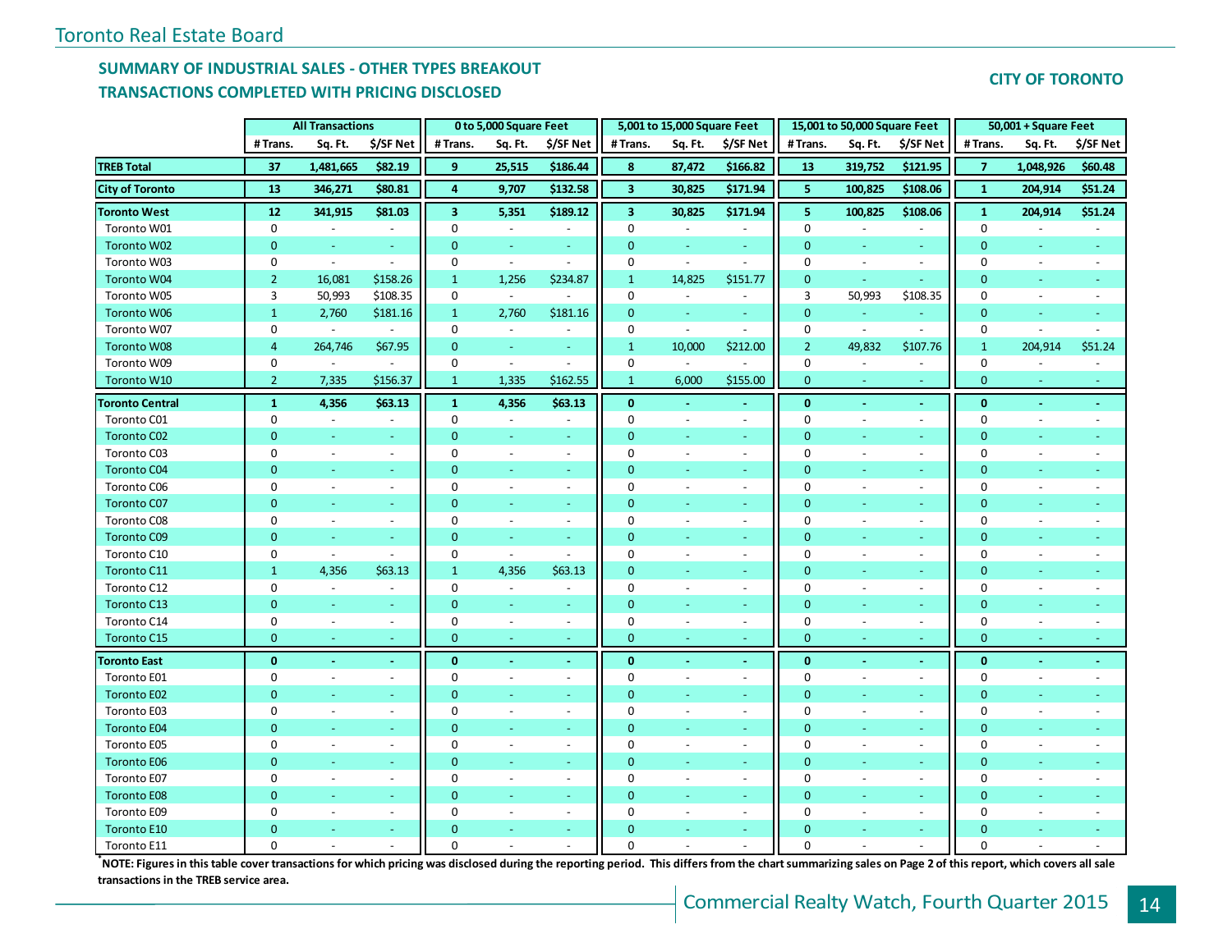## SUMMARY OF INDUSTRIAL SALES - OTHER TYPES BREAKOUT
## TRANSACTIONS COMPLETED WITH PRICING DISCLOSED

**CITY OF TORONTO**

| | All Transactions | | | 0 to 5,000 Square Feet | | | 5,001 to 15,000 Square Feet | | | 15,001 to 50,000 Square Feet | | | 50,001 + Square Feet | | |
|---|---|---|---|---|---|---|---|---|---|---|---|---|---|---|---|
| | # Trans. | Sq. Ft. | $/SF Net | # Trans. | Sq. Ft. | $/SF Net | # Trans. | Sq. Ft. | $/SF Net | # Trans. | Sq. Ft. | $/SF Net | # Trans. | Sq. Ft. | $/SF Net |
| **TREB Total** | **37** | **1,481,665** | **$82.19** | **9** | **25,515** | **$186.44** | **8** | **87,472** | **$166.82** | **13** | **319,752** | **$121.95** | **7** | **1,048,926** | **$60.48** |
| **City of Toronto** | **13** | **346,271** | **$80.81** | **4** | **9,707** | **$132.58** | **3** | **30,825** | **$171.94** | **5** | **100,825** | **$108.06** | **1** | **204,914** | **$51.24** |
| **Toronto West** | **12** | **341,915** | **$81.03** | **3** | **5,351** | **$189.12** | **3** | **30,825** | **$171.94** | **5** | **100,825** | **$108.06** | **1** | **204,914** | **$51.24** |
| Toronto W01 | 0 | - | - | 0 | - | - | 0 | - | - | 0 | - | - | 0 | - | - |
| Toronto W02 | 0 | - | - | 0 | - | - | 0 | - | - | 0 | - | - | 0 | - | - |
| Toronto W03 | 0 | - | - | 0 | - | - | 0 | - | - | 0 | - | - | 0 | - | - |
| Toronto W04 | 2 | 16,081 | $158.26 | 1 | 1,256 | $234.87 | 1 | 14,825 | $151.77 | 0 | - | - | 0 | - | - |
| Toronto W05 | 3 | 50,993 | $108.35 | 0 | - | - | 0 | - | - | 3 | 50,993 | $108.35 | 0 | - | - |
| Toronto W06 | 1 | 2,760 | $181.16 | 1 | 2,760 | $181.16 | 0 | - | - | 0 | - | - | 0 | - | - |
| Toronto W07 | 0 | - | - | 0 | - | - | 0 | - | - | 0 | - | - | 0 | - | - |
| Toronto W08 | 4 | 264,746 | $67.95 | 0 | - | - | 1 | 10,000 | $212.00 | 2 | 49,832 | $107.76 | 1 | 204,914 | $51.24 |
| Toronto W09 | 0 | - | - | 0 | - | - | 0 | - | - | 0 | - | - | 0 | - | - |
| Toronto W10 | 2 | 7,335 | $156.37 | 1 | 1,335 | $162.55 | 1 | 6,000 | $155.00 | 0 | - | - | 0 | - | - |
| **Toronto Central** | **1** | **4,356** | **$63.13** | **1** | **4,356** | **$63.13** | **0** | **-** | **-** | **0** | **-** | **-** | **0** | **-** | **-** |
| Toronto C01 | 0 | - | - | 0 | - | - | 0 | - | - | 0 | - | - | 0 | - | - |
| Toronto C02 | 0 | - | - | 0 | - | - | 0 | - | - | 0 | - | - | 0 | - | - |
| Toronto C03 | 0 | - | - | 0 | - | - | 0 | - | - | 0 | - | - | 0 | - | - |
| Toronto C04 | 0 | - | - | 0 | - | - | 0 | - | - | 0 | - | - | 0 | - | - |
| Toronto C06 | 0 | - | - | 0 | - | - | 0 | - | - | 0 | - | - | 0 | - | - |
| Toronto C07 | 0 | - | - | 0 | - | - | 0 | - | - | 0 | - | - | 0 | - | - |
| Toronto C08 | 0 | - | - | 0 | - | - | 0 | - | - | 0 | - | - | 0 | - | - |
| Toronto C09 | 0 | - | - | 0 | - | - | 0 | - | - | 0 | - | - | 0 | - | - |
| Toronto C10 | 0 | - | - | 0 | - | - | 0 | - | - | 0 | - | - | 0 | - | - |
| Toronto C11 | 1 | 4,356 | $63.13 | 1 | 4,356 | $63.13 | 0 | - | - | 0 | - | - | 0 | - | - |
| Toronto C12 | 0 | - | - | 0 | - | - | 0 | - | - | 0 | - | - | 0 | - | - |
| Toronto C13 | 0 | - | - | 0 | - | - | 0 | - | - | 0 | - | - | 0 | - | - |
| Toronto C14 | 0 | - | - | 0 | - | - | 0 | - | - | 0 | - | - | 0 | - | - |
| Toronto C15 | 0 | - | - | 0 | - | - | 0 | - | - | 0 | - | - | 0 | - | - |
| **Toronto East** | **0** | **-** | **-** | **0** | **-** | **-** | **0** | **-** | **-** | **0** | **-** | **-** | **0** | **-** | **-** |
| Toronto E01 | 0 | - | - | 0 | - | - | 0 | - | - | 0 | - | - | 0 | - | - |
| Toronto E02 | 0 | - | - | 0 | - | - | 0 | - | - | 0 | - | - | 0 | - | - |
| Toronto E03 | 0 | - | - | 0 | - | - | 0 | - | - | 0 | - | - | 0 | - | - |
| Toronto E04 | 0 | - | - | 0 | - | - | 0 | - | - | 0 | - | - | 0 | - | - |
| Toronto E05 | 0 | - | - | 0 | - | - | 0 | - | - | 0 | - | - | 0 | - | - |
| Toronto E06 | 0 | - | - | 0 | - | - | 0 | - | - | 0 | - | - | 0 | - | - |
| Toronto E07 | 0 | - | - | 0 | - | - | 0 | - | - | 0 | - | - | 0 | - | - |
| Toronto E08 | 0 | - | - | 0 | - | - | 0 | - | - | 0 | - | - | 0 | - | - |
| Toronto E09 | 0 | - | - | 0 | - | - | 0 | - | - | 0 | - | - | 0 | - | - |
| Toronto E10 | 0 | - | - | 0 | - | - | 0 | - | - | 0 | - | - | 0 | - | - |
| Toronto E11 | 0 | - | - | 0 | - | - | 0 | - | - | 0 | - | - | 0 | - | - |

**[*] NOTE: Figures in this table cover transactions for which pricing was disclosed during the reporting period. This differs from the chart summarizing sales on Page 2 of this report, which covers all sale transactions in the TREB service area.**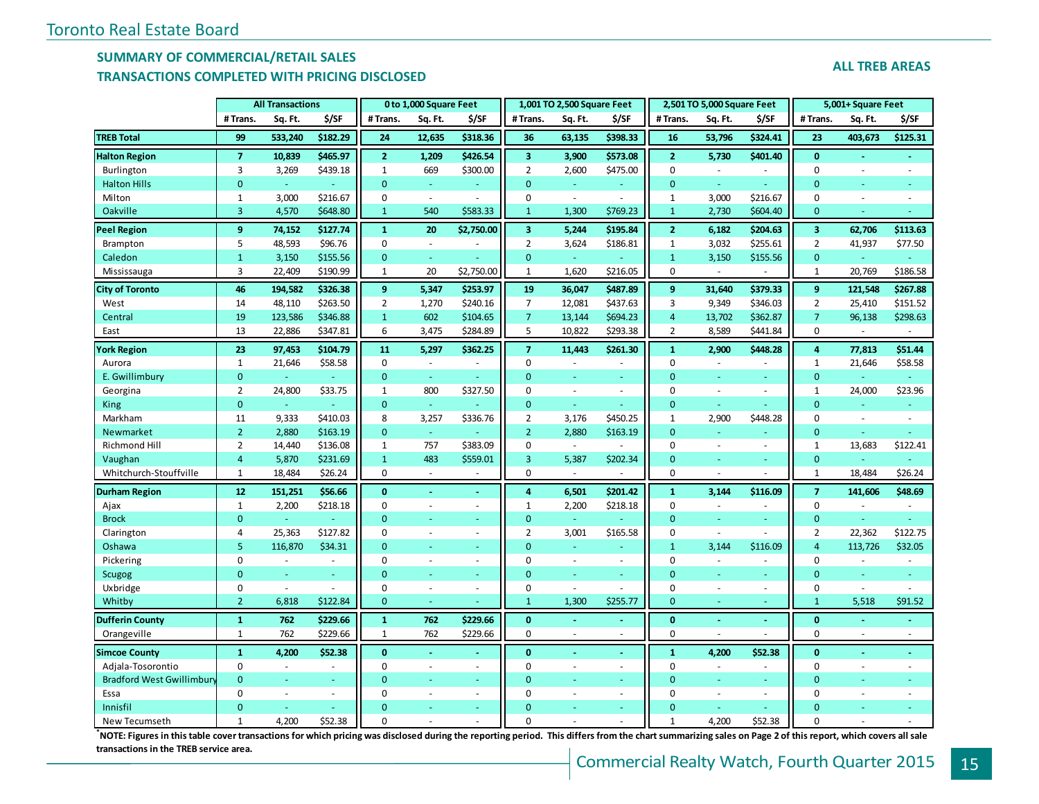Toronto Real Estate Board

## SUMMARY OF COMMERCIAL/RETAIL SALES
## TRANSACTIONS COMPLETED WITH PRICING DISCLOSED

**ALL TREB AREAS**

| | All Transactions | | | 0 to 1,000 Square Feet | | | 1,001 TO 2,500 Square Feet | | | 2,501 TO 5,000 Square Feet | | | 5,001+ Square Feet | | |
|---|---|---|---|---|---|---|---|---|---|---|---|---|---|---|---|
| | # Trans. | Sq. Ft. | $/SF | # Trans. | Sq. Ft. | $/SF | # Trans. | Sq. Ft. | $/SF | # Trans. | Sq. Ft. | $/SF | # Trans. | Sq. Ft. | $/SF |
| **TREB Total** | **99** | **533,240** | **$182.29** | **24** | **12,635** | **$318.36** | **36** | **63,135** | **$398.33** | **16** | **53,796** | **$324.41** | **23** | **403,673** | **$125.31** |
| **Halton Region** | **7** | **10,839** | **$465.97** | **2** | **1,209** | **$426.54** | **3** | **3,900** | **$573.08** | **2** | **5,730** | **$401.40** | **0** | **-** | **-** |
| Burlington | 3 | 3,269 | $439.18 | 1 | 669 | $300.00 | 2 | 2,600 | $475.00 | 0 | - | - | 0 | - | - |
| Halton Hills | 0 | - | - | 0 | - | - | 0 | - | - | 0 | - | - | 0 | - | - |
| Milton | 1 | 3,000 | $216.67 | 0 | - | - | 0 | - | - | 1 | 3,000 | $216.67 | 0 | - | - |
| Oakville | 3 | 4,570 | $648.80 | 1 | 540 | $583.33 | 1 | 1,300 | $769.23 | 1 | 2,730 | $604.40 | 0 | - | - |
| **Peel Region** | **9** | **74,152** | **$127.74** | **1** | **20** | **$2,750.00** | **3** | **5,244** | **$195.84** | **2** | **6,182** | **$204.63** | **3** | **62,706** | **$113.63** |
| Brampton | 5 | 48,593 | $96.76 | 0 | - | - | 2 | 3,624 | $186.81 | 1 | 3,032 | $255.61 | 2 | 41,937 | $77.50 |
| Caledon | 1 | 3,150 | $155.56 | 0 | - | - | 0 | - | - | 1 | 3,150 | $155.56 | 0 | - | - |
| Mississauga | 3 | 22,409 | $190.99 | 1 | 20 | $2,750.00 | 1 | 1,620 | $216.05 | 0 | - | - | 1 | 20,769 | $186.58 |
| **City of Toronto** | **46** | **194,582** | **$326.38** | **9** | **5,347** | **$253.97** | **19** | **36,047** | **$487.89** | **9** | **31,640** | **$379.33** | **9** | **121,548** | **$267.88** |
| West | 14 | 48,110 | $263.50 | 2 | 1,270 | $240.16 | 7 | 12,081 | $437.63 | 3 | 9,349 | $346.03 | 2 | 25,410 | $151.52 |
| Central | 19 | 123,586 | $346.88 | 1 | 602 | $104.65 | 7 | 13,144 | $694.23 | 4 | 13,702 | $362.87 | 7 | 96,138 | $298.63 |
| East | 13 | 22,886 | $347.81 | 6 | 3,475 | $284.89 | 5 | 10,822 | $293.38 | 2 | 8,589 | $441.84 | 0 | - | - |
| **York Region** | **23** | **97,453** | **$104.79** | **11** | **5,297** | **$362.25** | **7** | **11,443** | **$261.30** | **1** | **2,900** | **$448.28** | **4** | **77,813** | **$51.44** |
| Aurora | 1 | 21,646 | $58.58 | 0 | - | - | 0 | - | - | 0 | - | - | 1 | 21,646 | $58.58 |
| E. Gwillimbury | 0 | - | - | 0 | - | - | 0 | - | - | 0 | - | - | 0 | - | - |
| Georgina | 2 | 24,800 | $33.75 | 1 | 800 | $327.50 | 0 | - | - | 0 | - | - | 1 | 24,000 | $23.96 |
| King | 0 | - | - | 0 | - | - | 0 | - | - | 0 | - | - | 0 | - | - |
| Markham | 11 | 9,333 | $410.03 | 8 | 3,257 | $336.76 | 2 | 3,176 | $450.25 | 1 | 2,900 | $448.28 | 0 | - | - |
| Newmarket | 2 | 2,880 | $163.19 | 0 | - | - | 2 | 2,880 | $163.19 | 0 | - | - | 0 | - | - |
| Richmond Hill | 2 | 14,440 | $136.08 | 1 | 757 | $383.09 | 0 | - | - | 0 | - | - | 1 | 13,683 | $122.41 |
| Vaughan | 4 | 5,870 | $231.69 | 1 | 483 | $559.01 | 3 | 5,387 | $202.34 | 0 | - | - | 0 | - | - |
| Whitchurch-Stouffville | 1 | 18,484 | $26.24 | 0 | - | - | 0 | - | - | 0 | - | - | 1 | 18,484 | $26.24 |
| **Durham Region** | **12** | **151,251** | **$56.66** | **0** | **-** | **-** | **4** | **6,501** | **$201.42** | **1** | **3,144** | **$116.09** | **7** | **141,606** | **$48.69** |
| Ajax | 1 | 2,200 | $218.18 | 0 | - | - | 1 | 2,200 | $218.18 | 0 | - | - | 0 | - | - |
| Brock | 0 | - | - | 0 | - | - | 0 | - | - | 0 | - | - | 0 | - | - |
| Clarington | 4 | 25,363 | $127.82 | 0 | - | - | 2 | 3,001 | $165.58 | 0 | - | - | 2 | 22,362 | $122.75 |
| Oshawa | 5 | 116,870 | $34.31 | 0 | - | - | 0 | - | - | 1 | 3,144 | $116.09 | 4 | 113,726 | $32.05 |
| Pickering | 0 | - | - | 0 | - | - | 0 | - | - | 0 | - | - | 0 | - | - |
| Scugog | 0 | - | - | 0 | - | - | 0 | - | - | 0 | - | - | 0 | - | - |
| Uxbridge | 0 | - | - | 0 | - | - | 0 | - | - | 0 | - | - | 0 | - | - |
| Whitby | 2 | 6,818 | $122.84 | 0 | - | - | 1 | 1,300 | $255.77 | 0 | - | - | 1 | 5,518 | $91.52 |
| **Dufferin County** | **1** | **762** | **$229.66** | **1** | **762** | **$229.66** | **0** | **-** | **-** | **0** | **-** | **-** | **0** | **-** | **-** |
| Orangeville | 1 | 762 | $229.66 | 1 | 762 | $229.66 | 0 | - | - | 0 | - | - | 0 | - | - |
| **Simcoe County** | **1** | **4,200** | **$52.38** | **0** | **-** | **-** | **0** | **-** | **-** | **1** | **4,200** | **$52.38** | **0** | **-** | **-** |
| Adjala-Tosorontio | 0 | - | - | 0 | - | - | 0 | - | - | 0 | - | - | 0 | - | - |
| Bradford West Gwillimbury | 0 | - | - | 0 | - | - | 0 | - | - | 0 | - | - | 0 | - | - |
| Essa | 0 | - | - | 0 | - | - | 0 | - | - | 0 | - | - | 0 | - | - |
| Innisfil | 0 | - | - | 0 | - | - | 0 | - | - | 0 | - | - | 0 | - | - |
| New Tecumseth | 1 | 4,200 | $52.38 | 0 | - | - | 0 | - | - | 1 | 4,200 | $52.38 | 0 | - | - |

**\*NOTE: Figures in this table cover transactions for which pricing was disclosed during the reporting period. This differs from the chart summarizing sales on Page 2 of this report, which covers all sale transactions in the TREB service area.**

Commercial Realty Watch, Fourth Quarter 2015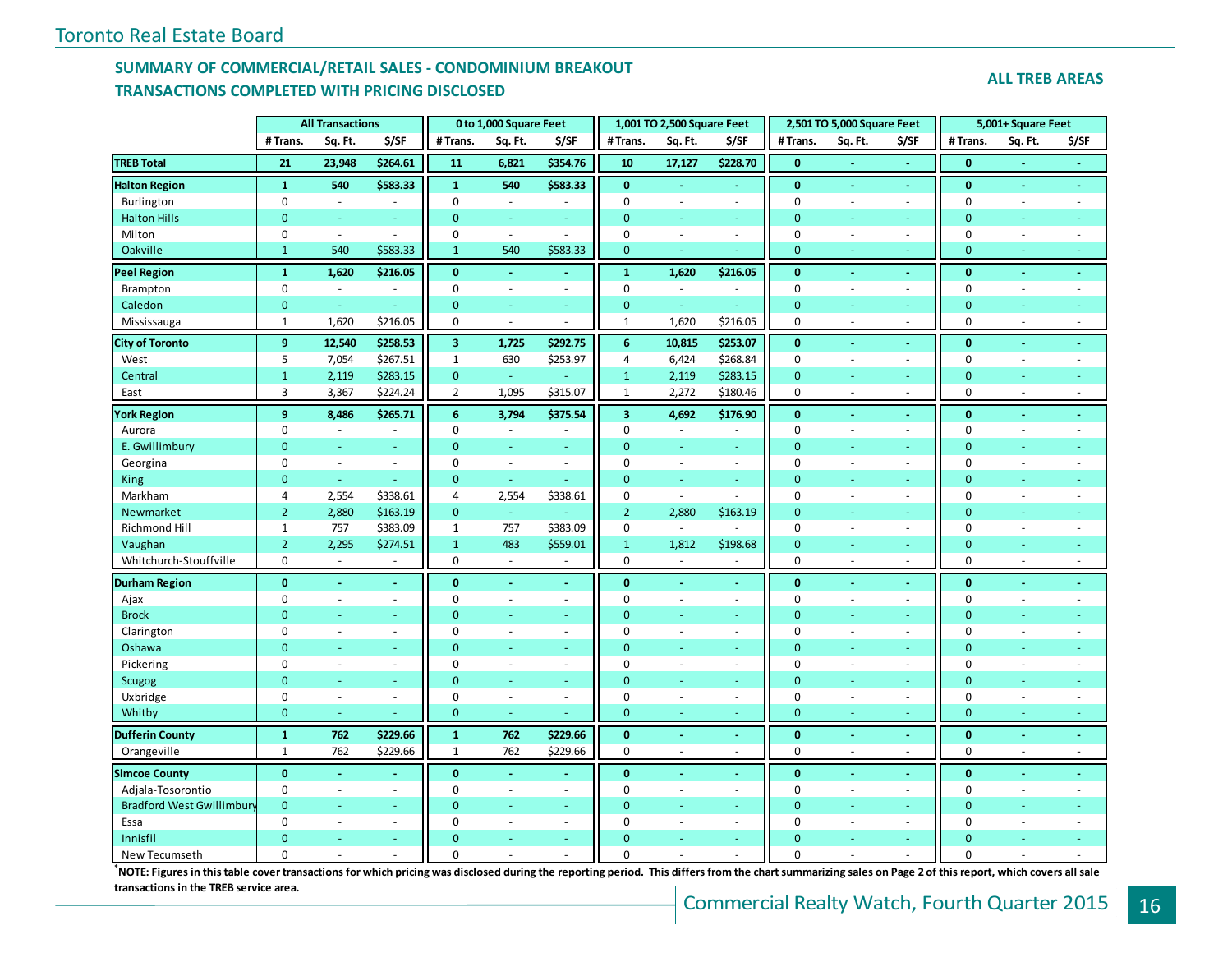Toronto Real Estate Board

## SUMMARY OF COMMERCIAL/RETAIL SALES - CONDOMINIUM BREAKOUT
## TRANSACTIONS COMPLETED WITH PRICING DISCLOSED

**ALL TREB AREAS**

| | All Transactions | | | 0 to 1,000 Square Feet | | | 1,001 TO 2,500 Square Feet | | | 2,501 TO 5,000 Square Feet | | | 5,001+ Square Feet | | |
|---|---|---|---|---|---|---|---|---|---|---|---|---|---|---|---|
| | # Trans. | Sq. Ft. | $/SF | # Trans. | Sq. Ft. | $/SF | # Trans. | Sq. Ft. | $/SF | # Trans. | Sq. Ft. | $/SF | # Trans. | Sq. Ft. | $/SF |
| **TREB Total** | **21** | **23,948** | **$264.61** | **11** | **6,821** | **$354.76** | **10** | **17,127** | **$228.70** | **0** | **-** | **-** | **0** | **-** | **-** |
| **Halton Region** | **1** | **540** | **$583.33** | **1** | **540** | **$583.33** | **0** | **-** | **-** | **0** | **-** | **-** | **0** | **-** | **-** |
| Burlington | 0 | - | - | 0 | - | - | 0 | - | - | 0 | - | - | 0 | - | - |
| Halton Hills | 0 | - | - | 0 | - | - | 0 | - | - | 0 | - | - | 0 | - | - |
| Milton | 0 | - | - | 0 | - | - | 0 | - | - | 0 | - | - | 0 | - | - |
| Oakville | 1 | 540 | $583.33 | 1 | 540 | $583.33 | 0 | - | - | 0 | - | - | 0 | - | - |
| **Peel Region** | **1** | **1,620** | **$216.05** | **0** | **-** | **-** | **1** | **1,620** | **$216.05** | **0** | **-** | **-** | **0** | **-** | **-** |
| Brampton | 0 | - | - | 0 | - | - | 0 | - | - | 0 | - | - | 0 | - | - |
| Caledon | 0 | - | - | 0 | - | - | 0 | - | - | 0 | - | - | 0 | - | - |
| Mississauga | 1 | 1,620 | $216.05 | 0 | - | - | 1 | 1,620 | $216.05 | 0 | - | - | 0 | - | - |
| **City of Toronto** | **9** | **12,540** | **$258.53** | **3** | **1,725** | **$292.75** | **6** | **10,815** | **$253.07** | **0** | **-** | **-** | **0** | **-** | **-** |
| West | 5 | 7,054 | $267.51 | 1 | 630 | $253.97 | 4 | 6,424 | $268.84 | 0 | - | - | 0 | - | - |
| Central | 1 | 2,119 | $283.15 | 0 | - | - | 1 | 2,119 | $283.15 | 0 | - | - | 0 | - | - |
| East | 3 | 3,367 | $224.24 | 2 | 1,095 | $315.07 | 1 | 2,272 | $180.46 | 0 | - | - | 0 | - | - |
| **York Region** | **9** | **8,486** | **$265.71** | **6** | **3,794** | **$375.54** | **3** | **4,692** | **$176.90** | **0** | **-** | **-** | **0** | **-** | **-** |
| Aurora | 0 | - | - | 0 | - | - | 0 | - | - | 0 | - | - | 0 | - | - |
| E. Gwillimbury | 0 | - | - | 0 | - | - | 0 | - | - | 0 | - | - | 0 | - | - |
| Georgina | 0 | - | - | 0 | - | - | 0 | - | - | 0 | - | - | 0 | - | - |
| King | 0 | - | - | 0 | - | - | 0 | - | - | 0 | - | - | 0 | - | - |
| Markham | 4 | 2,554 | $338.61 | 4 | 2,554 | $338.61 | 0 | - | - | 0 | - | - | 0 | - | - |
| Newmarket | 2 | 2,880 | $163.19 | 0 | - | - | 2 | 2,880 | $163.19 | 0 | - | - | 0 | - | - |
| Richmond Hill | 1 | 757 | $383.09 | 1 | 757 | $383.09 | 0 | - | - | 0 | - | - | 0 | - | - |
| Vaughan | 2 | 2,295 | $274.51 | 1 | 483 | $559.01 | 1 | 1,812 | $198.68 | 0 | - | - | 0 | - | - |
| Whitchurch-Stouffville | 0 | - | - | 0 | - | - | 0 | - | - | 0 | - | - | 0 | - | - |
| **Durham Region** | **0** | **-** | **-** | **0** | **-** | **-** | **0** | **-** | **-** | **0** | **-** | **-** | **0** | **-** | **-** |
| Ajax | 0 | - | - | 0 | - | - | 0 | - | - | 0 | - | - | 0 | - | - |
| Brock | 0 | - | - | 0 | - | - | 0 | - | - | 0 | - | - | 0 | - | - |
| Clarington | 0 | - | - | 0 | - | - | 0 | - | - | 0 | - | - | 0 | - | - |
| Oshawa | 0 | - | - | 0 | - | - | 0 | - | - | 0 | - | - | 0 | - | - |
| Pickering | 0 | - | - | 0 | - | - | 0 | - | - | 0 | - | - | 0 | - | - |
| Scugog | 0 | - | - | 0 | - | - | 0 | - | - | 0 | - | - | 0 | - | - |
| Uxbridge | 0 | - | - | 0 | - | - | 0 | - | - | 0 | - | - | 0 | - | - |
| Whitby | 0 | - | - | 0 | - | - | 0 | - | - | 0 | - | - | 0 | - | - |
| **Dufferin County** | **1** | **762** | **$229.66** | **1** | **762** | **$229.66** | **0** | **-** | **-** | **0** | **-** | **-** | **0** | **-** | **-** |
| Orangeville | 1 | 762 | $229.66 | 1 | 762 | $229.66 | 0 | - | - | 0 | - | - | 0 | - | - |
| **Simcoe County** | **0** | **-** | **-** | **0** | **-** | **-** | **0** | **-** | **-** | **0** | **-** | **-** | **0** | **-** | **-** |
| Adjala-Tosorontio | 0 | - | - | 0 | - | - | 0 | - | - | 0 | - | - | 0 | - | - |
| Bradford West Gwillimbury | 0 | - | - | 0 | - | - | 0 | - | - | 0 | - | - | 0 | - | - |
| Essa | 0 | - | - | 0 | - | - | 0 | - | - | 0 | - | - | 0 | - | - |
| Innisfil | 0 | - | - | 0 | - | - | 0 | - | - | 0 | - | - | 0 | - | - |
| New Tecumseth | 0 | - | - | 0 | - | - | 0 | - | - | 0 | - | - | 0 | - | - |

**\*NOTE: Figures in this table cover transactions for which pricing was disclosed during the reporting period. This differs from the chart summarizing sales on Page 2 of this report, which covers all sale transactions in the TREB service area.**

Commercial Realty Watch, Fourth Quarter 2015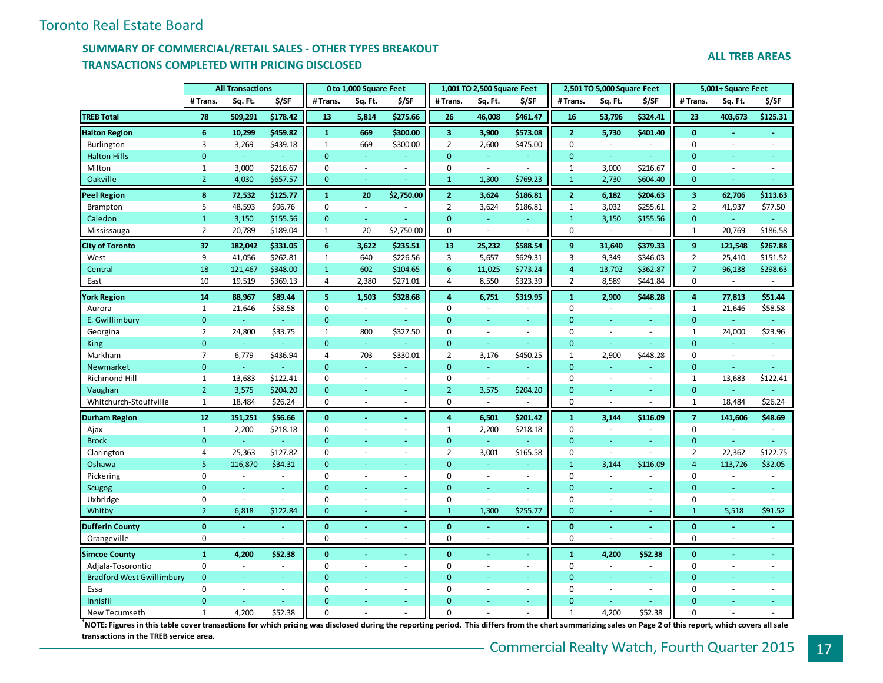Toronto Real Estate Board

## SUMMARY OF COMMERCIAL/RETAIL SALES - OTHER TYPES BREAKOUT
## TRANSACTIONS COMPLETED WITH PRICING DISCLOSED

**ALL TREB AREAS**

| | All Transactions | | | 0 to 1,000 Square Feet | | | 1,001 TO 2,500 Square Feet | | | 2,501 TO 5,000 Square Feet | | | 5,001+ Square Feet | | |
|---|---|---|---|---|---|---|---|---|---|---|---|---|---|---|---|
| | # Trans. | Sq. Ft. | $/SF | # Trans. | Sq. Ft. | $/SF | # Trans. | Sq. Ft. | $/SF | # Trans. | Sq. Ft. | $/SF | # Trans. | Sq. Ft. | $/SF |
| **TREB Total** | **78** | **509,291** | **$178.42** | **13** | **5,814** | **$275.66** | **26** | **46,008** | **$461.47** | **16** | **53,796** | **$324.41** | **23** | **403,673** | **$125.31** |
| **Halton Region** | **6** | **10,299** | **$459.82** | **1** | **669** | **$300.00** | **3** | **3,900** | **$573.08** | **2** | **5,730** | **$401.40** | **0** | **-** | **-** |
| Burlington | 3 | 3,269 | $439.18 | 1 | 669 | $300.00 | 2 | 2,600 | $475.00 | 0 | - | - | 0 | - | - |
| Halton Hills | 0 | - | - | 0 | - | - | 0 | - | - | 0 | - | - | 0 | - | - |
| Milton | 1 | 3,000 | $216.67 | 0 | - | - | 0 | - | - | 1 | 3,000 | $216.67 | 0 | - | - |
| Oakville | 2 | 4,030 | $657.57 | 0 | - | - | 1 | 1,300 | $769.23 | 1 | 2,730 | $604.40 | 0 | - | - |
| **Peel Region** | **8** | **72,532** | **$125.77** | **1** | **20** | **$2,750.00** | **2** | **3,624** | **$186.81** | **2** | **6,182** | **$204.63** | **3** | **62,706** | **$113.63** |
| Brampton | 5 | 48,593 | $96.76 | 0 | - | - | 2 | 3,624 | $186.81 | 1 | 3,032 | $255.61 | 2 | 41,937 | $77.50 |
| Caledon | 1 | 3,150 | $155.56 | 0 | - | - | 0 | - | - | 1 | 3,150 | $155.56 | 0 | - | - |
| Mississauga | 2 | 20,789 | $189.04 | 1 | 20 | $2,750.00 | 0 | - | - | 0 | - | - | 1 | 20,769 | $186.58 |
| **City of Toronto** | **37** | **182,042** | **$331.05** | **6** | **3,622** | **$235.51** | **13** | **25,232** | **$588.54** | **9** | **31,640** | **$379.33** | **9** | **121,548** | **$267.88** |
| West | 9 | 41,056 | $262.81 | 1 | 640 | $226.56 | 3 | 5,657 | $629.31 | 3 | 9,349 | $346.03 | 2 | 25,410 | $151.52 |
| Central | 18 | 121,467 | $348.00 | 1 | 602 | $104.65 | 6 | 11,025 | $773.24 | 4 | 13,702 | $362.87 | 7 | 96,138 | $298.63 |
| East | 10 | 19,519 | $369.13 | 4 | 2,380 | $271.01 | 4 | 8,550 | $323.39 | 2 | 8,589 | $441.84 | 0 | - | - |
| **York Region** | **14** | **88,967** | **$89.44** | **5** | **1,503** | **$328.68** | **4** | **6,751** | **$319.95** | **1** | **2,900** | **$448.28** | **4** | **77,813** | **$51.44** |
| Aurora | 1 | 21,646 | $58.58 | 0 | - | - | 0 | - | - | 0 | - | - | 1 | 21,646 | $58.58 |
| E. Gwillimbury | 0 | - | - | 0 | - | - | 0 | - | - | 0 | - | - | 0 | - | - |
| Georgina | 2 | 24,800 | $33.75 | 1 | 800 | $327.50 | 0 | - | - | 0 | - | - | 1 | 24,000 | $23.96 |
| King | 0 | - | - | 0 | - | - | 0 | - | - | 0 | - | - | 0 | - | - |
| Markham | 7 | 6,779 | $436.94 | 4 | 703 | $330.01 | 2 | 3,176 | $450.25 | 1 | 2,900 | $448.28 | 0 | - | - |
| Newmarket | 0 | - | - | 0 | - | - | 0 | - | - | 0 | - | - | 0 | - | - |
| Richmond Hill | 1 | 13,683 | $122.41 | 0 | - | - | 0 | - | - | 0 | - | - | 1 | 13,683 | $122.41 |
| Vaughan | 2 | 3,575 | $204.20 | 0 | - | - | 2 | 3,575 | $204.20 | 0 | - | - | 0 | - | - |
| Whitchurch-Stouffville | 1 | 18,484 | $26.24 | 0 | - | - | 0 | - | - | 0 | - | - | 1 | 18,484 | $26.24 |
| **Durham Region** | **12** | **151,251** | **$56.66** | **0** | **-** | **-** | **4** | **6,501** | **$201.42** | **1** | **3,144** | **$116.09** | **7** | **141,606** | **$48.69** |
| Ajax | 1 | 2,200 | $218.18 | 0 | - | - | 1 | 2,200 | $218.18 | 0 | - | - | 0 | - | - |
| Brock | 0 | - | - | 0 | - | - | 0 | - | - | 0 | - | - | 0 | - | - |
| Clarington | 4 | 25,363 | $127.82 | 0 | - | - | 2 | 3,001 | $165.58 | 0 | - | - | 2 | 22,362 | $122.75 |
| Oshawa | 5 | 116,870 | $34.31 | 0 | - | - | 0 | - | - | 1 | 3,144 | $116.09 | 4 | 113,726 | $32.05 |
| Pickering | 0 | - | - | 0 | - | - | 0 | - | - | 0 | - | - | 0 | - | - |
| Scugog | 0 | - | - | 0 | - | - | 0 | - | - | 0 | - | - | 0 | - | - |
| Uxbridge | 0 | - | - | 0 | - | - | 0 | - | - | 0 | - | - | 0 | - | - |
| Whitby | 2 | 6,818 | $122.84 | 0 | - | - | 1 | 1,300 | $255.77 | 0 | - | - | 1 | 5,518 | $91.52 |
| **Dufferin County** | **0** | **-** | **-** | **0** | **-** | **-** | **0** | **-** | **-** | **0** | **-** | **-** | **0** | **-** | **-** |
| Orangeville | 0 | - | - | 0 | - | - | 0 | - | - | 0 | - | - | 0 | - | - |
| **Simcoe County** | **1** | **4,200** | **$52.38** | **0** | **-** | **-** | **0** | **-** | **-** | **1** | **4,200** | **$52.38** | **0** | **-** | **-** |
| Adjala-Tosorontio | 0 | - | - | 0 | - | - | 0 | - | - | 0 | - | - | 0 | - | - |
| Bradford West Gwillimbury | 0 | - | - | 0 | - | - | 0 | - | - | 0 | - | - | 0 | - | - |
| Essa | 0 | - | - | 0 | - | - | 0 | - | - | 0 | - | - | 0 | - | - |
| Innisfil | 0 | - | - | 0 | - | - | 0 | - | - | 0 | - | - | 0 | - | - |
| New Tecumseth | 1 | 4,200 | $52.38 | 0 | - | - | 0 | - | - | 1 | 4,200 | $52.38 | 0 | - | - |

*NOTE: Figures in this table cover transactions for which pricing was disclosed during the reporting period. This differs from the chart summarizing sales on Page 2 of this report, which covers all sale transactions in the TREB service area.

Commercial Realty Watch, Fourth Quarter 2015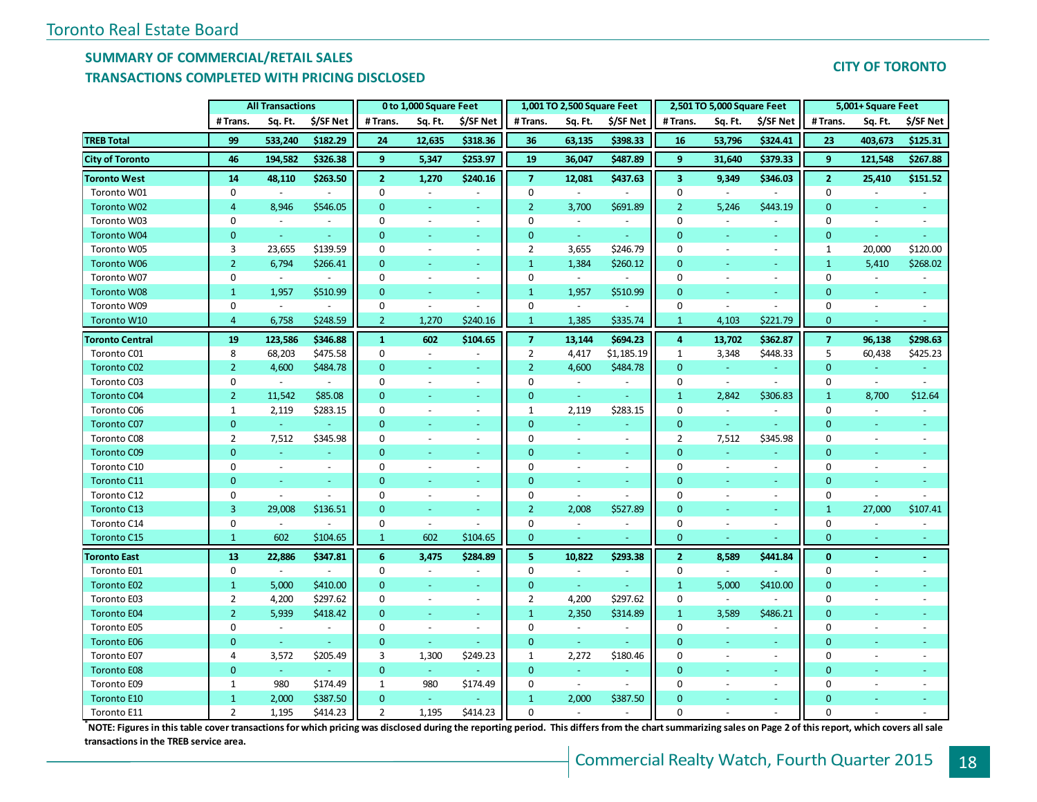## SUMMARY OF COMMERCIAL/RETAIL SALES
## TRANSACTIONS COMPLETED WITH PRICING DISCLOSED

**CITY OF TORONTO**

| | All Transactions | | | 0 to 1,000 Square Feet | | | 1,001 TO 2,500 Square Feet | | | 2,501 TO 5,000 Square Feet | | | 5,001+ Square Feet | | |
|---|---|---|---|---|---|---|---|---|---|---|---|---|---|---|---|
| | # Trans. | Sq. Ft. | $/SF Net | # Trans. | Sq. Ft. | $/SF Net | # Trans. | Sq. Ft. | $/SF Net | # Trans. | Sq. Ft. | $/SF Net | # Trans. | Sq. Ft. | $/SF Net |
| **TREB Total** | **99** | **533,240** | **$182.29** | **24** | **12,635** | **$318.36** | **36** | **63,135** | **$398.33** | **16** | **53,796** | **$324.41** | **23** | **403,673** | **$125.31** |
| **City of Toronto** | **46** | **194,582** | **$326.38** | **9** | **5,347** | **$253.97** | **19** | **36,047** | **$487.89** | **9** | **31,640** | **$379.33** | **9** | **121,548** | **$267.88** |
| **Toronto West** | **14** | **48,110** | **$263.50** | **2** | **1,270** | **$240.16** | **7** | **12,081** | **$437.63** | **3** | **9,349** | **$346.03** | **2** | **25,410** | **$151.52** |
| Toronto W01 | 0 | - | - | 0 | - | - | 0 | - | - | 0 | - | - | 0 | - | - |
| Toronto W02 | 4 | 8,946 | $546.05 | 0 | - | - | 2 | 3,700 | $691.89 | 2 | 5,246 | $443.19 | 0 | - | - |
| Toronto W03 | 0 | - | - | 0 | - | - | 0 | - | - | 0 | - | - | 0 | - | - |
| Toronto W04 | 0 | - | - | 0 | - | - | 0 | - | - | 0 | - | - | 0 | - | - |
| Toronto W05 | 3 | 23,655 | $139.59 | 0 | - | - | 2 | 3,655 | $246.79 | 0 | - | - | 1 | 20,000 | $120.00 |
| Toronto W06 | 2 | 6,794 | $266.41 | 0 | - | - | 1 | 1,384 | $260.12 | 0 | - | - | 1 | 5,410 | $268.02 |
| Toronto W07 | 0 | - | - | 0 | - | - | 0 | - | - | 0 | - | - | 0 | - | - |
| Toronto W08 | 1 | 1,957 | $510.99 | 0 | - | - | 1 | 1,957 | $510.99 | 0 | - | - | 0 | - | - |
| Toronto W09 | 0 | - | - | 0 | - | - | 0 | - | - | 0 | - | - | 0 | - | - |
| Toronto W10 | 4 | 6,758 | $248.59 | 2 | 1,270 | $240.16 | 1 | 1,385 | $335.74 | 1 | 4,103 | $221.79 | 0 | - | - |
| **Toronto Central** | **19** | **123,586** | **$346.88** | **1** | **602** | **$104.65** | **7** | **13,144** | **$694.23** | **4** | **13,702** | **$362.87** | **7** | **96,138** | **$298.63** |
| Toronto C01 | 8 | 68,203 | $475.58 | 0 | - | - | 2 | 4,417 | $1,185.19 | 1 | 3,348 | $448.33 | 5 | 60,438 | $425.23 |
| Toronto C02 | 2 | 4,600 | $484.78 | 0 | - | - | 2 | 4,600 | $484.78 | 0 | - | - | 0 | - | - |
| Toronto C03 | 0 | - | - | 0 | - | - | 0 | - | - | 0 | - | - | 0 | - | - |
| Toronto C04 | 2 | 11,542 | $85.08 | 0 | - | - | 0 | - | - | 1 | 2,842 | $306.83 | 1 | 8,700 | $12.64 |
| Toronto C06 | 1 | 2,119 | $283.15 | 0 | - | - | 1 | 2,119 | $283.15 | 0 | - | - | 0 | - | - |
| Toronto C07 | 0 | - | - | 0 | - | - | 0 | - | - | 0 | - | - | 0 | - | - |
| Toronto C08 | 2 | 7,512 | $345.98 | 0 | - | - | 0 | - | - | 2 | 7,512 | $345.98 | 0 | - | - |
| Toronto C09 | 0 | - | - | 0 | - | - | 0 | - | - | 0 | - | - | 0 | - | - |
| Toronto C10 | 0 | - | - | 0 | - | - | 0 | - | - | 0 | - | - | 0 | - | - |
| Toronto C11 | 0 | - | - | 0 | - | - | 0 | - | - | 0 | - | - | 0 | - | - |
| Toronto C12 | 0 | - | - | 0 | - | - | 0 | - | - | 0 | - | - | 0 | - | - |
| Toronto C13 | 3 | 29,008 | $136.51 | 0 | - | - | 2 | 2,008 | $527.89 | 0 | - | - | 1 | 27,000 | $107.41 |
| Toronto C14 | 0 | - | - | 0 | - | - | 0 | - | - | 0 | - | - | 0 | - | - |
| Toronto C15 | 1 | 602 | $104.65 | 1 | 602 | $104.65 | 0 | - | - | 0 | - | - | 0 | - | - |
| **Toronto East** | **13** | **22,886** | **$347.81** | **6** | **3,475** | **$284.89** | **5** | **10,822** | **$293.38** | **2** | **8,589** | **$441.84** | **0** | **-** | **-** |
| Toronto E01 | 0 | - | - | 0 | - | - | 0 | - | - | 0 | - | - | 0 | - | - |
| Toronto E02 | 1 | 5,000 | $410.00 | 0 | - | - | 0 | - | - | 1 | 5,000 | $410.00 | 0 | - | - |
| Toronto E03 | 2 | 4,200 | $297.62 | 0 | - | - | 2 | 4,200 | $297.62 | 0 | - | - | 0 | - | - |
| Toronto E04 | 2 | 5,939 | $418.42 | 0 | - | - | 1 | 2,350 | $314.89 | 1 | 3,589 | $486.21 | 0 | - | - |
| Toronto E05 | 0 | - | - | 0 | - | - | 0 | - | - | 0 | - | - | 0 | - | - |
| Toronto E06 | 0 | - | - | 0 | - | - | 0 | - | - | 0 | - | - | 0 | - | - |
| Toronto E07 | 4 | 3,572 | $205.49 | 3 | 1,300 | $249.23 | 1 | 2,272 | $180.46 | 0 | - | - | 0 | - | - |
| Toronto E08 | 0 | - | - | 0 | - | - | 0 | - | - | 0 | - | - | 0 | - | - |
| Toronto E09 | 1 | 980 | $174.49 | 1 | 980 | $174.49 | 0 | - | - | 0 | - | - | 0 | - | - |
| Toronto E10 | 1 | 2,000 | $387.50 | 0 | - | - | 1 | 2,000 | $387.50 | 0 | - | - | 0 | - | - |
| Toronto E11 | 2 | 1,195 | $414.23 | 2 | 1,195 | $414.23 | 0 | - | - | 0 | - | - | 0 | - | - |

**\*NOTE: Figures in this table cover transactions for which pricing was disclosed during the reporting period. This differs from the chart summarizing sales on Page 2 of this report, which covers all sale transactions in the TREB service area.**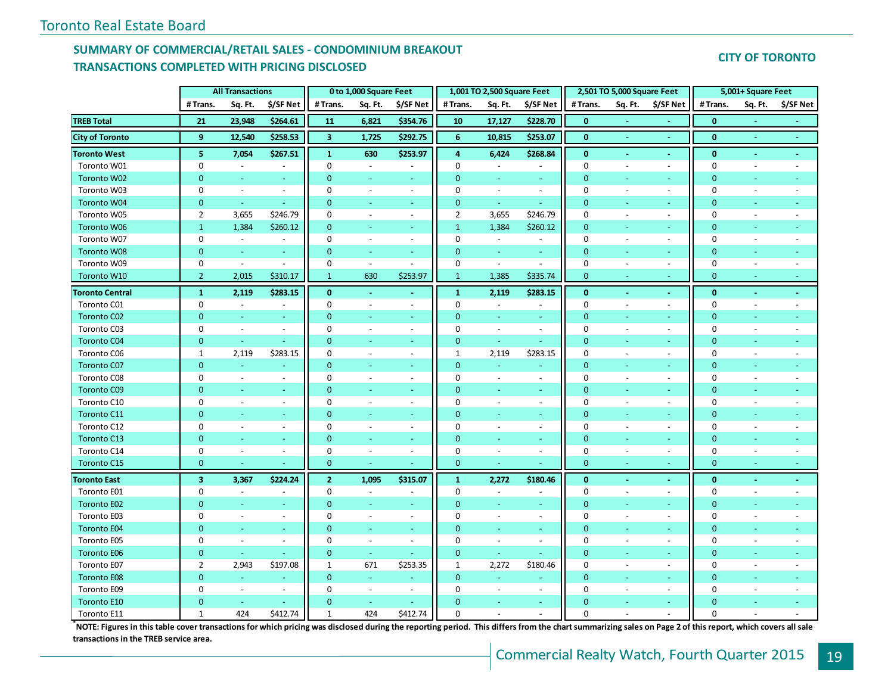## SUMMARY OF COMMERCIAL/RETAIL SALES - CONDOMINIUM BREAKOUT
## TRANSACTIONS COMPLETED WITH PRICING DISCLOSED

**CITY OF TORONTO**

| | All Transactions | | | 0 to 1,000 Square Feet | | | 1,001 TO 2,500 Square Feet | | | 2,501 TO 5,000 Square Feet | | | 5,001+ Square Feet | | |
|---|---|---|---|---|---|---|---|---|---|---|---|---|---|---|---|
| | # Trans. | Sq. Ft. | $/SF Net | # Trans. | Sq. Ft. | $/SF Net | # Trans. | Sq. Ft. | $/SF Net | # Trans. | Sq. Ft. | $/SF Net | # Trans. | Sq. Ft. | $/SF Net |
| **TREB Total** | **21** | **23,948** | **$264.61** | **11** | **6,821** | **$354.76** | **10** | **17,127** | **$228.70** | **0** | **-** | **-** | **0** | **-** | **-** |
| **City of Toronto** | **9** | **12,540** | **$258.53** | **3** | **1,725** | **$292.75** | **6** | **10,815** | **$253.07** | **0** | **-** | **-** | **0** | **-** | **-** |
| **Toronto West** | **5** | **7,054** | **$267.51** | **1** | **630** | **$253.97** | **4** | **6,424** | **$268.84** | **0** | **-** | **-** | **0** | **-** | **-** |
| Toronto W01 | 0 | - | - | 0 | - | - | 0 | - | - | 0 | - | - | 0 | - | - |
| Toronto W02 | 0 | - | - | 0 | - | - | 0 | - | - | 0 | - | - | 0 | - | - |
| Toronto W03 | 0 | - | - | 0 | - | - | 0 | - | - | 0 | - | - | 0 | - | - |
| Toronto W04 | 0 | - | - | 0 | - | - | 0 | - | - | 0 | - | - | 0 | - | - |
| Toronto W05 | 2 | 3,655 | $246.79 | 0 | - | - | 2 | 3,655 | $246.79 | 0 | - | - | 0 | - | - |
| Toronto W06 | 1 | 1,384 | $260.12 | 0 | - | - | 1 | 1,384 | $260.12 | 0 | - | - | 0 | - | - |
| Toronto W07 | 0 | - | - | 0 | - | - | 0 | - | - | 0 | - | - | 0 | - | - |
| Toronto W08 | 0 | - | - | 0 | - | - | 0 | - | - | 0 | - | - | 0 | - | - |
| Toronto W09 | 0 | - | - | 0 | - | - | 0 | - | - | 0 | - | - | 0 | - | - |
| Toronto W10 | 2 | 2,015 | $310.17 | 1 | 630 | $253.97 | 1 | 1,385 | $335.74 | 0 | - | - | 0 | - | - |
| **Toronto Central** | **1** | **2,119** | **$283.15** | **0** | **-** | **-** | **1** | **2,119** | **$283.15** | **0** | **-** | **-** | **0** | **-** | **-** |
| Toronto C01 | 0 | - | - | 0 | - | - | 0 | - | - | 0 | - | - | 0 | - | - |
| Toronto C02 | 0 | - | - | 0 | - | - | 0 | - | - | 0 | - | - | 0 | - | - |
| Toronto C03 | 0 | - | - | 0 | - | - | 0 | - | - | 0 | - | - | 0 | - | - |
| Toronto C04 | 0 | - | - | 0 | - | - | 0 | - | - | 0 | - | - | 0 | - | - |
| Toronto C06 | 1 | 2,119 | $283.15 | 0 | - | - | 1 | 2,119 | $283.15 | 0 | - | - | 0 | - | - |
| Toronto C07 | 0 | - | - | 0 | - | - | 0 | - | - | 0 | - | - | 0 | - | - |
| Toronto C08 | 0 | - | - | 0 | - | - | 0 | - | - | 0 | - | - | 0 | - | - |
| Toronto C09 | 0 | - | - | 0 | - | - | 0 | - | - | 0 | - | - | 0 | - | - |
| Toronto C10 | 0 | - | - | 0 | - | - | 0 | - | - | 0 | - | - | 0 | - | - |
| Toronto C11 | 0 | - | - | 0 | - | - | 0 | - | - | 0 | - | - | 0 | - | - |
| Toronto C12 | 0 | - | - | 0 | - | - | 0 | - | - | 0 | - | - | 0 | - | - |
| Toronto C13 | 0 | - | - | 0 | - | - | 0 | - | - | 0 | - | - | 0 | - | - |
| Toronto C14 | 0 | - | - | 0 | - | - | 0 | - | - | 0 | - | - | 0 | - | - |
| Toronto C15 | 0 | - | - | 0 | - | - | 0 | - | - | 0 | - | - | 0 | - | - |
| **Toronto East** | **3** | **3,367** | **$224.24** | **2** | **1,095** | **$315.07** | **1** | **2,272** | **$180.46** | **0** | **-** | **-** | **0** | **-** | **-** |
| Toronto E01 | 0 | - | - | 0 | - | - | 0 | - | - | 0 | - | - | 0 | - | - |
| Toronto E02 | 0 | - | - | 0 | - | - | 0 | - | - | 0 | - | - | 0 | - | - |
| Toronto E03 | 0 | - | - | 0 | - | - | 0 | - | - | 0 | - | - | 0 | - | - |
| Toronto E04 | 0 | - | - | 0 | - | - | 0 | - | - | 0 | - | - | 0 | - | - |
| Toronto E05 | 0 | - | - | 0 | - | - | 0 | - | - | 0 | - | - | 0 | - | - |
| Toronto E06 | 0 | - | - | 0 | - | - | 0 | - | - | 0 | - | - | 0 | - | - |
| Toronto E07 | 2 | 2,943 | $197.08 | 1 | 671 | $253.35 | 1 | 2,272 | $180.46 | 0 | - | - | 0 | - | - |
| Toronto E08 | 0 | - | - | 0 | - | - | 0 | - | - | 0 | - | - | 0 | - | - |
| Toronto E09 | 0 | - | - | 0 | - | - | 0 | - | - | 0 | - | - | 0 | - | - |
| Toronto E10 | 0 | - | - | 0 | - | - | 0 | - | - | 0 | - | - | 0 | - | - |
| Toronto E11 | 1 | 424 | $412.74 | 1 | 424 | $412.74 | 0 | - | - | 0 | - | - | 0 | - | - |

**\*NOTE: Figures in this table cover transactions for which pricing was disclosed during the reporting period. This differs from the chart summarizing sales on Page 2 of this report, which covers all sale transactions in the TREB service area.**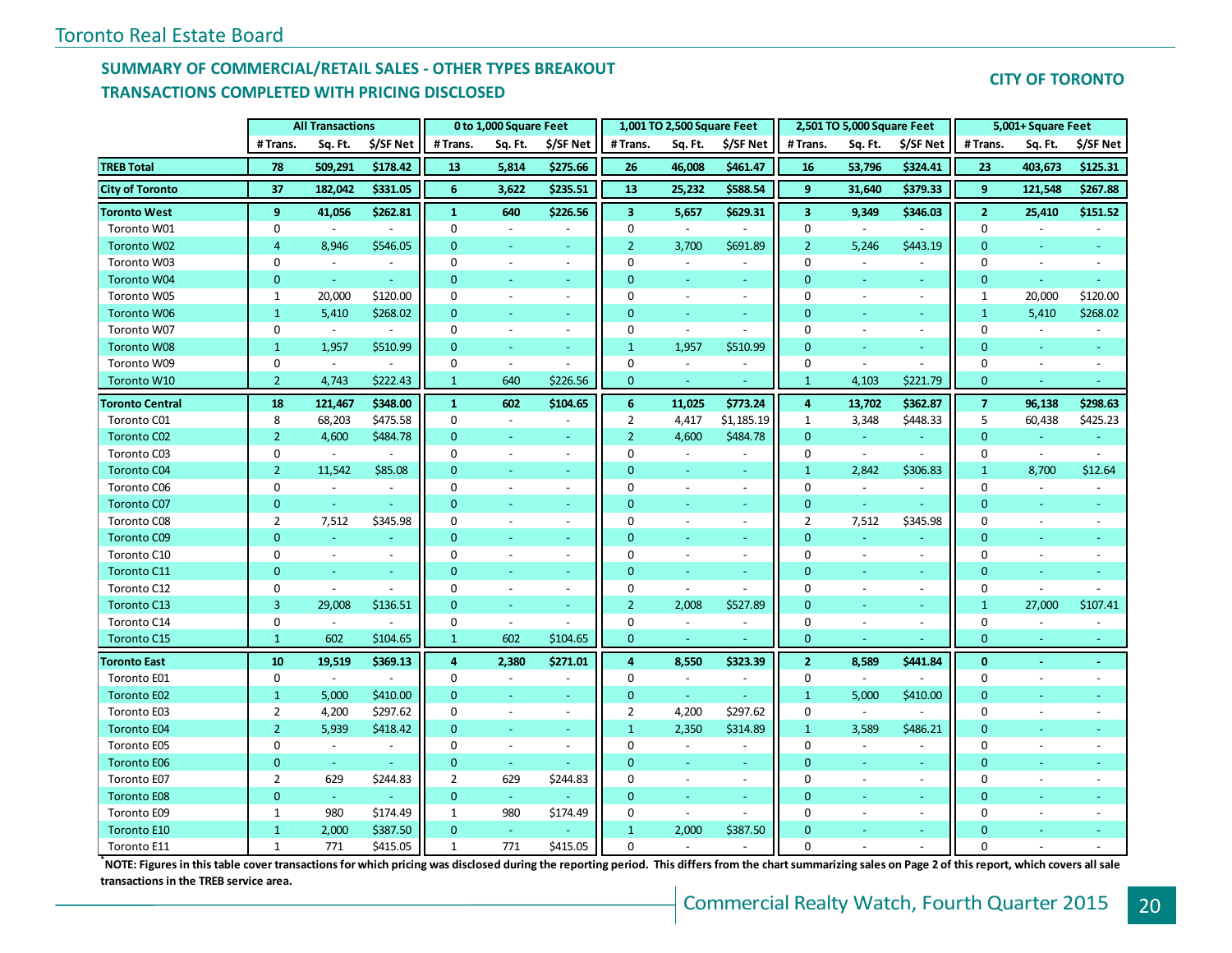## SUMMARY OF COMMERCIAL/RETAIL SALES - OTHER TYPES BREAKOUT
## TRANSACTIONS COMPLETED WITH PRICING DISCLOSED

**CITY OF TORONTO**

| | All Transactions | | | 0 to 1,000 Square Feet | | | 1,001 TO 2,500 Square Feet | | | 2,501 TO 5,000 Square Feet | | | 5,001+ Square Feet | | |
|---|---|---|---|---|---|---|---|---|---|---|---|---|---|---|---|
| | # Trans. | Sq. Ft. | $/SF Net | # Trans. | Sq. Ft. | $/SF Net | # Trans. | Sq. Ft. | $/SF Net | # Trans. | Sq. Ft. | $/SF Net | # Trans. | Sq. Ft. | $/SF Net |
| **TREB Total** | **78** | **509,291** | **$178.42** | **13** | **5,814** | **$275.66** | **26** | **46,008** | **$461.47** | **16** | **53,796** | **$324.41** | **23** | **403,673** | **$125.31** |
| **City of Toronto** | **37** | **182,042** | **$331.05** | **6** | **3,622** | **$235.51** | **13** | **25,232** | **$588.54** | **9** | **31,640** | **$379.33** | **9** | **121,548** | **$267.88** |
| **Toronto West** | **9** | **41,056** | **$262.81** | **1** | **640** | **$226.56** | **3** | **5,657** | **$629.31** | **3** | **9,349** | **$346.03** | **2** | **25,410** | **$151.52** |
| Toronto W01 | 0 | - | - | 0 | - | - | 0 | - | - | 0 | - | - | 0 | - | - |
| Toronto W02 | 4 | 8,946 | $546.05 | 0 | - | - | 2 | 3,700 | $691.89 | 2 | 5,246 | $443.19 | 0 | - | - |
| Toronto W03 | 0 | - | - | 0 | - | - | 0 | - | - | 0 | - | - | 0 | - | - |
| Toronto W04 | 0 | - | - | 0 | - | - | 0 | - | - | 0 | - | - | 0 | - | - |
| Toronto W05 | 1 | 20,000 | $120.00 | 0 | - | - | 0 | - | - | 0 | - | - | 1 | 20,000 | $120.00 |
| Toronto W06 | 1 | 5,410 | $268.02 | 0 | - | - | 0 | - | - | 0 | - | - | 1 | 5,410 | $268.02 |
| Toronto W07 | 0 | - | - | 0 | - | - | 0 | - | - | 0 | - | - | 0 | - | - |
| Toronto W08 | 1 | 1,957 | $510.99 | 0 | - | - | 1 | 1,957 | $510.99 | 0 | - | - | 0 | - | - |
| Toronto W09 | 0 | - | - | 0 | - | - | 0 | - | - | 0 | - | - | 0 | - | - |
| Toronto W10 | 2 | 4,743 | $222.43 | 1 | 640 | $226.56 | 0 | - | - | 1 | 4,103 | $221.79 | 0 | - | - |
| **Toronto Central** | **18** | **121,467** | **$348.00** | **1** | **602** | **$104.65** | **6** | **11,025** | **$773.24** | **4** | **13,702** | **$362.87** | **7** | **96,138** | **$298.63** |
| Toronto C01 | 8 | 68,203 | $475.58 | 0 | - | - | 2 | 4,417 | $1,185.19 | 1 | 3,348 | $448.33 | 5 | 60,438 | $425.23 |
| Toronto C02 | 2 | 4,600 | $484.78 | 0 | - | - | 2 | 4,600 | $484.78 | 0 | - | - | 0 | - | - |
| Toronto C03 | 0 | - | - | 0 | - | - | 0 | - | - | 0 | - | - | 0 | - | - |
| Toronto C04 | 2 | 11,542 | $85.08 | 0 | - | - | 0 | - | - | 1 | 2,842 | $306.83 | 1 | 8,700 | $12.64 |
| Toronto C06 | 0 | - | - | 0 | - | - | 0 | - | - | 0 | - | - | 0 | - | - |
| Toronto C07 | 0 | - | - | 0 | - | - | 0 | - | - | 0 | - | - | 0 | - | - |
| Toronto C08 | 2 | 7,512 | $345.98 | 0 | - | - | 0 | - | - | 2 | 7,512 | $345.98 | 0 | - | - |
| Toronto C09 | 0 | - | - | 0 | - | - | 0 | - | - | 0 | - | - | 0 | - | - |
| Toronto C10 | 0 | - | - | 0 | - | - | 0 | - | - | 0 | - | - | 0 | - | - |
| Toronto C11 | 0 | - | - | 0 | - | - | 0 | - | - | 0 | - | - | 0 | - | - |
| Toronto C12 | 0 | - | - | 0 | - | - | 0 | - | - | 0 | - | - | 0 | - | - |
| Toronto C13 | 3 | 29,008 | $136.51 | 0 | - | - | 2 | 2,008 | $527.89 | 0 | - | - | 1 | 27,000 | $107.41 |
| Toronto C14 | 0 | - | - | 0 | - | - | 0 | - | - | 0 | - | - | 0 | - | - |
| Toronto C15 | 1 | 602 | $104.65 | 1 | 602 | $104.65 | 0 | - | - | 0 | - | - | 0 | - | - |
| **Toronto East** | **10** | **19,519** | **$369.13** | **4** | **2,380** | **$271.01** | **4** | **8,550** | **$323.39** | **2** | **8,589** | **$441.84** | **0** | **-** | **-** |
| Toronto E01 | 0 | - | - | 0 | - | - | 0 | - | - | 0 | - | - | 0 | - | - |
| Toronto E02 | 1 | 5,000 | $410.00 | 0 | - | - | 0 | - | - | 1 | 5,000 | $410.00 | 0 | - | - |
| Toronto E03 | 2 | 4,200 | $297.62 | 0 | - | - | 2 | 4,200 | $297.62 | 0 | - | - | 0 | - | - |
| Toronto E04 | 2 | 5,939 | $418.42 | 0 | - | - | 1 | 2,350 | $314.89 | 1 | 3,589 | $486.21 | 0 | - | - |
| Toronto E05 | 0 | - | - | 0 | - | - | 0 | - | - | 0 | - | - | 0 | - | - |
| Toronto E06 | 0 | - | - | 0 | - | - | 0 | - | - | 0 | - | - | 0 | - | - |
| Toronto E07 | 2 | 629 | $244.83 | 2 | 629 | $244.83 | 0 | - | - | 0 | - | - | 0 | - | - |
| Toronto E08 | 0 | - | - | 0 | - | - | 0 | - | - | 0 | - | - | 0 | - | - |
| Toronto E09 | 1 | 980 | $174.49 | 1 | 980 | $174.49 | 0 | - | - | 0 | - | - | 0 | - | - |
| Toronto E10 | 1 | 2,000 | $387.50 | 0 | - | - | 1 | 2,000 | $387.50 | 0 | - | - | 0 | - | - |
| Toronto E11 | 1 | 771 | $415.05 | 1 | 771 | $415.05 | 0 | - | - | 0 | - | - | 0 | - | - |

***NOTE: Figures in this table cover transactions for which pricing was disclosed during the reporting period. This differs from the chart summarizing sales on Page 2 of this report, which covers all sale transactions in the TREB service area.**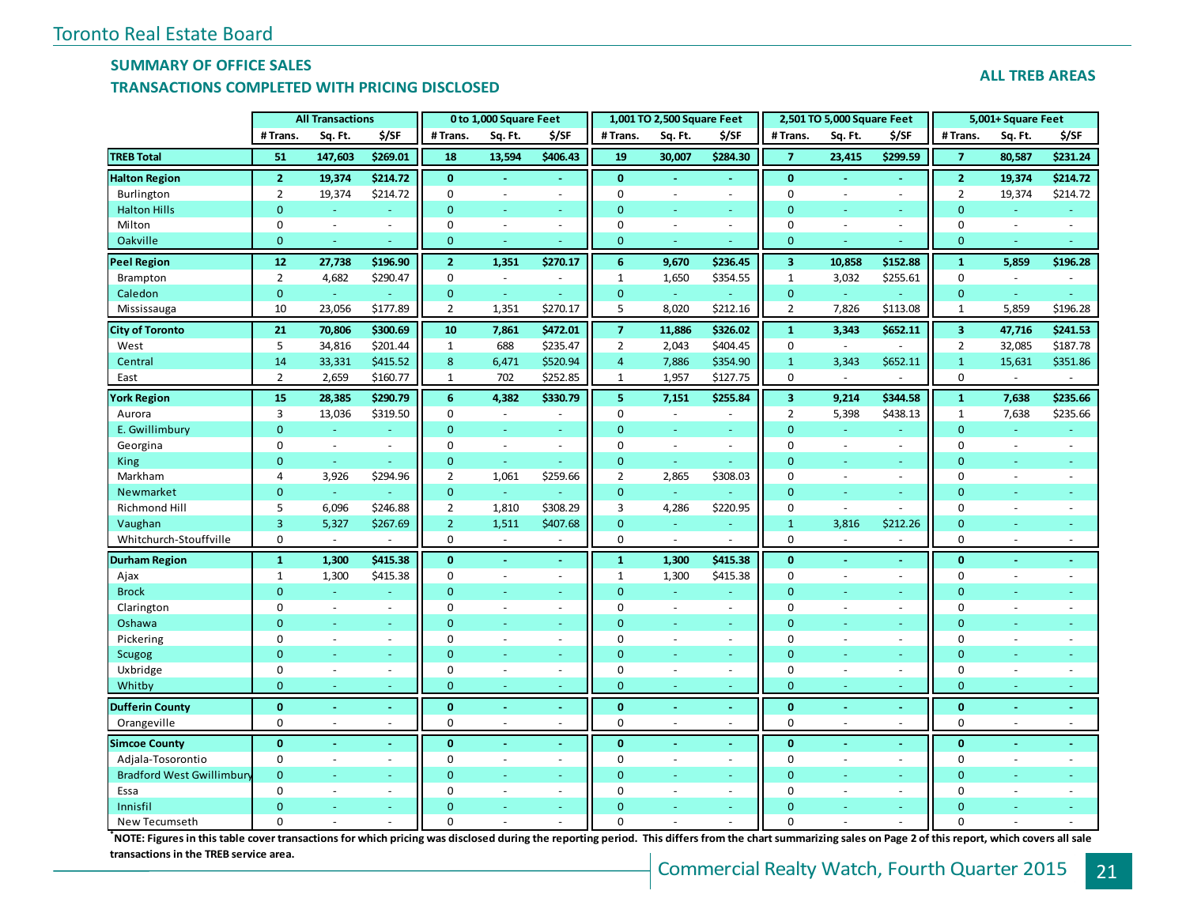## SUMMARY OF OFFICE SALES

## TRANSACTIONS COMPLETED WITH PRICING DISCLOSED

**ALL TREB AREAS**

| | All Transactions | | | 0 to 1,000 Square Feet | | | 1,001 TO 2,500 Square Feet | | | 2,501 TO 5,000 Square Feet | | | 5,001+ Square Feet | | |
|---|---|---|---|---|---|---|---|---|---|---|---|---|---|---|---|
| | # Trans. | Sq. Ft. | $/SF | # Trans. | Sq. Ft. | $/SF | # Trans. | Sq. Ft. | $/SF | # Trans. | Sq. Ft. | $/SF | # Trans. | Sq. Ft. | $/SF |
| **TREB Total** | **51** | **147,603** | **$269.01** | **18** | **13,594** | **$406.43** | **19** | **30,007** | **$284.30** | **7** | **23,415** | **$299.59** | **7** | **80,587** | **$231.24** |
| **Halton Region** | **2** | **19,374** | **$214.72** | **0** | **-** | **-** | **0** | **-** | **-** | **0** | **-** | **-** | **2** | **19,374** | **$214.72** |
| Burlington | 2 | 19,374 | $214.72 | 0 | - | - | 0 | - | - | 0 | - | - | 2 | 19,374 | $214.72 |
| Halton Hills | 0 | - | - | 0 | - | - | 0 | - | - | 0 | - | - | 0 | - | - |
| Milton | 0 | - | - | 0 | - | - | 0 | - | - | 0 | - | - | 0 | - | - |
| Oakville | 0 | - | - | 0 | - | - | 0 | - | - | 0 | - | - | 0 | - | - |
| **Peel Region** | **12** | **27,738** | **$196.90** | **2** | **1,351** | **$270.17** | **6** | **9,670** | **$236.45** | **3** | **10,858** | **$152.88** | **1** | **5,859** | **$196.28** |
| Brampton | 2 | 4,682 | $290.47 | 0 | - | - | 1 | 1,650 | $354.55 | 1 | 3,032 | $255.61 | 0 | - | - |
| Caledon | 0 | - | - | 0 | - | - | 0 | - | - | 0 | - | - | 0 | - | - |
| Mississauga | 10 | 23,056 | $177.89 | 2 | 1,351 | $270.17 | 5 | 8,020 | $212.16 | 2 | 7,826 | $113.08 | 1 | 5,859 | $196.28 |
| **City of Toronto** | **21** | **70,806** | **$300.69** | **10** | **7,861** | **$472.01** | **7** | **11,886** | **$326.02** | **1** | **3,343** | **$652.11** | **3** | **47,716** | **$241.53** |
| West | 5 | 34,816 | $201.44 | 1 | 688 | $235.47 | 2 | 2,043 | $404.45 | 0 | - | - | 2 | 32,085 | $187.78 |
| Central | 14 | 33,331 | $415.52 | 8 | 6,471 | $520.94 | 4 | 7,886 | $354.90 | 1 | 3,343 | $652.11 | 1 | 15,631 | $351.86 |
| East | 2 | 2,659 | $160.77 | 1 | 702 | $252.85 | 1 | 1,957 | $127.75 | 0 | - | - | 0 | - | - |
| **York Region** | **15** | **28,385** | **$290.79** | **6** | **4,382** | **$330.79** | **5** | **7,151** | **$255.84** | **3** | **9,214** | **$344.58** | **1** | **7,638** | **$235.66** |
| Aurora | 3 | 13,036 | $319.50 | 0 | - | - | 0 | - | - | 2 | 5,398 | $438.13 | 1 | 7,638 | $235.66 |
| E. Gwillimbury | 0 | - | - | 0 | - | - | 0 | - | - | 0 | - | - | 0 | - | - |
| Georgina | 0 | - | - | 0 | - | - | 0 | - | - | 0 | - | - | 0 | - | - |
| King | 0 | - | - | 0 | - | - | 0 | - | - | 0 | - | - | 0 | - | - |
| Markham | 4 | 3,926 | $294.96 | 2 | 1,061 | $259.66 | 2 | 2,865 | $308.03 | 0 | - | - | 0 | - | - |
| Newmarket | 0 | - | - | 0 | - | - | 0 | - | - | 0 | - | - | 0 | - | - |
| Richmond Hill | 5 | 6,096 | $246.88 | 2 | 1,810 | $308.29 | 3 | 4,286 | $220.95 | 0 | - | - | 0 | - | - |
| Vaughan | 3 | 5,327 | $267.69 | 2 | 1,511 | $407.68 | 0 | - | - | 1 | 3,816 | $212.26 | 0 | - | - |
| Whitchurch-Stouffville | 0 | - | - | 0 | - | - | 0 | - | - | 0 | - | - | 0 | - | - |
| **Durham Region** | **1** | **1,300** | **$415.38** | **0** | **-** | **-** | **1** | **1,300** | **$415.38** | **0** | **-** | **-** | **0** | **-** | **-** |
| Ajax | 1 | 1,300 | $415.38 | 0 | - | - | 1 | 1,300 | $415.38 | 0 | - | - | 0 | - | - |
| Brock | 0 | - | - | 0 | - | - | 0 | - | - | 0 | - | - | 0 | - | - |
| Clarington | 0 | - | - | 0 | - | - | 0 | - | - | 0 | - | - | 0 | - | - |
| Oshawa | 0 | - | - | 0 | - | - | 0 | - | - | 0 | - | - | 0 | - | - |
| Pickering | 0 | - | - | 0 | - | - | 0 | - | - | 0 | - | - | 0 | - | - |
| Scugog | 0 | - | - | 0 | - | - | 0 | - | - | 0 | - | - | 0 | - | - |
| Uxbridge | 0 | - | - | 0 | - | - | 0 | - | - | 0 | - | - | 0 | - | - |
| Whitby | 0 | - | - | 0 | - | - | 0 | - | - | 0 | - | - | 0 | - | - |
| **Dufferin County** | **0** | **-** | **-** | **0** | **-** | **-** | **0** | **-** | **-** | **0** | **-** | **-** | **0** | **-** | **-** |
| Orangeville | 0 | - | - | 0 | - | - | 0 | - | - | 0 | - | - | 0 | - | - |
| **Simcoe County** | **0** | **-** | **-** | **0** | **-** | **-** | **0** | **-** | **-** | **0** | **-** | **-** | **0** | **-** | **-** |
| Adjala-Tosorontio | 0 | - | - | 0 | - | - | 0 | - | - | 0 | - | - | 0 | - | - |
| Bradford West Gwillimbury | 0 | - | - | 0 | - | - | 0 | - | - | 0 | - | - | 0 | - | - |
| Essa | 0 | - | - | 0 | - | - | 0 | - | - | 0 | - | - | 0 | - | - |
| Innisfil | 0 | - | - | 0 | - | - | 0 | - | - | 0 | - | - | 0 | - | - |
| New Tecumseth | 0 | - | - | 0 | - | - | 0 | - | - | 0 | - | - | 0 | - | - |

*NOTE: Figures in this table cover transactions for which pricing was disclosed during the reporting period. This differs from the chart summarizing sales on Page 2 of this report, which covers all sale transactions in the TREB service area.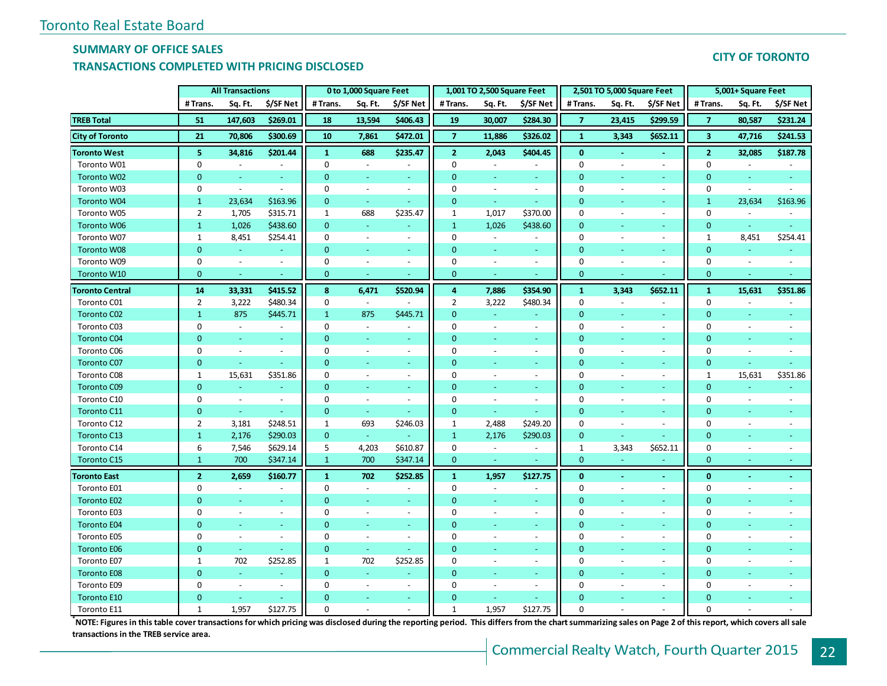Toronto Real Estate Board

## SUMMARY OF OFFICE SALES
## TRANSACTIONS COMPLETED WITH PRICING DISCLOSED

**CITY OF TORONTO**

| | All Transactions | | | 0 to 1,000 Square Feet | | | 1,001 TO 2,500 Square Feet | | | 2,501 TO 5,000 Square Feet | | | 5,001+ Square Feet | | |
|---|---|---|---|---|---|---|---|---|---|---|---|---|---|---|---|
| | # Trans. | Sq. Ft. | $/SF Net | # Trans. | Sq. Ft. | $/SF Net | # Trans. | Sq. Ft. | $/SF Net | # Trans. | Sq. Ft. | $/SF Net | # Trans. | Sq. Ft. | $/SF Net |
| **TREB Total** | **51** | **147,603** | **$269.01** | **18** | **13,594** | **$406.43** | **19** | **30,007** | **$284.30** | **7** | **23,415** | **$299.59** | **7** | **80,587** | **$231.24** |
| **City of Toronto** | **21** | **70,806** | **$300.69** | **10** | **7,861** | **$472.01** | **7** | **11,886** | **$326.02** | **1** | **3,343** | **$652.11** | **3** | **47,716** | **$241.53** |
| **Toronto West** | **5** | **34,816** | **$201.44** | **1** | **688** | **$235.47** | **2** | **2,043** | **$404.45** | **0** | **-** | **-** | **2** | **32,085** | **$187.78** |
| Toronto W01 | 0 | - | - | 0 | - | - | 0 | - | - | 0 | - | - | 0 | - | - |
| Toronto W02 | 0 | - | - | 0 | - | - | 0 | - | - | 0 | - | - | 0 | - | - |
| Toronto W03 | 0 | - | - | 0 | - | - | 0 | - | - | 0 | - | - | 0 | - | - |
| Toronto W04 | 1 | 23,634 | $163.96 | 0 | - | - | 0 | - | - | 0 | - | - | 1 | 23,634 | $163.96 |
| Toronto W05 | 2 | 1,705 | $315.71 | 1 | 688 | $235.47 | 1 | 1,017 | $370.00 | 0 | - | - | 0 | - | - |
| Toronto W06 | 1 | 1,026 | $438.60 | 0 | - | - | 1 | 1,026 | $438.60 | 0 | - | - | 0 | - | - |
| Toronto W07 | 1 | 8,451 | $254.41 | 0 | - | - | 0 | - | - | 0 | - | - | 1 | 8,451 | $254.41 |
| Toronto W08 | 0 | - | - | 0 | - | - | 0 | - | - | 0 | - | - | 0 | - | - |
| Toronto W09 | 0 | - | - | 0 | - | - | 0 | - | - | 0 | - | - | 0 | - | - |
| Toronto W10 | 0 | - | - | 0 | - | - | 0 | - | - | 0 | - | - | 0 | - | - |
| **Toronto Central** | **14** | **33,331** | **$415.52** | **8** | **6,471** | **$520.94** | **4** | **7,886** | **$354.90** | **1** | **3,343** | **$652.11** | **1** | **15,631** | **$351.86** |
| Toronto C01 | 2 | 3,222 | $480.34 | 0 | - | - | 2 | 3,222 | $480.34 | 0 | - | - | 0 | - | - |
| Toronto C02 | 1 | 875 | $445.71 | 1 | 875 | $445.71 | 0 | - | - | 0 | - | - | 0 | - | - |
| Toronto C03 | 0 | - | - | 0 | - | - | 0 | - | - | 0 | - | - | 0 | - | - |
| Toronto C04 | 0 | - | - | 0 | - | - | 0 | - | - | 0 | - | - | 0 | - | - |
| Toronto C06 | 0 | - | - | 0 | - | - | 0 | - | - | 0 | - | - | 0 | - | - |
| Toronto C07 | 0 | - | - | 0 | - | - | 0 | - | - | 0 | - | - | 0 | - | - |
| Toronto C08 | 1 | 15,631 | $351.86 | 0 | - | - | 0 | - | - | 0 | - | - | 1 | 15,631 | $351.86 |
| Toronto C09 | 0 | - | - | 0 | - | - | 0 | - | - | 0 | - | - | 0 | - | - |
| Toronto C10 | 0 | - | - | 0 | - | - | 0 | - | - | 0 | - | - | 0 | - | - |
| Toronto C11 | 0 | - | - | 0 | - | - | 0 | - | - | 0 | - | - | 0 | - | - |
| Toronto C12 | 2 | 3,181 | $248.51 | 1 | 693 | $246.03 | 1 | 2,488 | $249.20 | 0 | - | - | 0 | - | - |
| Toronto C13 | 1 | 2,176 | $290.03 | 0 | - | - | 1 | 2,176 | $290.03 | 0 | - | - | 0 | - | - |
| Toronto C14 | 6 | 7,546 | $629.14 | 5 | 4,203 | $610.87 | 0 | - | - | 1 | 3,343 | $652.11 | 0 | - | - |
| Toronto C15 | 1 | 700 | $347.14 | 1 | 700 | $347.14 | 0 | - | - | 0 | - | - | 0 | - | - |
| **Toronto East** | **2** | **2,659** | **$160.77** | **1** | **702** | **$252.85** | **1** | **1,957** | **$127.75** | **0** | **-** | **-** | **0** | **-** | **-** |
| Toronto E01 | 0 | - | - | 0 | - | - | 0 | - | - | 0 | - | - | 0 | - | - |
| Toronto E02 | 0 | - | - | 0 | - | - | 0 | - | - | 0 | - | - | 0 | - | - |
| Toronto E03 | 0 | - | - | 0 | - | - | 0 | - | - | 0 | - | - | 0 | - | - |
| Toronto E04 | 0 | - | - | 0 | - | - | 0 | - | - | 0 | - | - | 0 | - | - |
| Toronto E05 | 0 | - | - | 0 | - | - | 0 | - | - | 0 | - | - | 0 | - | - |
| Toronto E06 | 0 | - | - | 0 | - | - | 0 | - | - | 0 | - | - | 0 | - | - |
| Toronto E07 | 1 | 702 | $252.85 | 1 | 702 | $252.85 | 0 | - | - | 0 | - | - | 0 | - | - |
| Toronto E08 | 0 | - | - | 0 | - | - | 0 | - | - | 0 | - | - | 0 | - | - |
| Toronto E09 | 0 | - | - | 0 | - | - | 0 | - | - | 0 | - | - | 0 | - | - |
| Toronto E10 | 0 | - | - | 0 | - | - | 0 | - | - | 0 | - | - | 0 | - | - |
| Toronto E11 | 1 | 1,957 | $127.75 | 0 | - | - | 1 | 1,957 | $127.75 | 0 | - | - | 0 | - | - |

**\*NOTE: Figures in this table cover transactions for which pricing was disclosed during the reporting period. This differs from the chart summarizing sales on Page 2 of this report, which covers all sale transactions in the TREB service area.**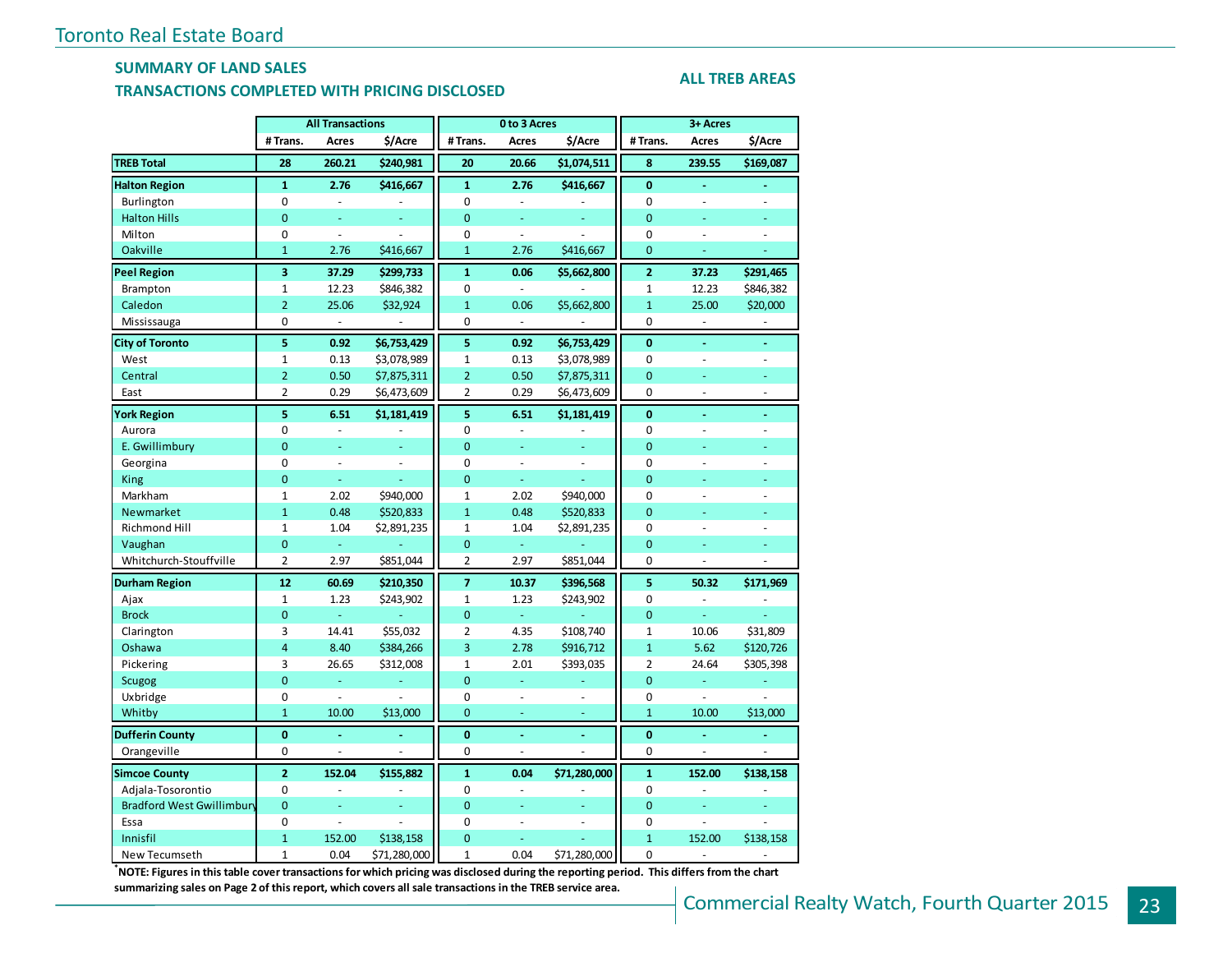# Toronto Real Estate Board

## SUMMARY OF LAND SALES

## TRANSACTIONS COMPLETED WITH PRICING DISCLOSED

**ALL TREB AREAS**

| | All Transactions | | | 0 to 3 Acres | | | 3+ Acres | | |
|---|---|---|---|---|---|---|---|---|---|
| | # Trans. | Acres | $/Acre | # Trans. | Acres | $/Acre | # Trans. | Acres | $/Acre |
| **TREB Total** | **28** | **260.21** | **$240,981** | **20** | **20.66** | **$1,074,511** | **8** | **239.55** | **$169,087** |
| **Halton Region** | **1** | **2.76** | **$416,667** | **1** | **2.76** | **$416,667** | **0** | **-** | **-** |
| Burlington | 0 | - | - | 0 | - | - | 0 | - | - |
| Halton Hills | 0 | - | - | 0 | - | - | 0 | - | - |
| Milton | 0 | - | - | 0 | - | - | 0 | - | - |
| Oakville | 1 | 2.76 | $416,667 | 1 | 2.76 | $416,667 | 0 | - | - |
| **Peel Region** | **3** | **37.29** | **$299,733** | **1** | **0.06** | **$5,662,800** | **2** | **37.23** | **$291,465** |
| Brampton | 1 | 12.23 | $846,382 | 0 | - | - | 1 | 12.23 | $846,382 |
| Caledon | 2 | 25.06 | $32,924 | 1 | 0.06 | $5,662,800 | 1 | 25.00 | $20,000 |
| Mississauga | 0 | - | - | 0 | - | - | 0 | - | - |
| **City of Toronto** | **5** | **0.92** | **$6,753,429** | **5** | **0.92** | **$6,753,429** | **0** | **-** | **-** |
| West | 1 | 0.13 | $3,078,989 | 1 | 0.13 | $3,078,989 | 0 | - | - |
| Central | 2 | 0.50 | $7,875,311 | 2 | 0.50 | $7,875,311 | 0 | - | - |
| East | 2 | 0.29 | $6,473,609 | 2 | 0.29 | $6,473,609 | 0 | - | - |
| **York Region** | **5** | **6.51** | **$1,181,419** | **5** | **6.51** | **$1,181,419** | **0** | **-** | **-** |
| Aurora | 0 | - | - | 0 | - | - | 0 | - | - |
| E. Gwillimbury | 0 | - | - | 0 | - | - | 0 | - | - |
| Georgina | 0 | - | - | 0 | - | - | 0 | - | - |
| King | 0 | - | - | 0 | - | - | 0 | - | - |
| Markham | 1 | 2.02 | $940,000 | 1 | 2.02 | $940,000 | 0 | - | - |
| Newmarket | 1 | 0.48 | $520,833 | 1 | 0.48 | $520,833 | 0 | - | - |
| Richmond Hill | 1 | 1.04 | $2,891,235 | 1 | 1.04 | $2,891,235 | 0 | - | - |
| Vaughan | 0 | - | - | 0 | - | - | 0 | - | - |
| Whitchurch-Stouffville | 2 | 2.97 | $851,044 | 2 | 2.97 | $851,044 | 0 | - | - |
| **Durham Region** | **12** | **60.69** | **$210,350** | **7** | **10.37** | **$396,568** | **5** | **50.32** | **$171,969** |
| Ajax | 1 | 1.23 | $243,902 | 1 | 1.23 | $243,902 | 0 | - | - |
| Brock | 0 | - | - | 0 | - | - | 0 | - | - |
| Clarington | 3 | 14.41 | $55,032 | 2 | 4.35 | $108,740 | 1 | 10.06 | $31,809 |
| Oshawa | 4 | 8.40 | $384,266 | 3 | 2.78 | $916,712 | 1 | 5.62 | $120,726 |
| Pickering | 3 | 26.65 | $312,008 | 1 | 2.01 | $393,035 | 2 | 24.64 | $305,398 |
| Scugog | 0 | - | - | 0 | - | - | 0 | - | - |
| Uxbridge | 0 | - | - | 0 | - | - | 0 | - | - |
| Whitby | 1 | 10.00 | $13,000 | 0 | - | - | 1 | 10.00 | $13,000 |
| **Dufferin County** | **0** | **-** | **-** | **0** | **-** | **-** | **0** | **-** | **-** |
| Orangeville | 0 | - | - | 0 | - | - | 0 | - | - |
| **Simcoe County** | **2** | **152.04** | **$155,882** | **1** | **0.04** | **$71,280,000** | **1** | **152.00** | **$138,158** |
| Adjala-Tosorontio | 0 | - | - | 0 | - | - | 0 | - | - |
| Bradford West Gwillimbury | 0 | - | - | 0 | - | - | 0 | - | - |
| Essa | 0 | - | - | 0 | - | - | 0 | - | - |
| Innisfil | 1 | 152.00 | $138,158 | 0 | - | - | 1 | 152.00 | $138,158 |
| New Tecumseth | 1 | 0.04 | $71,280,000 | 1 | 0.04 | $71,280,000 | 0 | - | - |

**\*NOTE: Figures in this table cover transactions for which pricing was disclosed during the reporting period. This differs from the chart summarizing sales on Page 2 of this report, which covers all sale transactions in the TREB service area.**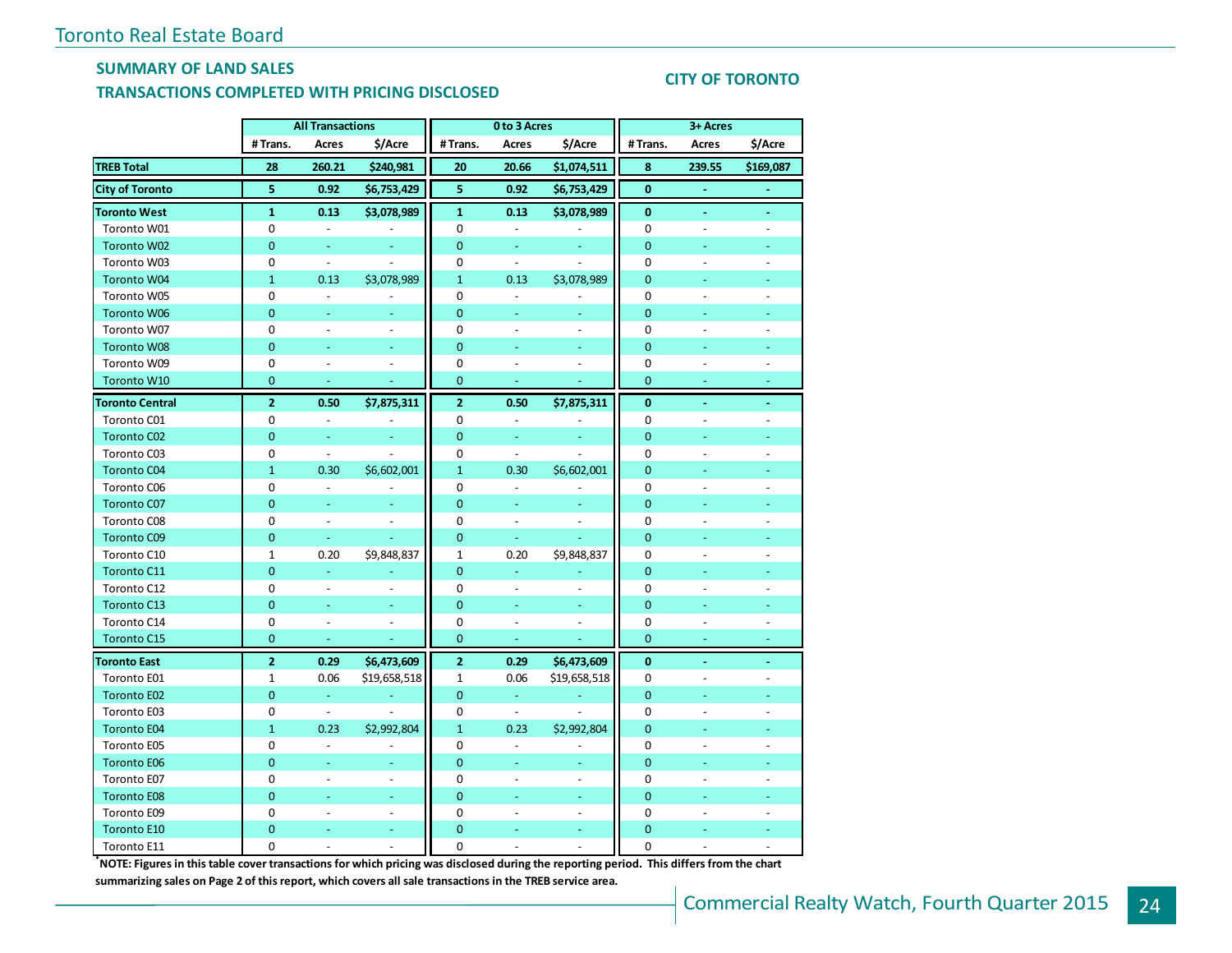## SUMMARY OF LAND SALES
## TRANSACTIONS COMPLETED WITH PRICING DISCLOSED

### CITY OF TORONTO

| | All Transactions | | | 0 to 3 Acres | | | 3+ Acres | | |
|---|---|---|---|---|---|---|---|---|---|
| | # Trans. | Acres | $/Acre | # Trans. | Acres | $/Acre | # Trans. | Acres | $/Acre |
| **TREB Total** | **28** | **260.21** | **$240,981** | **20** | **20.66** | **$1,074,511** | **8** | **239.55** | **$169,087** |
| **City of Toronto** | **5** | **0.92** | **$6,753,429** | **5** | **0.92** | **$6,753,429** | **0** | **-** | **-** |
| **Toronto West** | **1** | **0.13** | **$3,078,989** | **1** | **0.13** | **$3,078,989** | **0** | **-** | **-** |
| Toronto W01 | 0 | - | - | 0 | - | - | 0 | - | - |
| Toronto W02 | 0 | - | - | 0 | - | - | 0 | - | - |
| Toronto W03 | 0 | - | - | 0 | - | - | 0 | - | - |
| Toronto W04 | 1 | 0.13 | $3,078,989 | 1 | 0.13 | $3,078,989 | 0 | - | - |
| Toronto W05 | 0 | - | - | 0 | - | - | 0 | - | - |
| Toronto W06 | 0 | - | - | 0 | - | - | 0 | - | - |
| Toronto W07 | 0 | - | - | 0 | - | - | 0 | - | - |
| Toronto W08 | 0 | - | - | 0 | - | - | 0 | - | - |
| Toronto W09 | 0 | - | - | 0 | - | - | 0 | - | - |
| Toronto W10 | 0 | - | - | 0 | - | - | 0 | - | - |
| **Toronto Central** | **2** | **0.50** | **$7,875,311** | **2** | **0.50** | **$7,875,311** | **0** | **-** | **-** |
| Toronto C01 | 0 | - | - | 0 | - | - | 0 | - | - |
| Toronto C02 | 0 | - | - | 0 | - | - | 0 | - | - |
| Toronto C03 | 0 | - | - | 0 | - | - | 0 | - | - |
| Toronto C04 | 1 | 0.30 | $6,602,001 | 1 | 0.30 | $6,602,001 | 0 | - | - |
| Toronto C06 | 0 | - | - | 0 | - | - | 0 | - | - |
| Toronto C07 | 0 | - | - | 0 | - | - | 0 | - | - |
| Toronto C08 | 0 | - | - | 0 | - | - | 0 | - | - |
| Toronto C09 | 0 | - | - | 0 | - | - | 0 | - | - |
| Toronto C10 | 1 | 0.20 | $9,848,837 | 1 | 0.20 | $9,848,837 | 0 | - | - |
| Toronto C11 | 0 | - | - | 0 | - | - | 0 | - | - |
| Toronto C12 | 0 | - | - | 0 | - | - | 0 | - | - |
| Toronto C13 | 0 | - | - | 0 | - | - | 0 | - | - |
| Toronto C14 | 0 | - | - | 0 | - | - | 0 | - | - |
| Toronto C15 | 0 | - | - | 0 | - | - | 0 | - | - |
| **Toronto East** | **2** | **0.29** | **$6,473,609** | **2** | **0.29** | **$6,473,609** | **0** | **-** | **-** |
| Toronto E01 | 1 | 0.06 | $19,658,518 | 1 | 0.06 | $19,658,518 | 0 | - | - |
| Toronto E02 | 0 | - | - | 0 | - | - | 0 | - | - |
| Toronto E03 | 0 | - | - | 0 | - | - | 0 | - | - |
| Toronto E04 | 1 | 0.23 | $2,992,804 | 1 | 0.23 | $2,992,804 | 0 | - | - |
| Toronto E05 | 0 | - | - | 0 | - | - | 0 | - | - |
| Toronto E06 | 0 | - | - | 0 | - | - | 0 | - | - |
| Toronto E07 | 0 | - | - | 0 | - | - | 0 | - | - |
| Toronto E08 | 0 | - | - | 0 | - | - | 0 | - | - |
| Toronto E09 | 0 | - | - | 0 | - | - | 0 | - | - |
| Toronto E10 | 0 | - | - | 0 | - | - | 0 | - | - |
| Toronto E11 | 0 | - | - | 0 | - | - | 0 | - | - |

**[*]NOTE: Figures in this table cover transactions for which pricing was disclosed during the reporting period. This differs from the chart summarizing sales on Page 2 of this report, which covers all sale transactions in the TREB service area.**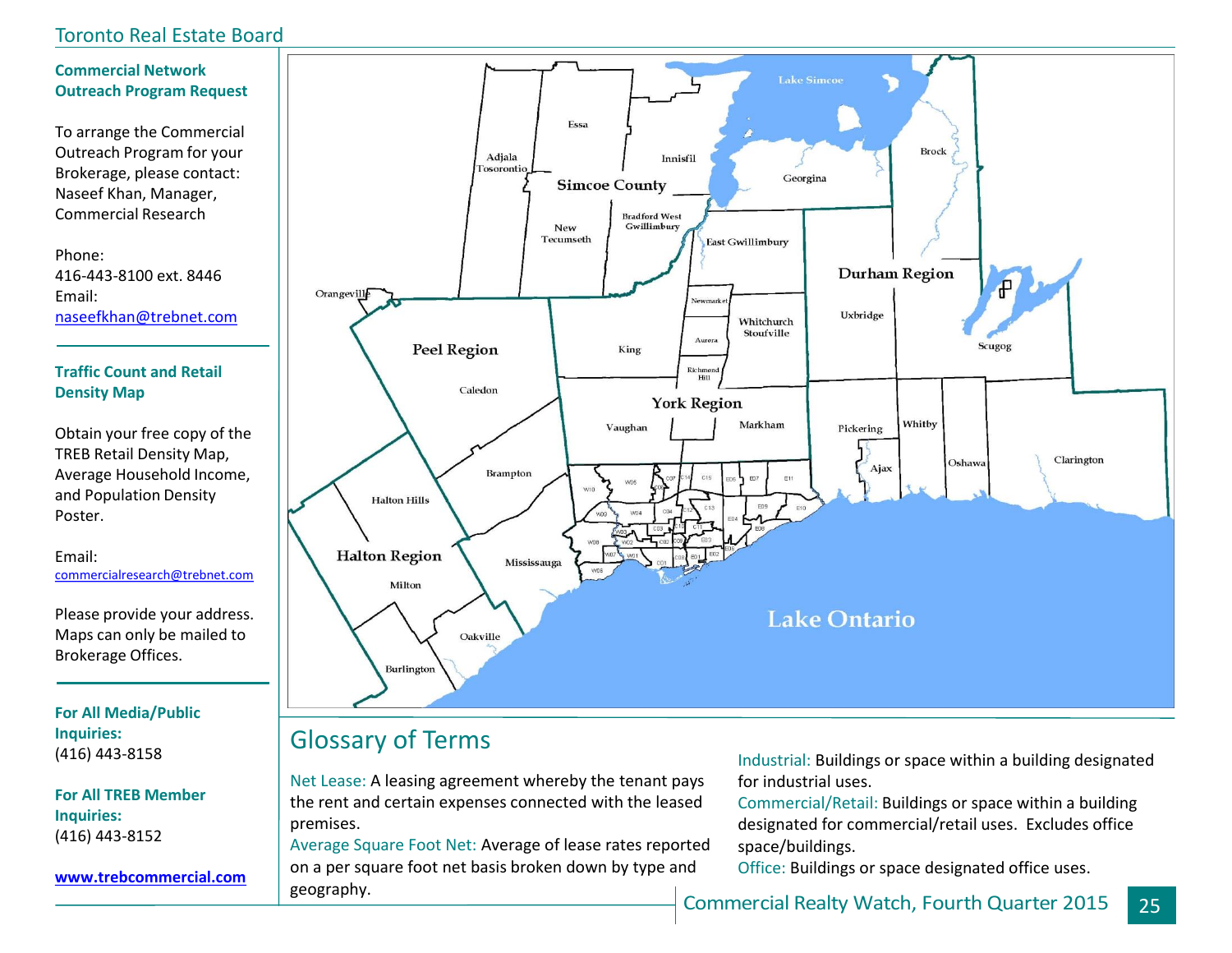### Commercial Network Outreach Program Request

To arrange the Commercial Outreach Program for your Brokerage, please contact: Naseef Khan, Manager, Commercial Research

Phone:
416-443-8100 ext. 8446
Email:
naseefkhan@trebnet.com

### Traffic Count and Retail Density Map

Obtain your free copy of the TREB Retail Density Map, Average Household Income, and Population Density Poster.

Email:
commercialresearch@trebnet.com

Please provide your address. Maps can only be mailed to Brokerage Offices.

**For All Media/Public Inquiries:**
(416) 443-8158

**For All TREB Member Inquiries:**
(416) 443-8152

**www.trebcommercial.com**

Lake Simcoe
Essa
Adjala Tosorontio
Innisfil
Simcoe County
Brock
Georgina
New Tecumseth
Bradford West Gwillimbury
East Gwillimbury
Durham Region
Orangeville
Newmarket
Whitchurch Stoufville
Uxbridge
Scugog
Peel Region
King
Aurora
Richmond Hill
Caledon
York Region
Vaughan
Markham
Pickering
Whitby
Ajax
Oshawa
Clarington
Brampton
W10 W05 C07 C14 C15 E05 E07 E11 C06 W09 W04 C04 C12 C13 E09 E10 E04 W03 C03 C10 C11 E08 W08 W02 C02 C09 E03 E06 W07 W01 C01 C08 E01 E02 W06
Halton Hills
Halton Region
Mississauga
Milton
Lake Ontario
Oakville
Burlington

## Glossary of Terms

Net Lease: A leasing agreement whereby the tenant pays the rent and certain expenses connected with the leased premises.

Average Square Foot Net: Average of lease rates reported on a per square foot net basis broken down by type and geography.

Industrial: Buildings or space within a building designated for industrial uses.

Commercial/Retail: Buildings or space within a building designated for commercial/retail uses. Excludes office space/buildings.

Office: Buildings or space designated office uses.